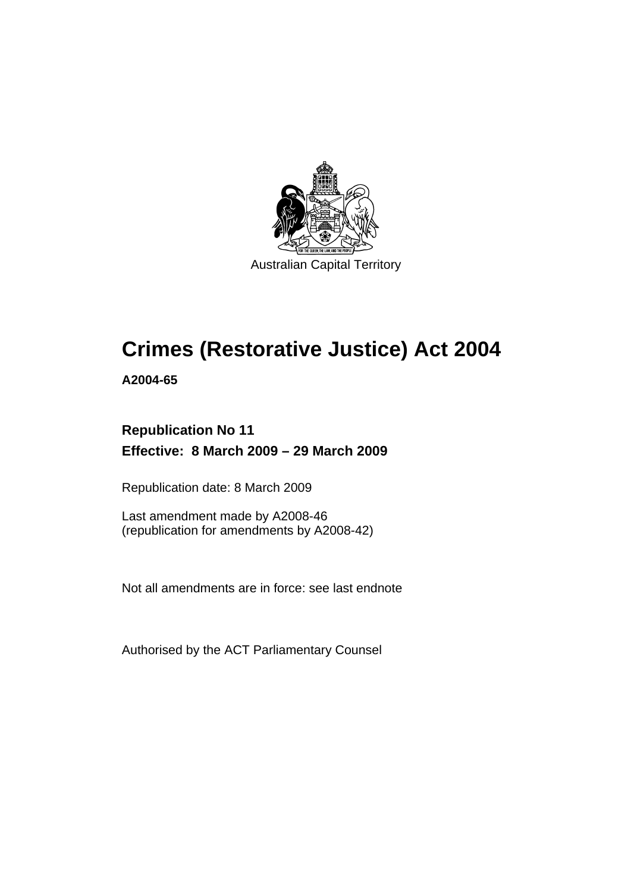Australian Capital Territory

# Crimes (Restorative Justice) Act 2004

**A2004-65**

**Republication No 11**

**Effective: 8 March 2009 – 29 March 2009**

Republication date: 8 March 2009

Last amendment made by A2008-46
(republication for amendments by A2008-42)

Not all amendments are in force: see last endnote

Authorised by the ACT Parliamentary Counsel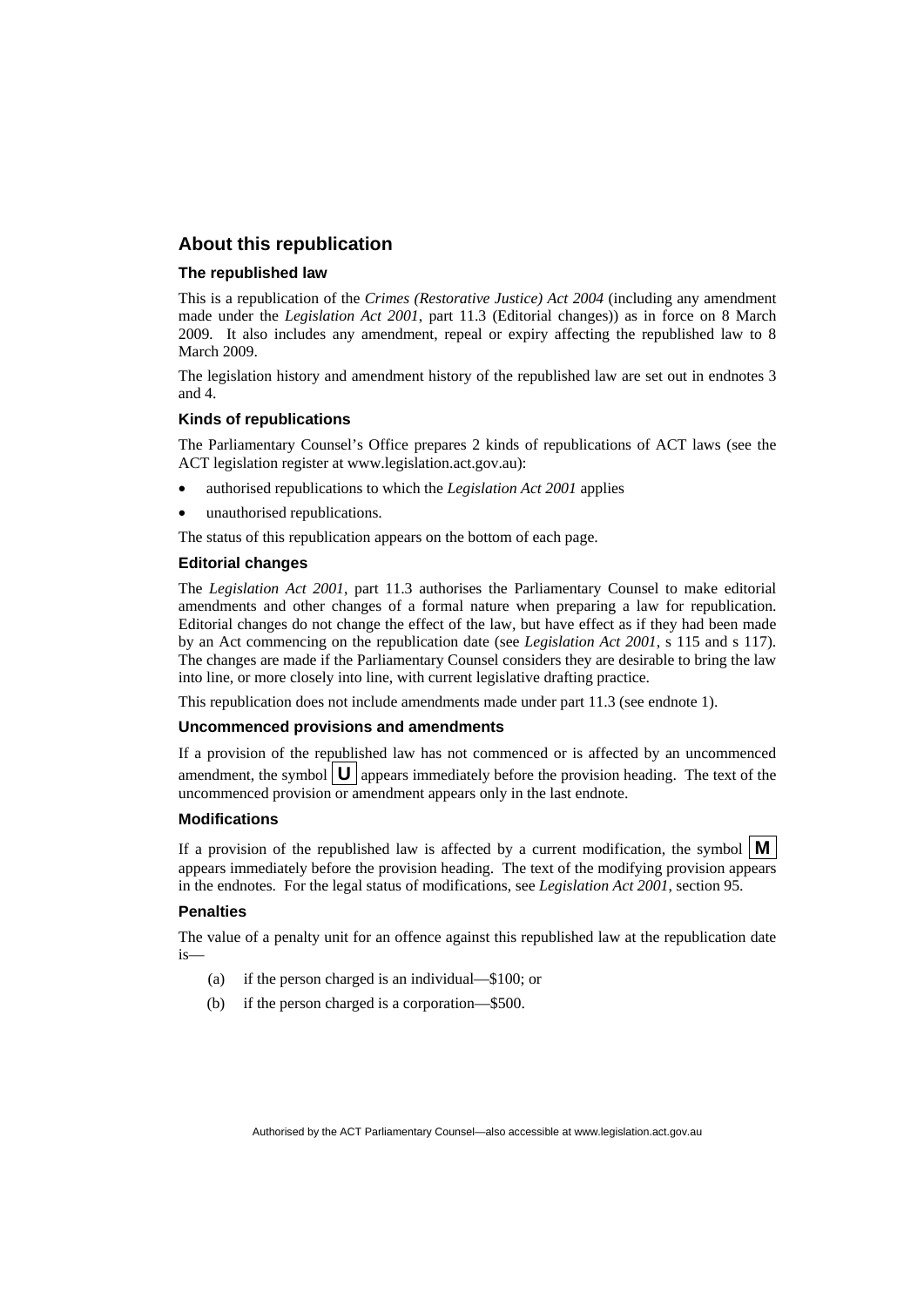## About this republication

### The republished law

This is a republication of the *Crimes (Restorative Justice) Act 2004* (including any amendment made under the *Legislation Act 2001*, part 11.3 (Editorial changes)) as in force on 8 March 2009. It also includes any amendment, repeal or expiry affecting the republished law to 8 March 2009.

The legislation history and amendment history of the republished law are set out in endnotes 3 and 4.

### Kinds of republications

The Parliamentary Counsel's Office prepares 2 kinds of republications of ACT laws (see the ACT legislation register at www.legislation.act.gov.au):

- authorised republications to which the *Legislation Act 2001* applies
- unauthorised republications.

The status of this republication appears on the bottom of each page.

### Editorial changes

The *Legislation Act 2001*, part 11.3 authorises the Parliamentary Counsel to make editorial amendments and other changes of a formal nature when preparing a law for republication. Editorial changes do not change the effect of the law, but have effect as if they had been made by an Act commencing on the republication date (see *Legislation Act 2001*, s 115 and s 117). The changes are made if the Parliamentary Counsel considers they are desirable to bring the law into line, or more closely into line, with current legislative drafting practice.

This republication does not include amendments made under part 11.3 (see endnote 1).

### Uncommenced provisions and amendments

If a provision of the republished law has not commenced or is affected by an uncommenced amendment, the symbol **U** appears immediately before the provision heading. The text of the uncommenced provision or amendment appears only in the last endnote.

### Modifications

If a provision of the republished law is affected by a current modification, the symbol **M** appears immediately before the provision heading. The text of the modifying provision appears in the endnotes. For the legal status of modifications, see *Legislation Act 2001*, section 95.

### Penalties

The value of a penalty unit for an offence against this republished law at the republication date is—

(a) if the person charged is an individual—$100; or

(b) if the person charged is a corporation—$500.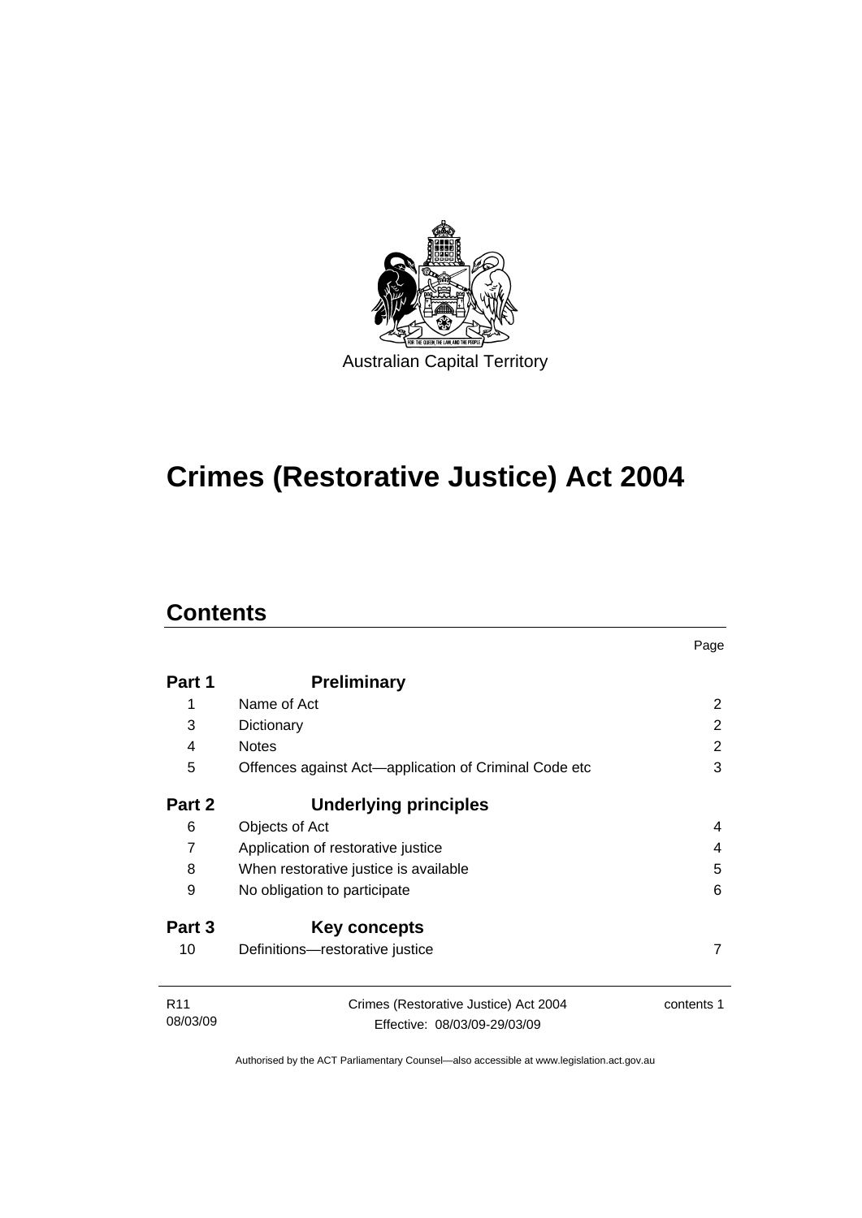Australian Capital Territory

# Crimes (Restorative Justice) Act 2004

## Contents

| | | Page |
|---|---|---|
| **Part 1** | **Preliminary** | |
| 1 | Name of Act | 2 |
| 3 | Dictionary | 2 |
| 4 | Notes | 2 |
| 5 | Offences against Act—application of Criminal Code etc | 3 |
| **Part 2** | **Underlying principles** | |
| 6 | Objects of Act | 4 |
| 7 | Application of restorative justice | 4 |
| 8 | When restorative justice is available | 5 |
| 9 | No obligation to participate | 6 |
| **Part 3** | **Key concepts** | |
| 10 | Definitions—restorative justice | 7 |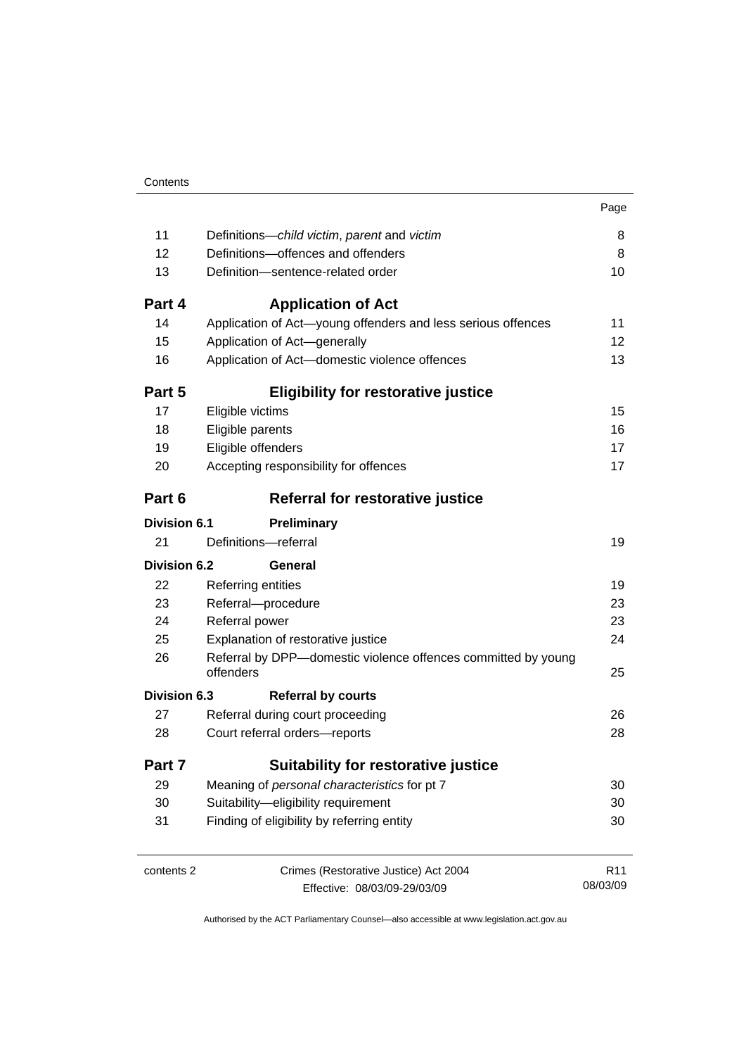| | | Page |
|---|---|---|
| 11 | Definitions—*child victim*, *parent* and *victim* | 8 |
| 12 | Definitions—offences and offenders | 8 |
| 13 | Definition—sentence-related order | 10 |
| **Part 4** | **Application of Act** | |
| 14 | Application of Act—young offenders and less serious offences | 11 |
| 15 | Application of Act—generally | 12 |
| 16 | Application of Act—domestic violence offences | 13 |
| **Part 5** | **Eligibility for restorative justice** | |
| 17 | Eligible victims | 15 |
| 18 | Eligible parents | 16 |
| 19 | Eligible offenders | 17 |
| 20 | Accepting responsibility for offences | 17 |
| **Part 6** | **Referral for restorative justice** | |
| **Division 6.1** | **Preliminary** | |
| 21 | Definitions—referral | 19 |
| **Division 6.2** | **General** | |
| 22 | Referring entities | 19 |
| 23 | Referral—procedure | 23 |
| 24 | Referral power | 23 |
| 25 | Explanation of restorative justice | 24 |
| 26 | Referral by DPP—domestic violence offences committed by young offenders | 25 |
| **Division 6.3** | **Referral by courts** | |
| 27 | Referral during court proceeding | 26 |
| 28 | Court referral orders—reports | 28 |
| **Part 7** | **Suitability for restorative justice** | |
| 29 | Meaning of *personal characteristics* for pt 7 | 30 |
| 30 | Suitability—eligibility requirement | 30 |
| 31 | Finding of eligibility by referring entity | 30 |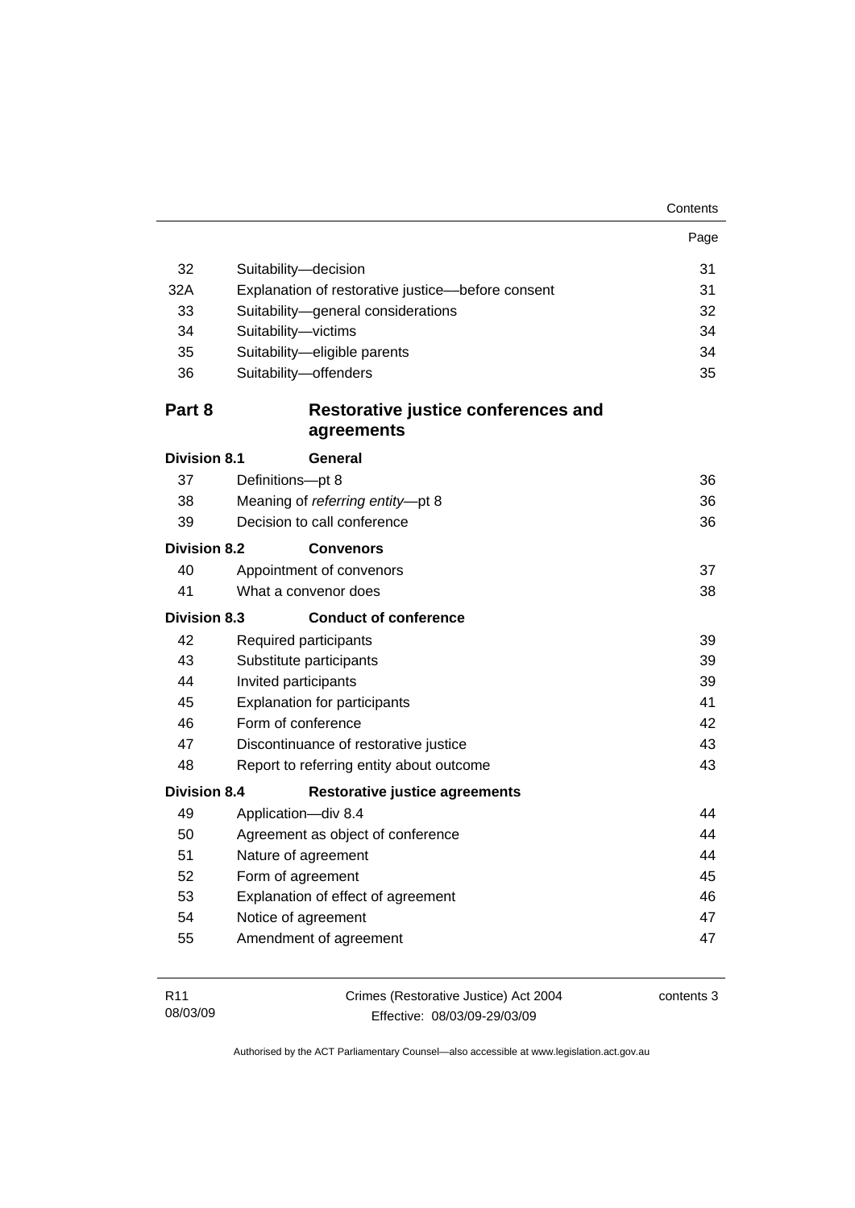| | | Page |
|---|---|---|
| 32 | Suitability—decision | 31 |
| 32A | Explanation of restorative justice—before consent | 31 |
| 33 | Suitability—general considerations | 32 |
| 34 | Suitability—victims | 34 |
| 35 | Suitability—eligible parents | 34 |
| 36 | Suitability—offenders | 35 |

## Part 8 Restorative justice conferences and agreements

### Division 8.1 General

| | | |
|---|---|---|
| 37 | Definitions—pt 8 | 36 |
| 38 | Meaning of *referring entity*—pt 8 | 36 |
| 39 | Decision to call conference | 36 |

### Division 8.2 Convenors

| | | |
|---|---|---|
| 40 | Appointment of convenors | 37 |
| 41 | What a convenor does | 38 |

### Division 8.3 Conduct of conference

| | | |
|---|---|---|
| 42 | Required participants | 39 |
| 43 | Substitute participants | 39 |
| 44 | Invited participants | 39 |
| 45 | Explanation for participants | 41 |
| 46 | Form of conference | 42 |
| 47 | Discontinuance of restorative justice | 43 |
| 48 | Report to referring entity about outcome | 43 |

### Division 8.4 Restorative justice agreements

| | | |
|---|---|---|
| 49 | Application—div 8.4 | 44 |
| 50 | Agreement as object of conference | 44 |
| 51 | Nature of agreement | 44 |
| 52 | Form of agreement | 45 |
| 53 | Explanation of effect of agreement | 46 |
| 54 | Notice of agreement | 47 |
| 55 | Amendment of agreement | 47 |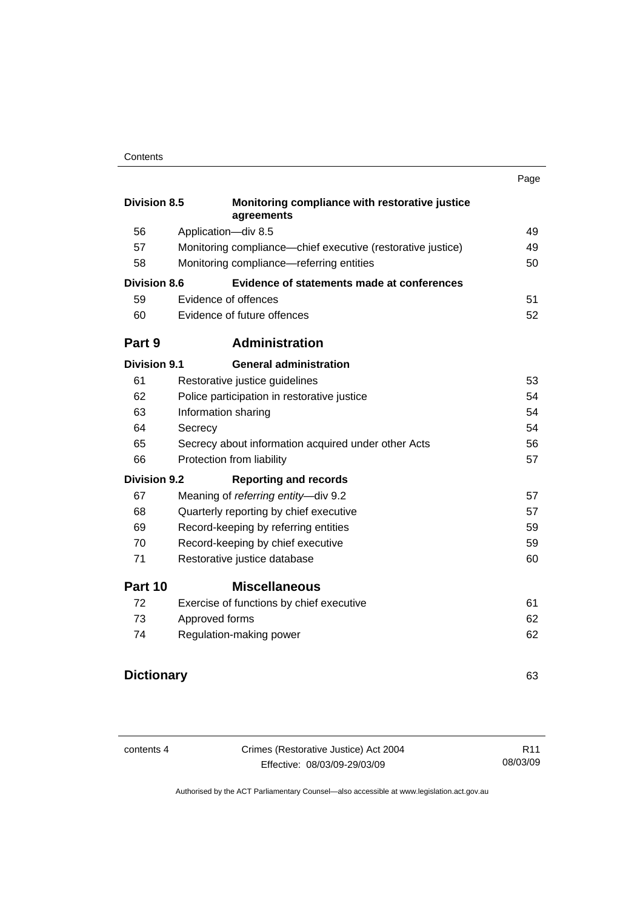| | | Page |
|---|---|---|
| **Division 8.5** | **Monitoring compliance with restorative justice agreements** | |
| 56 | Application—div 8.5 | 49 |
| 57 | Monitoring compliance—chief executive (restorative justice) | 49 |
| 58 | Monitoring compliance—referring entities | 50 |
| **Division 8.6** | **Evidence of statements made at conferences** | |
| 59 | Evidence of offences | 51 |
| 60 | Evidence of future offences | 52 |
| **Part 9** | **Administration** | |
| **Division 9.1** | **General administration** | |
| 61 | Restorative justice guidelines | 53 |
| 62 | Police participation in restorative justice | 54 |
| 63 | Information sharing | 54 |
| 64 | Secrecy | 54 |
| 65 | Secrecy about information acquired under other Acts | 56 |
| 66 | Protection from liability | 57 |
| **Division 9.2** | **Reporting and records** | |
| 67 | Meaning of *referring entity*—div 9.2 | 57 |
| 68 | Quarterly reporting by chief executive | 57 |
| 69 | Record-keeping by referring entities | 59 |
| 70 | Record-keeping by chief executive | 59 |
| 71 | Restorative justice database | 60 |
| **Part 10** | **Miscellaneous** | |
| 72 | Exercise of functions by chief executive | 61 |
| 73 | Approved forms | 62 |
| 74 | Regulation-making power | 62 |
| **Dictionary** | | 63 |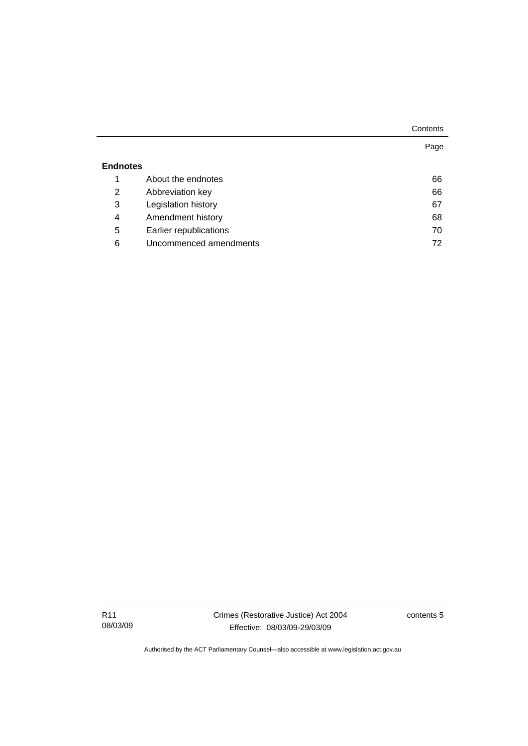| | | Page |
|---|---|---|
| **Endnotes** | | |
| 1 | About the endnotes | 66 |
| 2 | Abbreviation key | 66 |
| 3 | Legislation history | 67 |
| 4 | Amendment history | 68 |
| 5 | Earlier republications | 70 |
| 6 | Uncommenced amendments | 72 |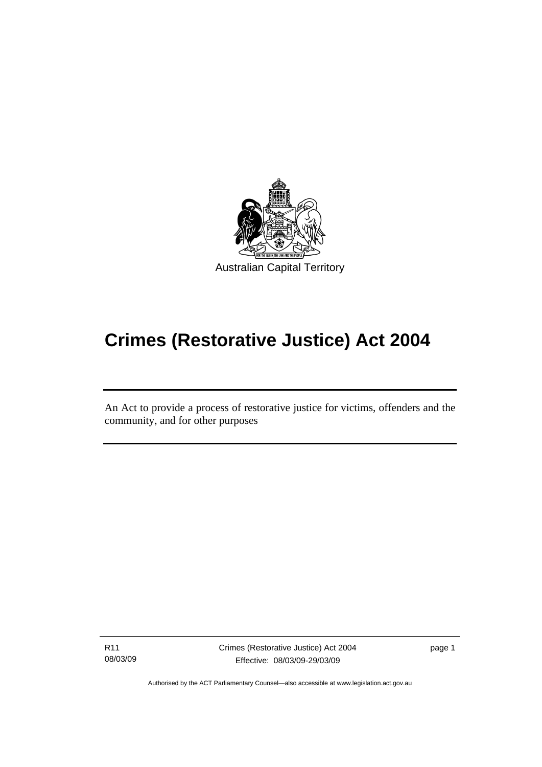Australian Capital Territory

# Crimes (Restorative Justice) Act 2004

An Act to provide a process of restorative justice for victims, offenders and the community, and for other purposes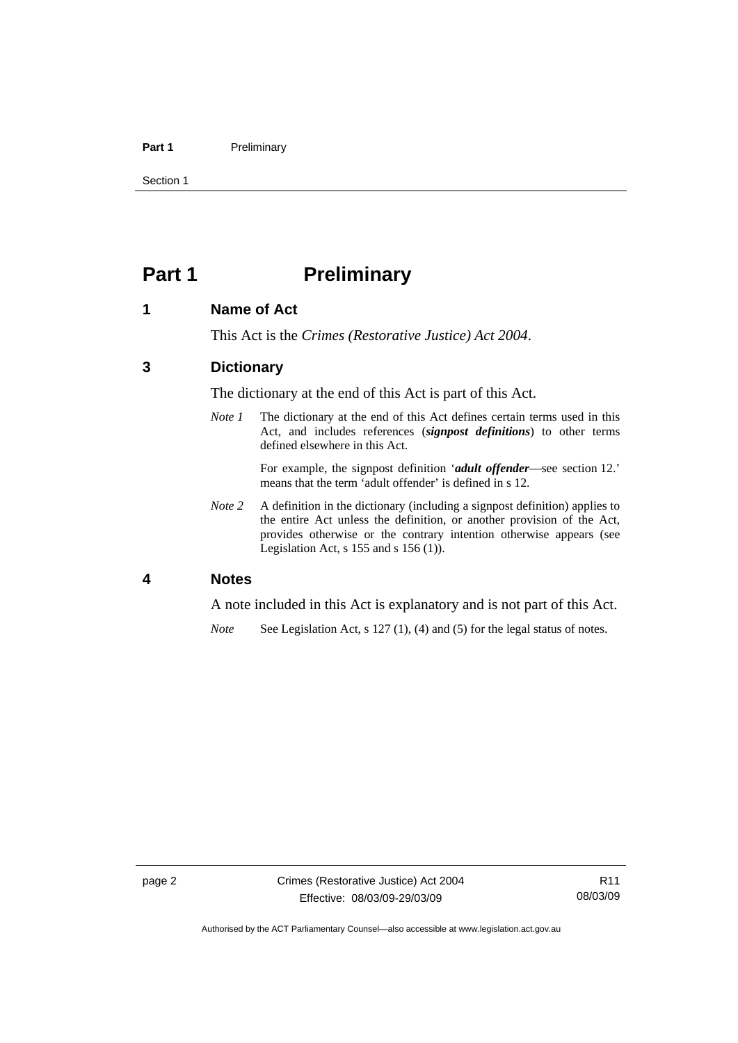# Part 1 Preliminary

## 1 Name of Act

This Act is the *Crimes (Restorative Justice) Act 2004*.

## 3 Dictionary

The dictionary at the end of this Act is part of this Act.

*Note 1* The dictionary at the end of this Act defines certain terms used in this Act, and includes references (***signpost definitions***) to other terms defined elsewhere in this Act.

For example, the signpost definition '***adult offender***—see section 12.' means that the term 'adult offender' is defined in s 12.

*Note 2* A definition in the dictionary (including a signpost definition) applies to the entire Act unless the definition, or another provision of the Act, provides otherwise or the contrary intention otherwise appears (see Legislation Act, s 155 and s 156 (1)).

## 4 Notes

A note included in this Act is explanatory and is not part of this Act.

*Note* See Legislation Act, s 127 (1), (4) and (5) for the legal status of notes.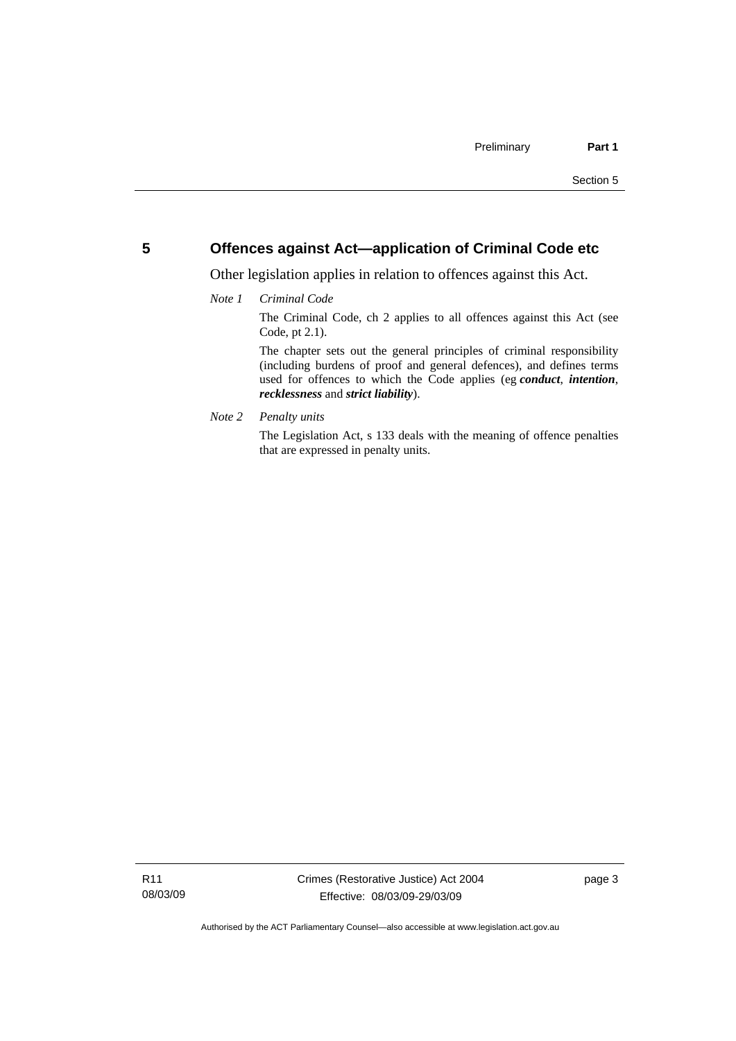## 5 Offences against Act—application of Criminal Code etc

Other legislation applies in relation to offences against this Act.

*Note 1* *Criminal Code*

The Criminal Code, ch 2 applies to all offences against this Act (see Code, pt 2.1).

The chapter sets out the general principles of criminal responsibility (including burdens of proof and general defences), and defines terms used for offences to which the Code applies (eg ***conduct***, ***intention***, ***recklessness*** and ***strict liability***).

*Note 2* *Penalty units*

The Legislation Act, s 133 deals with the meaning of offence penalties that are expressed in penalty units.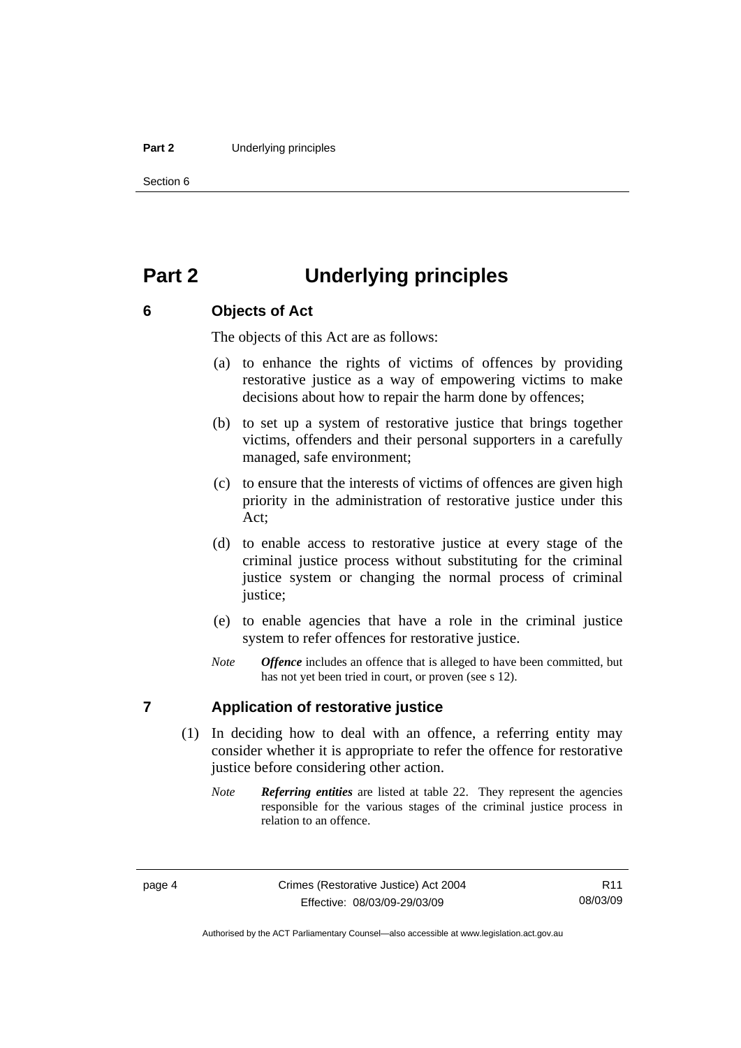# Part 2 Underlying principles

## 6 Objects of Act

The objects of this Act are as follows:

(a) to enhance the rights of victims of offences by providing restorative justice as a way of empowering victims to make decisions about how to repair the harm done by offences;

(b) to set up a system of restorative justice that brings together victims, offenders and their personal supporters in a carefully managed, safe environment;

(c) to ensure that the interests of victims of offences are given high priority in the administration of restorative justice under this Act;

(d) to enable access to restorative justice at every stage of the criminal justice process without substituting for the criminal justice system or changing the normal process of criminal justice;

(e) to enable agencies that have a role in the criminal justice system to refer offences for restorative justice.

*Note* ***Offence*** includes an offence that is alleged to have been committed, but has not yet been tried in court, or proven (see s 12).

## 7 Application of restorative justice

(1) In deciding how to deal with an offence, a referring entity may consider whether it is appropriate to refer the offence for restorative justice before considering other action.

*Note* ***Referring entities*** are listed at table 22. They represent the agencies responsible for the various stages of the criminal justice process in relation to an offence.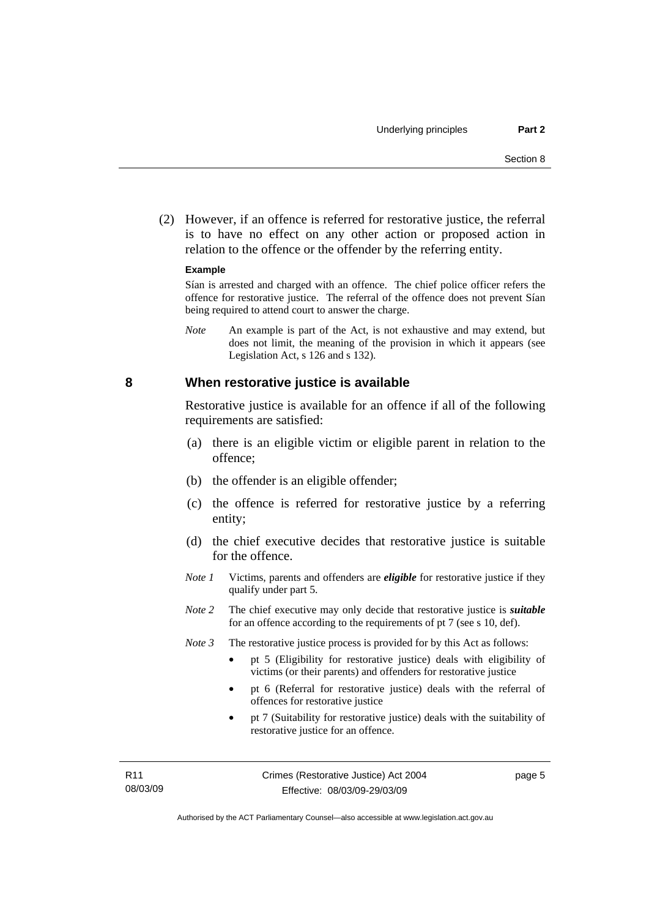(2) However, if an offence is referred for restorative justice, the referral is to have no effect on any other action or proposed action in relation to the offence or the offender by the referring entity.

**Example**

Sían is arrested and charged with an offence. The chief police officer refers the offence for restorative justice. The referral of the offence does not prevent Sían being required to attend court to answer the charge.

*Note* An example is part of the Act, is not exhaustive and may extend, but does not limit, the meaning of the provision in which it appears (see Legislation Act, s 126 and s 132).

## 8 When restorative justice is available

Restorative justice is available for an offence if all of the following requirements are satisfied:

(a) there is an eligible victim or eligible parent in relation to the offence;

(b) the offender is an eligible offender;

(c) the offence is referred for restorative justice by a referring entity;

(d) the chief executive decides that restorative justice is suitable for the offence.

*Note 1* Victims, parents and offenders are ***eligible*** for restorative justice if they qualify under part 5.

*Note 2* The chief executive may only decide that restorative justice is ***suitable*** for an offence according to the requirements of pt 7 (see s 10, def).

*Note 3* The restorative justice process is provided for by this Act as follows:

- pt 5 (Eligibility for restorative justice) deals with eligibility of victims (or their parents) and offenders for restorative justice
- pt 6 (Referral for restorative justice) deals with the referral of offences for restorative justice
- pt 7 (Suitability for restorative justice) deals with the suitability of restorative justice for an offence.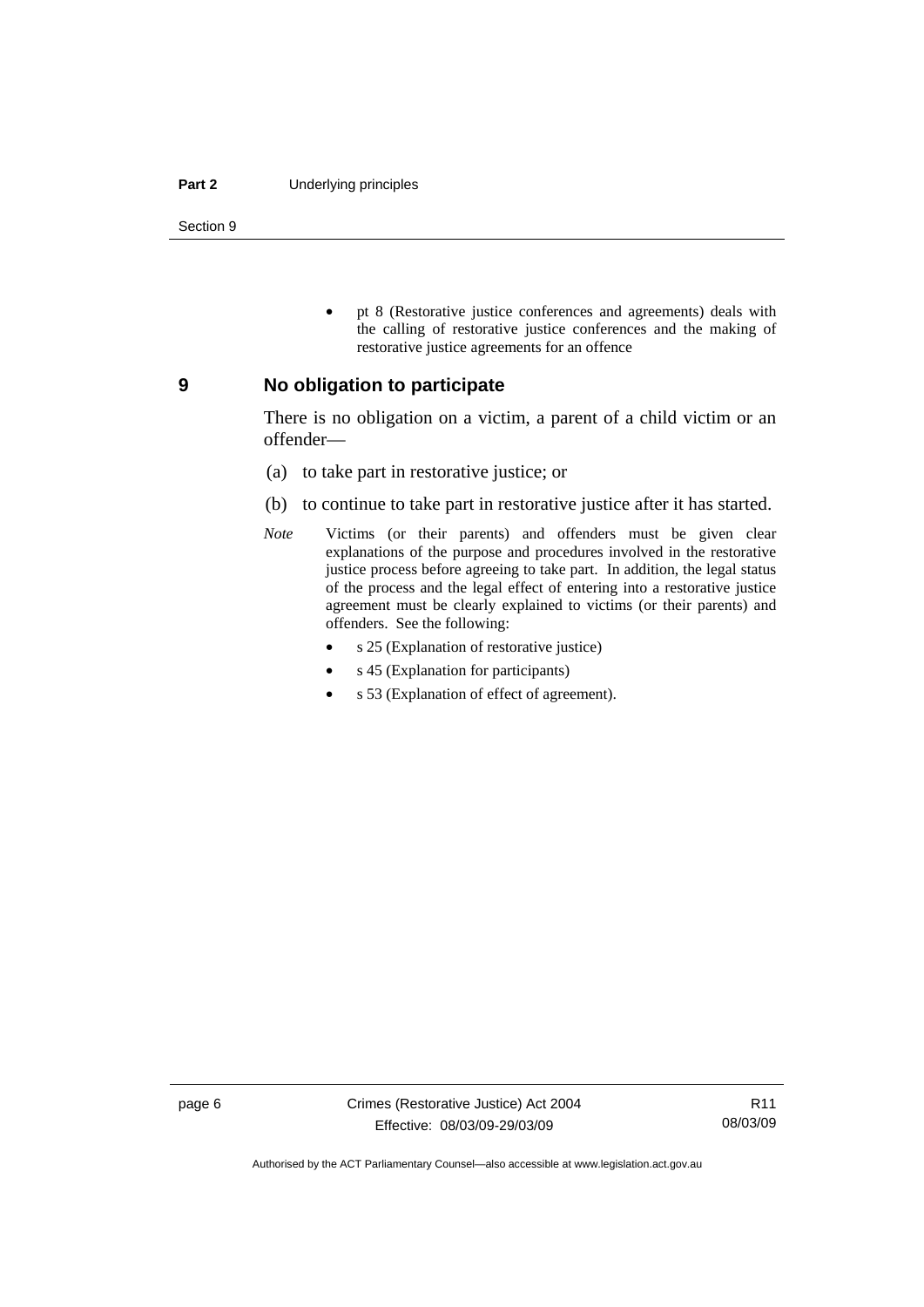- pt 8 (Restorative justice conferences and agreements) deals with the calling of restorative justice conferences and the making of restorative justice agreements for an offence

## 9 No obligation to participate

There is no obligation on a victim, a parent of a child victim or an offender—

(a) to take part in restorative justice; or

(b) to continue to take part in restorative justice after it has started.

*Note* Victims (or their parents) and offenders must be given clear explanations of the purpose and procedures involved in the restorative justice process before agreeing to take part. In addition, the legal status of the process and the legal effect of entering into a restorative justice agreement must be clearly explained to victims (or their parents) and offenders. See the following:

- s 25 (Explanation of restorative justice)
- s 45 (Explanation for participants)
- s 53 (Explanation of effect of agreement).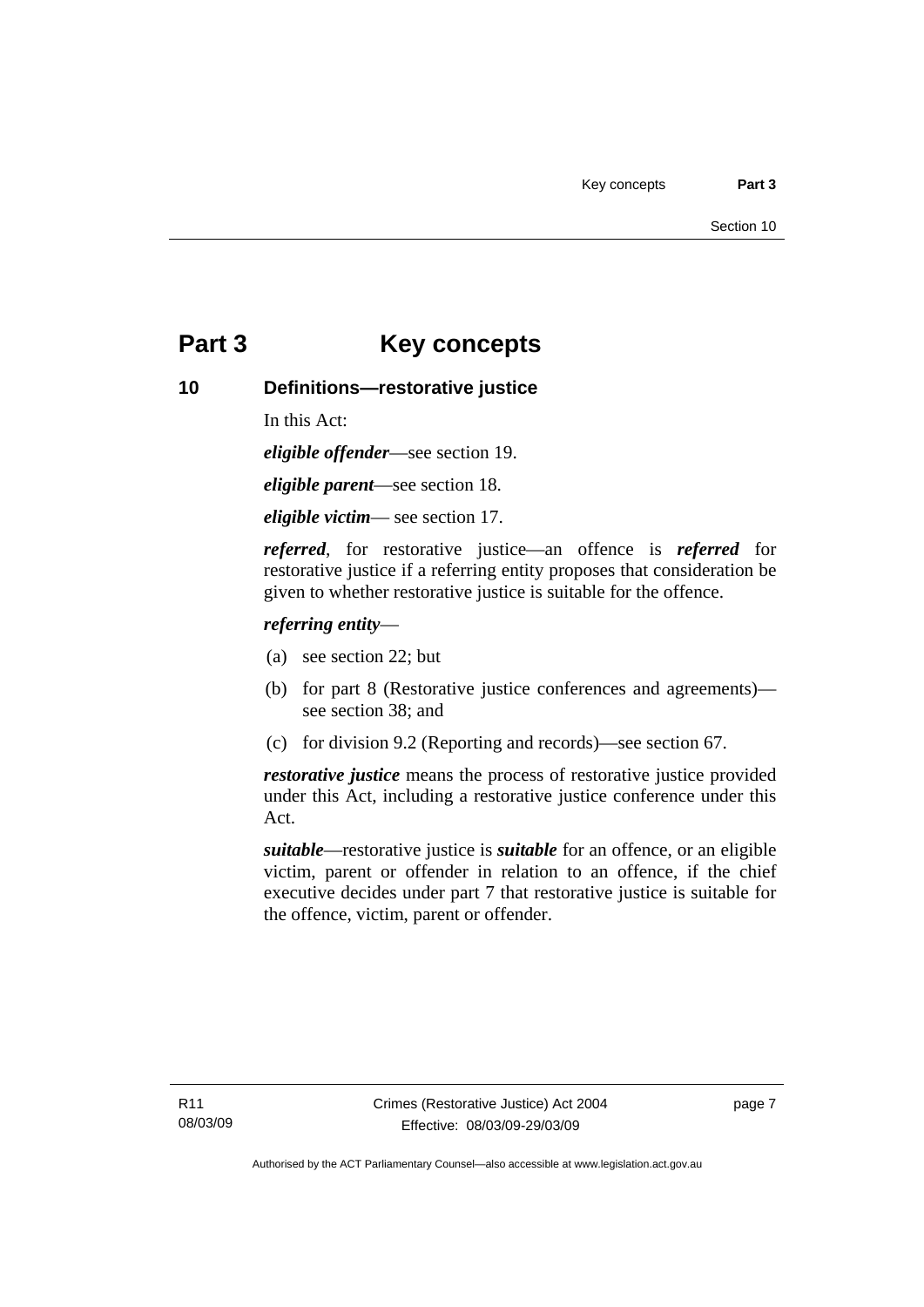# Part 3 Key concepts

## 10 Definitions—restorative justice

In this Act:

***eligible offender***—see section 19.

***eligible parent***—see section 18.

***eligible victim***— see section 17.

***referred***, for restorative justice—an offence is ***referred*** for restorative justice if a referring entity proposes that consideration be given to whether restorative justice is suitable for the offence.

***referring entity***—

(a) see section 22; but

(b) for part 8 (Restorative justice conferences and agreements)—see section 38; and

(c) for division 9.2 (Reporting and records)—see section 67.

***restorative justice*** means the process of restorative justice provided under this Act, including a restorative justice conference under this Act.

***suitable***—restorative justice is ***suitable*** for an offence, or an eligible victim, parent or offender in relation to an offence, if the chief executive decides under part 7 that restorative justice is suitable for the offence, victim, parent or offender.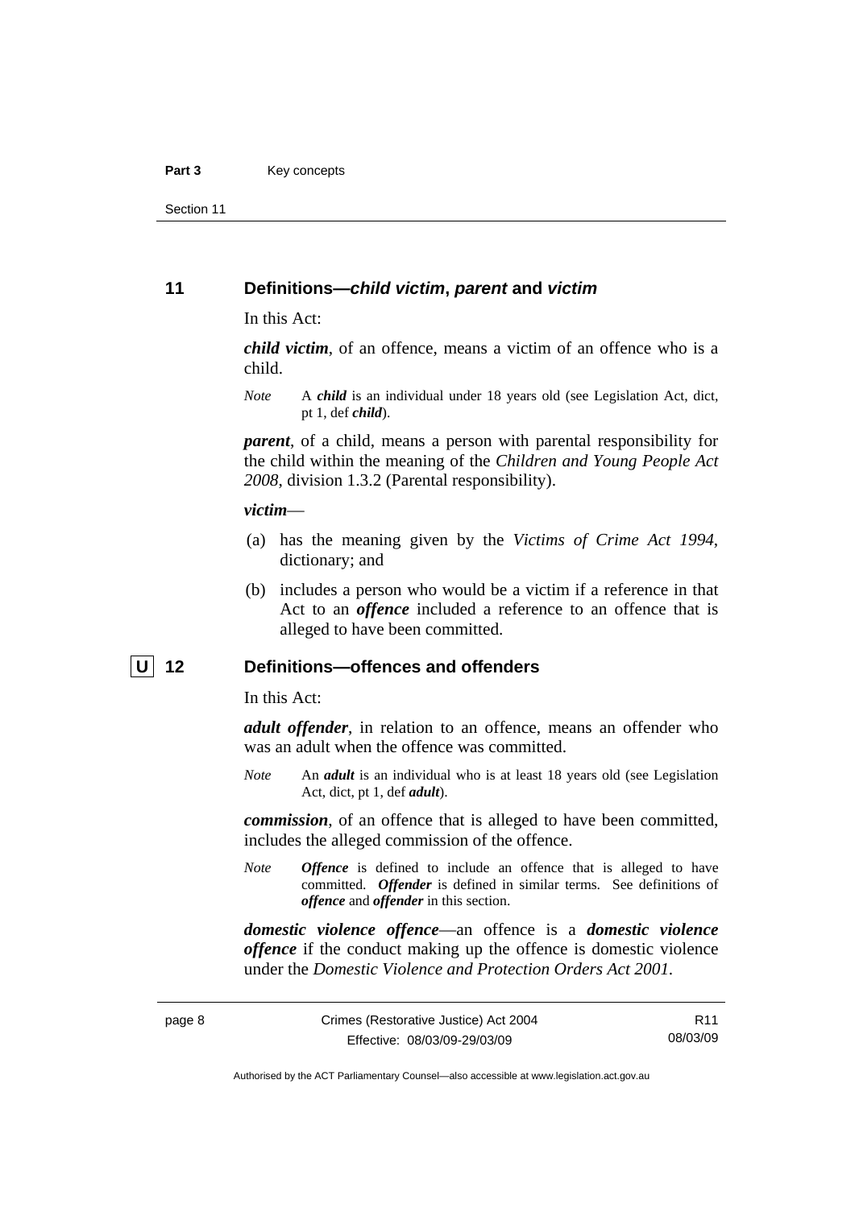## 11 Definitions—*child victim*, *parent* and *victim*

In this Act:

***child victim***, of an offence, means a victim of an offence who is a child.

*Note* A ***child*** is an individual under 18 years old (see Legislation Act, dict, pt 1, def ***child***).

***parent***, of a child, means a person with parental responsibility for the child within the meaning of the *Children and Young People Act 2008*, division 1.3.2 (Parental responsibility).

***victim***—

(a) has the meaning given by the *Victims of Crime Act 1994*, dictionary; and

(b) includes a person who would be a victim if a reference in that Act to an ***offence*** included a reference to an offence that is alleged to have been committed.

## U 12 Definitions—offences and offenders

In this Act:

***adult offender***, in relation to an offence, means an offender who was an adult when the offence was committed.

*Note* An ***adult*** is an individual who is at least 18 years old (see Legislation Act, dict, pt 1, def ***adult***).

***commission***, of an offence that is alleged to have been committed, includes the alleged commission of the offence.

*Note* ***Offence*** is defined to include an offence that is alleged to have committed. ***Offender*** is defined in similar terms. See definitions of ***offence*** and ***offender*** in this section.

***domestic violence offence***—an offence is a ***domestic violence offence*** if the conduct making up the offence is domestic violence under the *Domestic Violence and Protection Orders Act 2001*.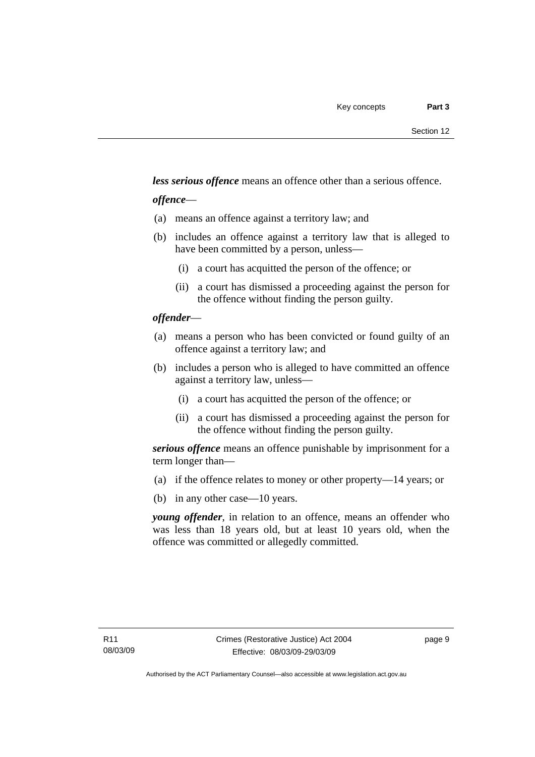***less serious offence*** means an offence other than a serious offence.

***offence***—

(a) means an offence against a territory law; and

(b) includes an offence against a territory law that is alleged to have been committed by a person, unless—

  (i) a court has acquitted the person of the offence; or

  (ii) a court has dismissed a proceeding against the person for the offence without finding the person guilty.

***offender***—

(a) means a person who has been convicted or found guilty of an offence against a territory law; and

(b) includes a person who is alleged to have committed an offence against a territory law, unless—

  (i) a court has acquitted the person of the offence; or

  (ii) a court has dismissed a proceeding against the person for the offence without finding the person guilty.

***serious offence*** means an offence punishable by imprisonment for a term longer than—

(a) if the offence relates to money or other property—14 years; or

(b) in any other case—10 years.

***young offender***, in relation to an offence, means an offender who was less than 18 years old, but at least 10 years old, when the offence was committed or allegedly committed.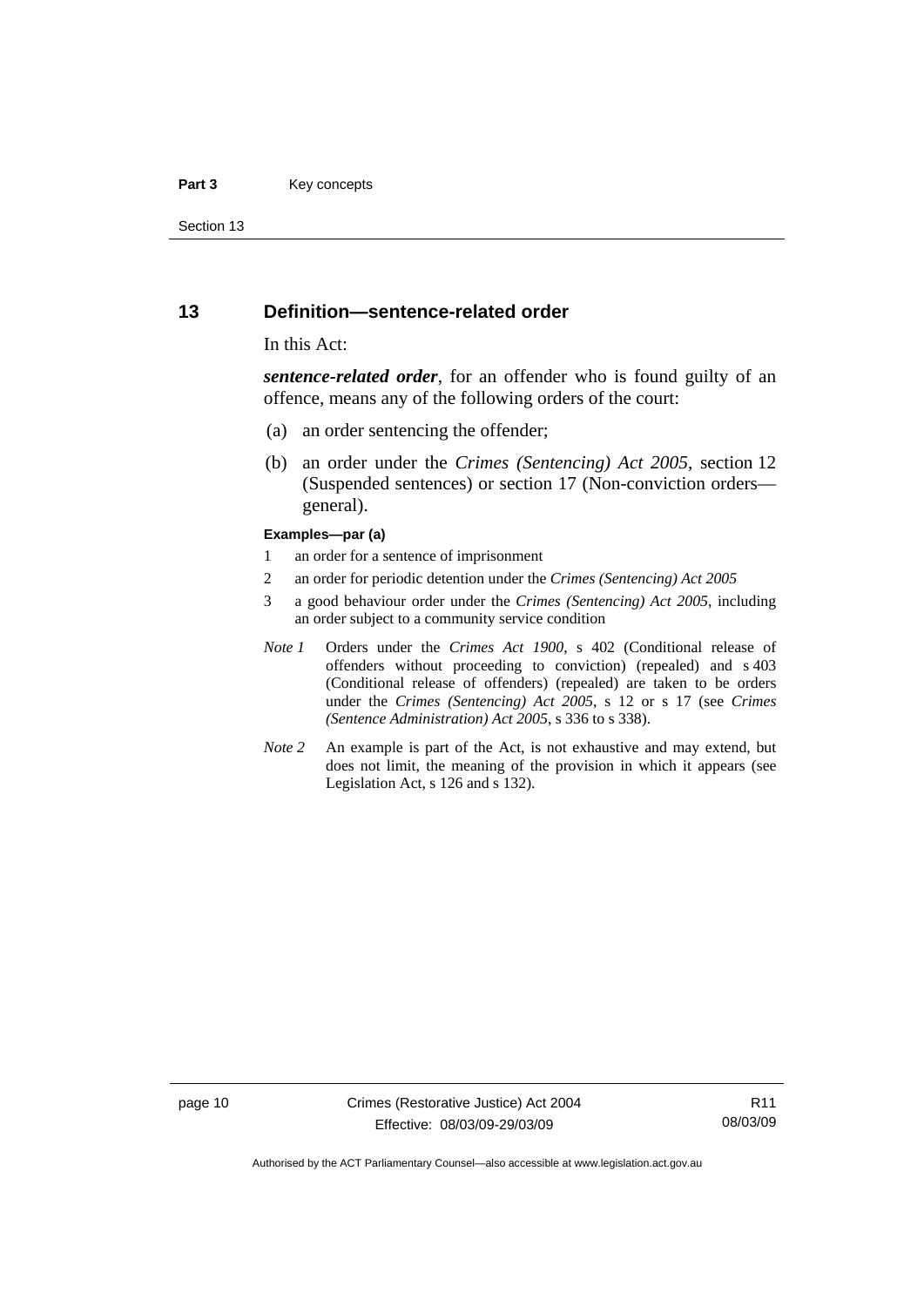## 13 Definition—sentence-related order

In this Act:

***sentence-related order***, for an offender who is found guilty of an offence, means any of the following orders of the court:

(a) an order sentencing the offender;

(b) an order under the *Crimes (Sentencing) Act 2005*, section 12 (Suspended sentences) or section 17 (Non-conviction orders—general).

**Examples—par (a)**

1 an order for a sentence of imprisonment

2 an order for periodic detention under the *Crimes (Sentencing) Act 2005*

3 a good behaviour order under the *Crimes (Sentencing) Act 2005*, including an order subject to a community service condition

*Note 1* Orders under the *Crimes Act 1900*, s 402 (Conditional release of offenders without proceeding to conviction) (repealed) and s 403 (Conditional release of offenders) (repealed) are taken to be orders under the *Crimes (Sentencing) Act 2005*, s 12 or s 17 (see *Crimes (Sentence Administration) Act 2005*, s 336 to s 338).

*Note 2* An example is part of the Act, is not exhaustive and may extend, but does not limit, the meaning of the provision in which it appears (see Legislation Act, s 126 and s 132).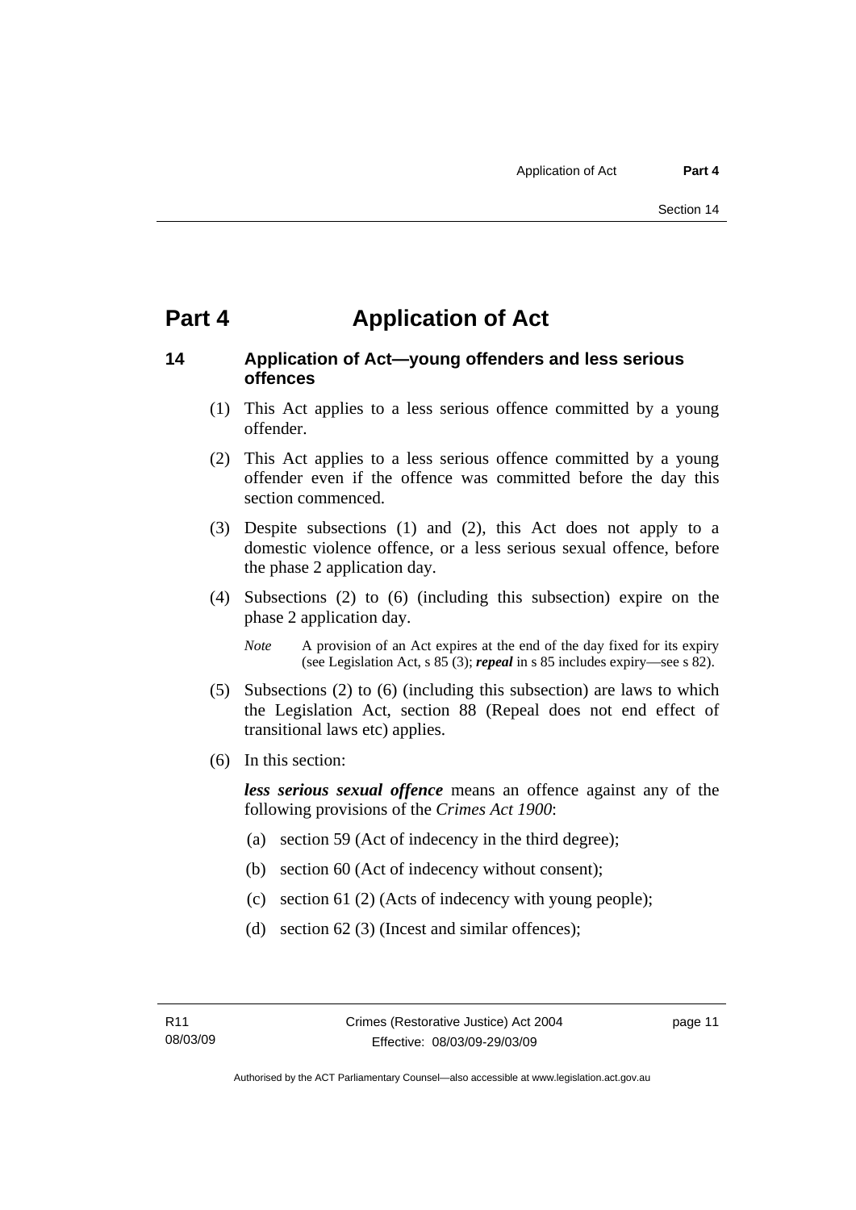# Part 4 Application of Act

## 14 Application of Act—young offenders and less serious offences

(1) This Act applies to a less serious offence committed by a young offender.

(2) This Act applies to a less serious offence committed by a young offender even if the offence was committed before the day this section commenced.

(3) Despite subsections (1) and (2), this Act does not apply to a domestic violence offence, or a less serious sexual offence, before the phase 2 application day.

(4) Subsections (2) to (6) (including this subsection) expire on the phase 2 application day.

*Note* A provision of an Act expires at the end of the day fixed for its expiry (see Legislation Act, s 85 (3); ***repeal*** in s 85 includes expiry—see s 82).

(5) Subsections (2) to (6) (including this subsection) are laws to which the Legislation Act, section 88 (Repeal does not end effect of transitional laws etc) applies.

(6) In this section:

***less serious sexual offence*** means an offence against any of the following provisions of the *Crimes Act 1900*:

(a) section 59 (Act of indecency in the third degree);

(b) section 60 (Act of indecency without consent);

(c) section 61 (2) (Acts of indecency with young people);

(d) section 62 (3) (Incest and similar offences);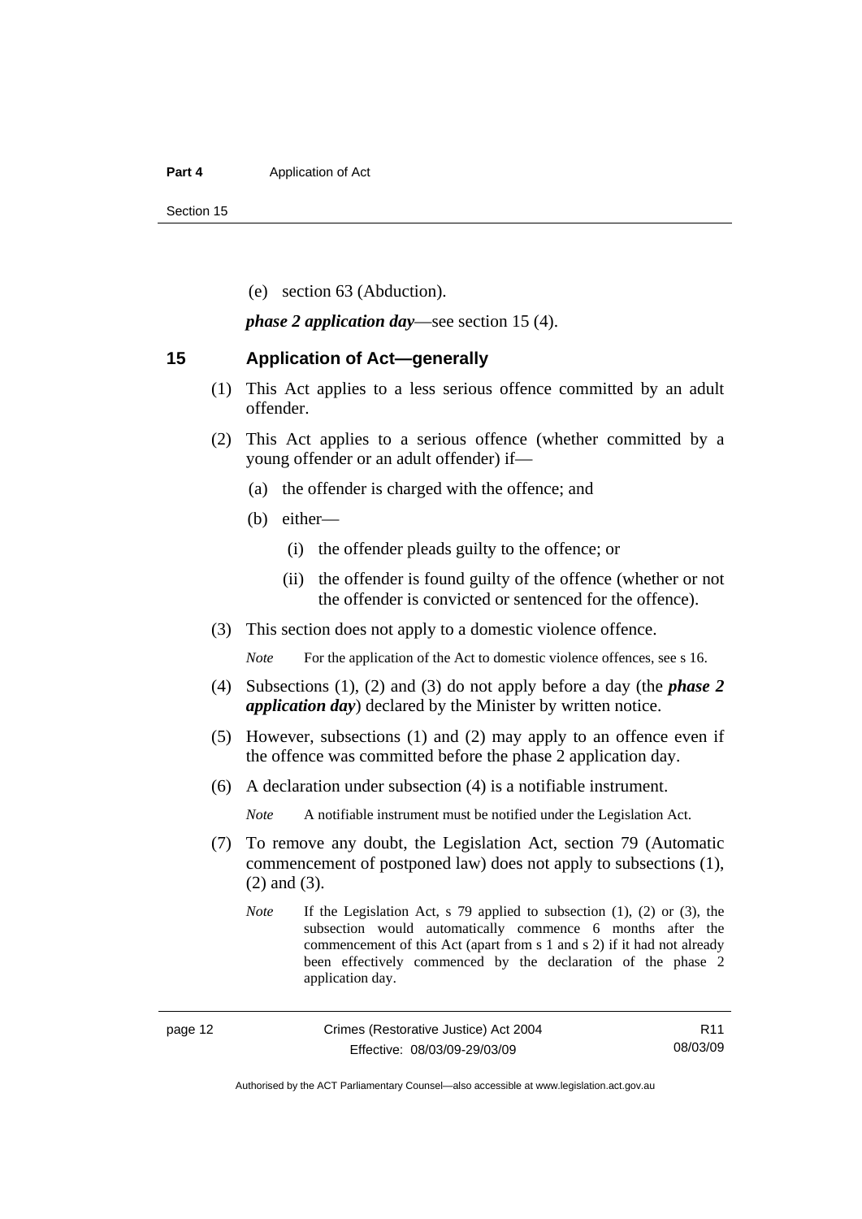(e) section 63 (Abduction).

***phase 2 application day***—see section 15 (4).

## 15 Application of Act—generally

(1) This Act applies to a less serious offence committed by an adult offender.

(2) This Act applies to a serious offence (whether committed by a young offender or an adult offender) if—

  (a) the offender is charged with the offence; and

  (b) either—

    (i) the offender pleads guilty to the offence; or

    (ii) the offender is found guilty of the offence (whether or not the offender is convicted or sentenced for the offence).

(3) This section does not apply to a domestic violence offence.

*Note* For the application of the Act to domestic violence offences, see s 16.

(4) Subsections (1), (2) and (3) do not apply before a day (the ***phase 2 application day***) declared by the Minister by written notice.

(5) However, subsections (1) and (2) may apply to an offence even if the offence was committed before the phase 2 application day.

(6) A declaration under subsection (4) is a notifiable instrument.

*Note* A notifiable instrument must be notified under the Legislation Act.

(7) To remove any doubt, the Legislation Act, section 79 (Automatic commencement of postponed law) does not apply to subsections (1), (2) and (3).

*Note* If the Legislation Act, s 79 applied to subsection (1), (2) or (3), the subsection would automatically commence 6 months after the commencement of this Act (apart from s 1 and s 2) if it had not already been effectively commenced by the declaration of the phase 2 application day.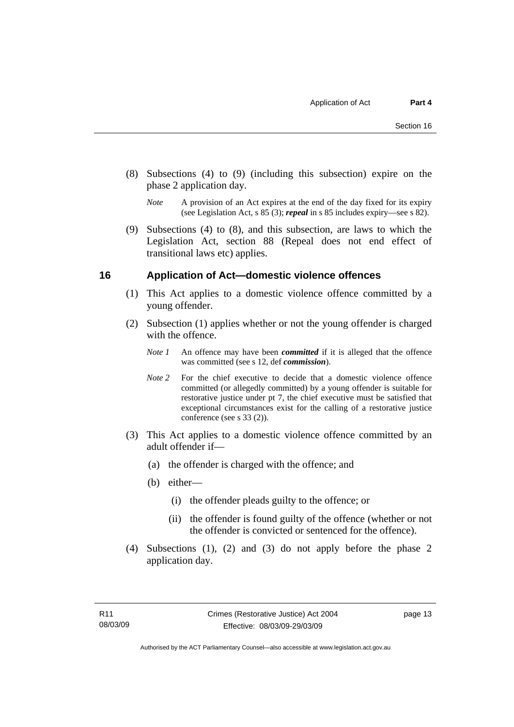(8) Subsections (4) to (9) (including this subsection) expire on the phase 2 application day.

*Note* A provision of an Act expires at the end of the day fixed for its expiry (see Legislation Act, s 85 (3); ***repeal*** in s 85 includes expiry—see s 82).

(9) Subsections (4) to (8), and this subsection, are laws to which the Legislation Act, section 88 (Repeal does not end effect of transitional laws etc) applies.

## 16 Application of Act—domestic violence offences

(1) This Act applies to a domestic violence offence committed by a young offender.

(2) Subsection (1) applies whether or not the young offender is charged with the offence.

*Note 1* An offence may have been ***committed*** if it is alleged that the offence was committed (see s 12, def ***commission***).

*Note 2* For the chief executive to decide that a domestic violence offence committed (or allegedly committed) by a young offender is suitable for restorative justice under pt 7, the chief executive must be satisfied that exceptional circumstances exist for the calling of a restorative justice conference (see s 33 (2)).

(3) This Act applies to a domestic violence offence committed by an adult offender if—

(a) the offender is charged with the offence; and

(b) either—

(i) the offender pleads guilty to the offence; or

(ii) the offender is found guilty of the offence (whether or not the offender is convicted or sentenced for the offence).

(4) Subsections (1), (2) and (3) do not apply before the phase 2 application day.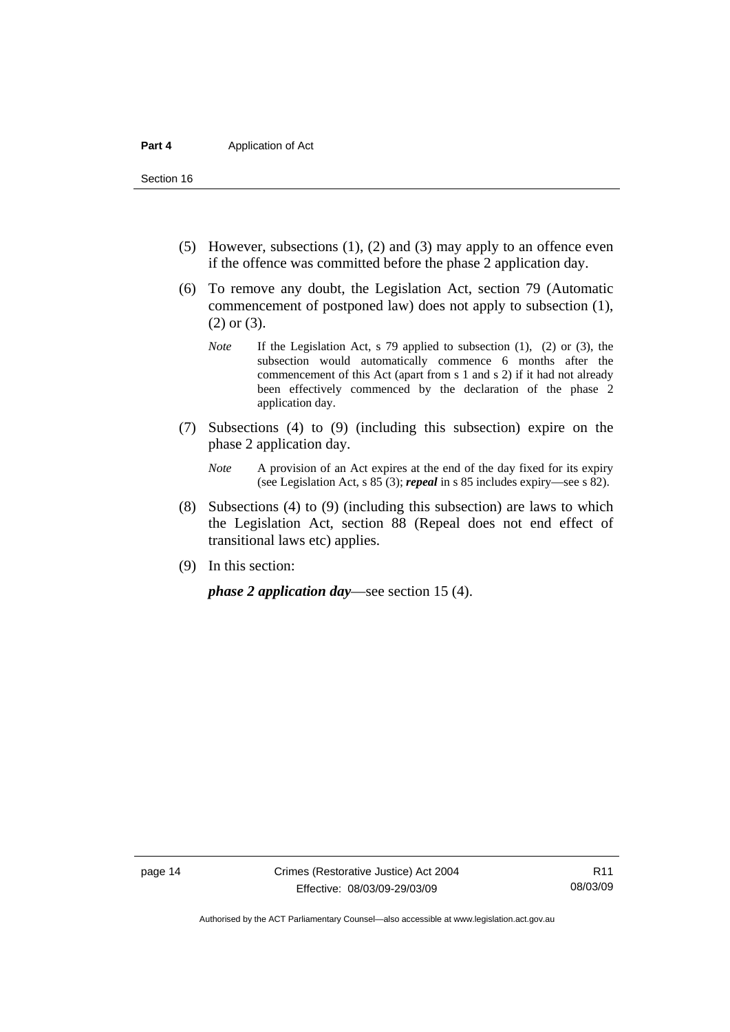(5) However, subsections (1), (2) and (3) may apply to an offence even if the offence was committed before the phase 2 application day.

(6) To remove any doubt, the Legislation Act, section 79 (Automatic commencement of postponed law) does not apply to subsection (1), (2) or (3).

*Note* If the Legislation Act, s 79 applied to subsection (1), (2) or (3), the subsection would automatically commence 6 months after the commencement of this Act (apart from s 1 and s 2) if it had not already been effectively commenced by the declaration of the phase 2 application day.

(7) Subsections (4) to (9) (including this subsection) expire on the phase 2 application day.

*Note* A provision of an Act expires at the end of the day fixed for its expiry (see Legislation Act, s 85 (3); ***repeal*** in s 85 includes expiry—see s 82).

(8) Subsections (4) to (9) (including this subsection) are laws to which the Legislation Act, section 88 (Repeal does not end effect of transitional laws etc) applies.

(9) In this section:

***phase 2 application day***—see section 15 (4).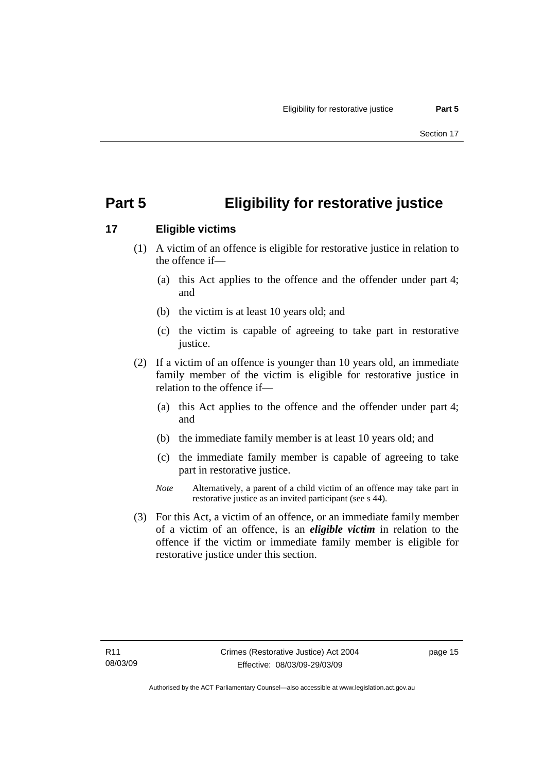# Part 5 Eligibility for restorative justice

## 17 Eligible victims

(1) A victim of an offence is eligible for restorative justice in relation to the offence if—

(a) this Act applies to the offence and the offender under part 4; and

(b) the victim is at least 10 years old; and

(c) the victim is capable of agreeing to take part in restorative justice.

(2) If a victim of an offence is younger than 10 years old, an immediate family member of the victim is eligible for restorative justice in relation to the offence if—

(a) this Act applies to the offence and the offender under part 4; and

(b) the immediate family member is at least 10 years old; and

(c) the immediate family member is capable of agreeing to take part in restorative justice.

*Note* Alternatively, a parent of a child victim of an offence may take part in restorative justice as an invited participant (see s 44).

(3) For this Act, a victim of an offence, or an immediate family member of a victim of an offence, is an ***eligible victim*** in relation to the offence if the victim or immediate family member is eligible for restorative justice under this section.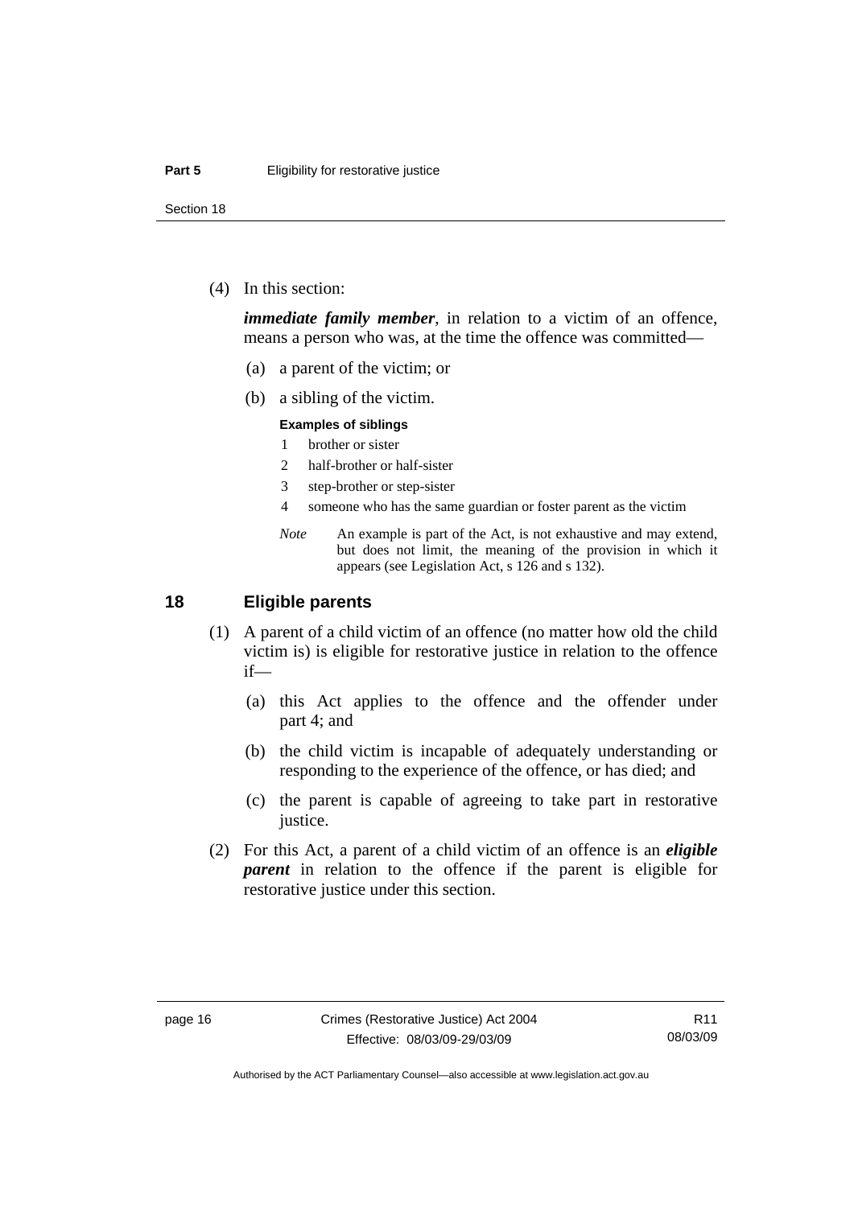(4) In this section:

***immediate family member***, in relation to a victim of an offence, means a person who was, at the time the offence was committed—

(a) a parent of the victim; or

(b) a sibling of the victim.

**Examples of siblings**

1 brother or sister

2 half-brother or half-sister

3 step-brother or step-sister

4 someone who has the same guardian or foster parent as the victim

*Note* An example is part of the Act, is not exhaustive and may extend, but does not limit, the meaning of the provision in which it appears (see Legislation Act, s 126 and s 132).

## 18 Eligible parents

(1) A parent of a child victim of an offence (no matter how old the child victim is) is eligible for restorative justice in relation to the offence if—

(a) this Act applies to the offence and the offender under part 4; and

(b) the child victim is incapable of adequately understanding or responding to the experience of the offence, or has died; and

(c) the parent is capable of agreeing to take part in restorative justice.

(2) For this Act, a parent of a child victim of an offence is an ***eligible parent*** in relation to the offence if the parent is eligible for restorative justice under this section.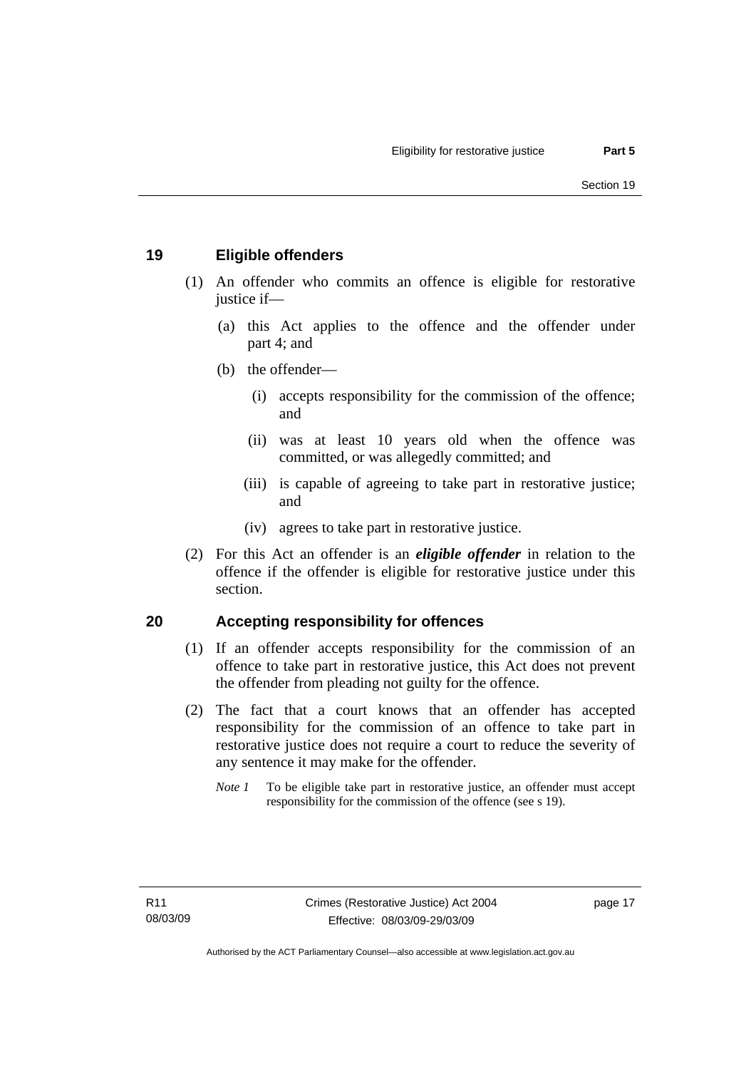## 19 Eligible offenders

(1) An offender who commits an offence is eligible for restorative justice if—

(a) this Act applies to the offence and the offender under part 4; and

(b) the offender—

(i) accepts responsibility for the commission of the offence; and

(ii) was at least 10 years old when the offence was committed, or was allegedly committed; and

(iii) is capable of agreeing to take part in restorative justice; and

(iv) agrees to take part in restorative justice.

(2) For this Act an offender is an ***eligible offender*** in relation to the offence if the offender is eligible for restorative justice under this section.

## 20 Accepting responsibility for offences

(1) If an offender accepts responsibility for the commission of an offence to take part in restorative justice, this Act does not prevent the offender from pleading not guilty for the offence.

(2) The fact that a court knows that an offender has accepted responsibility for the commission of an offence to take part in restorative justice does not require a court to reduce the severity of any sentence it may make for the offender.

*Note 1* To be eligible take part in restorative justice, an offender must accept responsibility for the commission of the offence (see s 19).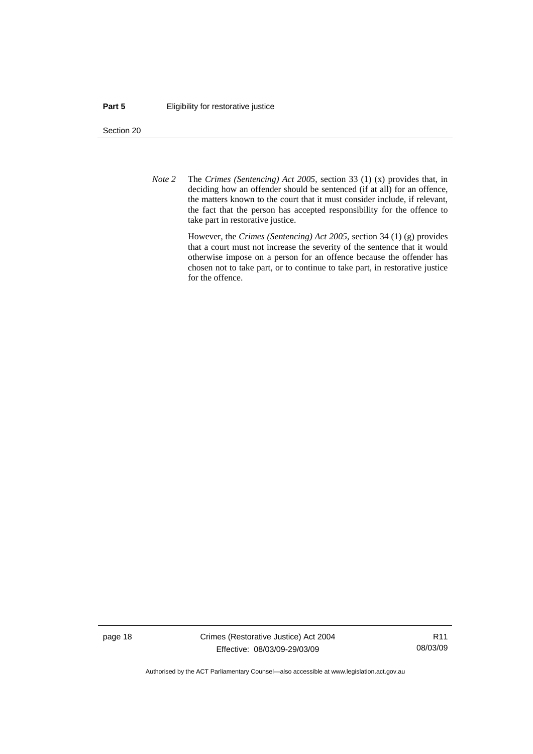*Note 2* The *Crimes (Sentencing) Act 2005*, section 33 (1) (x) provides that, in deciding how an offender should be sentenced (if at all) for an offence, the matters known to the court that it must consider include, if relevant, the fact that the person has accepted responsibility for the offence to take part in restorative justice.

However, the *Crimes (Sentencing) Act 2005*, section 34 (1) (g) provides that a court must not increase the severity of the sentence that it would otherwise impose on a person for an offence because the offender has chosen not to take part, or to continue to take part, in restorative justice for the offence.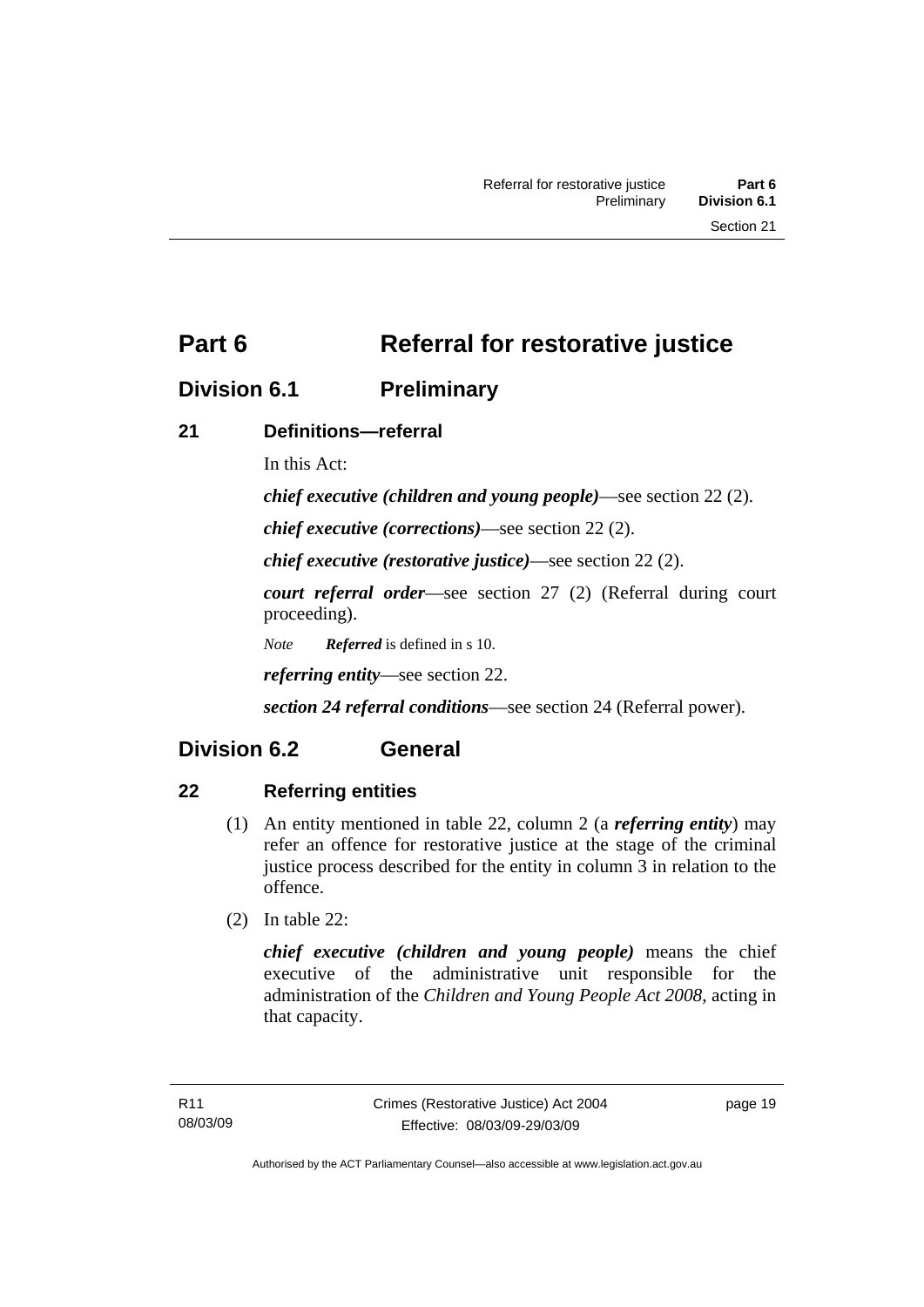# Part 6 Referral for restorative justice

## Division 6.1 Preliminary

### 21 Definitions—referral

In this Act:

***chief executive (children and young people)***—see section 22 (2).

***chief executive (corrections)***—see section 22 (2).

***chief executive (restorative justice)***—see section 22 (2).

***court referral order***—see section 27 (2) (Referral during court proceeding).

*Note* ***Referred*** is defined in s 10.

***referring entity***—see section 22.

***section 24 referral conditions***—see section 24 (Referral power).

## Division 6.2 General

### 22 Referring entities

(1) An entity mentioned in table 22, column 2 (a ***referring entity***) may refer an offence for restorative justice at the stage of the criminal justice process described for the entity in column 3 in relation to the offence.

(2) In table 22:

***chief executive (children and young people)*** means the chief executive of the administrative unit responsible for the administration of the *Children and Young People Act 2008*, acting in that capacity.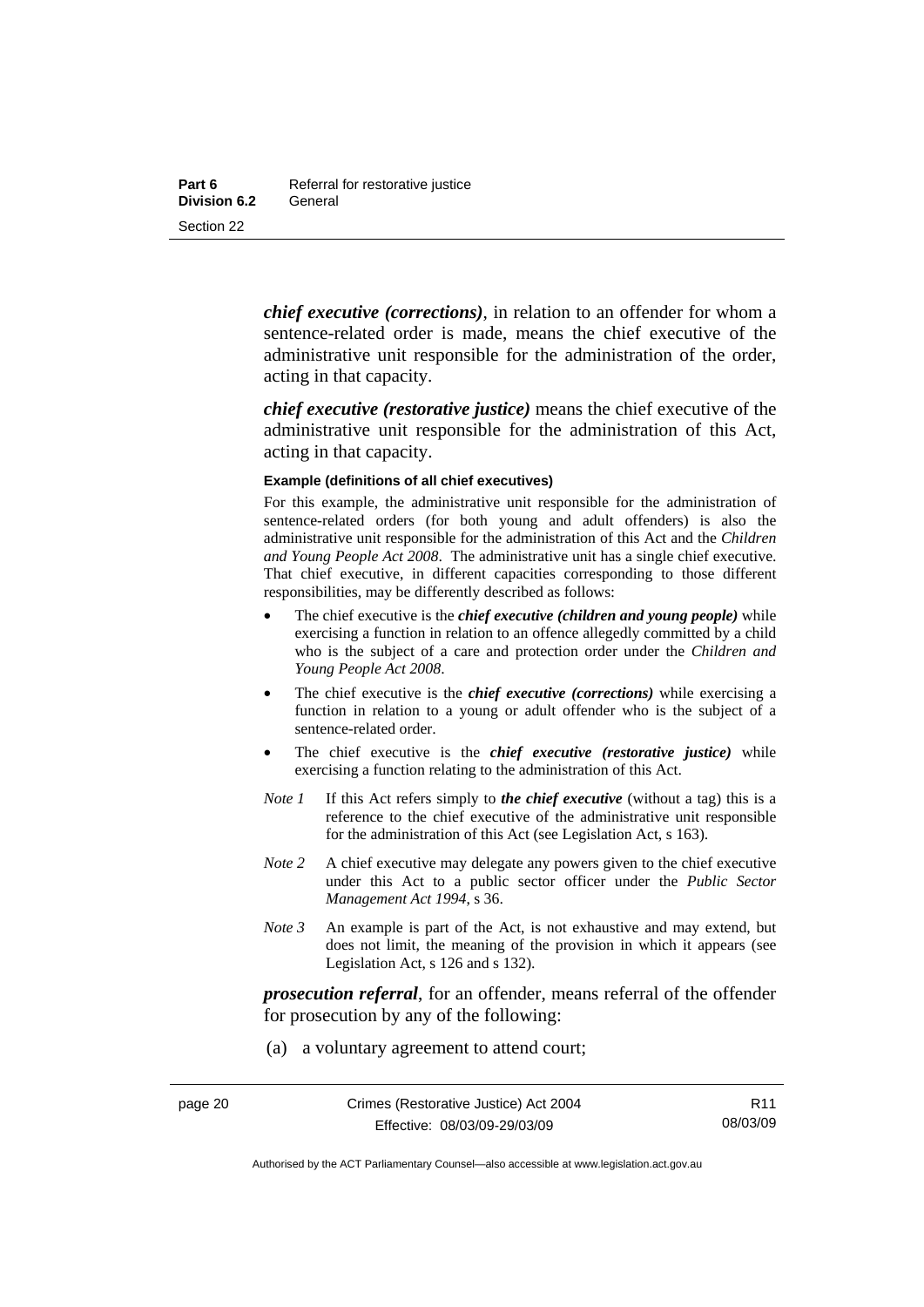***chief executive (corrections)***, in relation to an offender for whom a sentence-related order is made, means the chief executive of the administrative unit responsible for the administration of the order, acting in that capacity.

***chief executive (restorative justice)*** means the chief executive of the administrative unit responsible for the administration of this Act, acting in that capacity.

**Example (definitions of all chief executives)**

For this example, the administrative unit responsible for the administration of sentence-related orders (for both young and adult offenders) is also the administrative unit responsible for the administration of this Act and the *Children and Young People Act 2008*. The administrative unit has a single chief executive. That chief executive, in different capacities corresponding to those different responsibilities, may be differently described as follows:

- The chief executive is the ***chief executive (children and young people)*** while exercising a function in relation to an offence allegedly committed by a child who is the subject of a care and protection order under the *Children and Young People Act 2008*.
- The chief executive is the ***chief executive (corrections)*** while exercising a function in relation to a young or adult offender who is the subject of a sentence-related order.
- The chief executive is the ***chief executive (restorative justice)*** while exercising a function relating to the administration of this Act.

*Note 1* If this Act refers simply to ***the chief executive*** (without a tag) this is a reference to the chief executive of the administrative unit responsible for the administration of this Act (see Legislation Act, s 163).

*Note 2* A chief executive may delegate any powers given to the chief executive under this Act to a public sector officer under the *Public Sector Management Act 1994*, s 36.

*Note 3* An example is part of the Act, is not exhaustive and may extend, but does not limit, the meaning of the provision in which it appears (see Legislation Act, s 126 and s 132).

***prosecution referral***, for an offender, means referral of the offender for prosecution by any of the following:

(a) a voluntary agreement to attend court;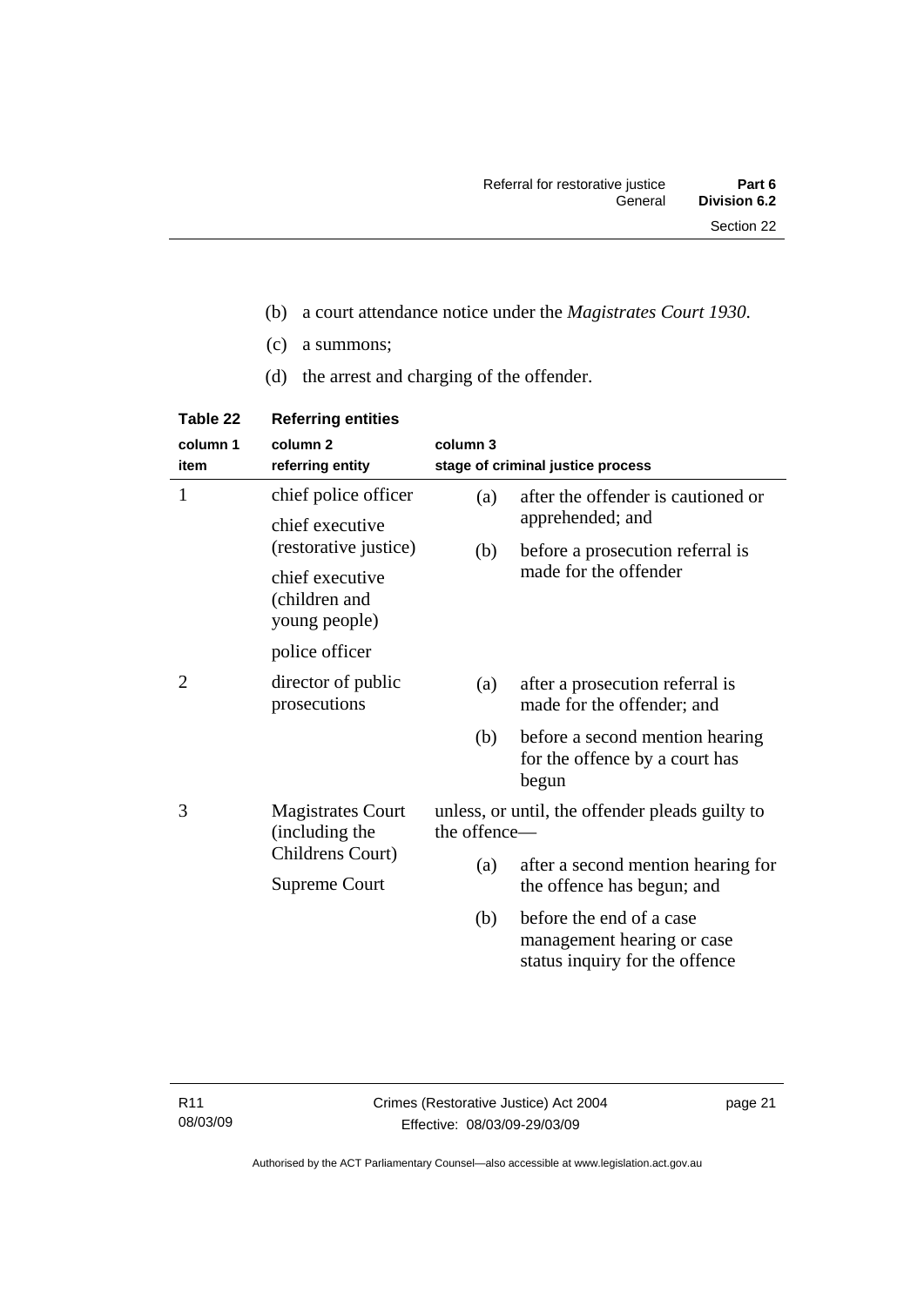(b) a court attendance notice under the *Magistrates Court 1930*.

(c) a summons;

(d) the arrest and charging of the offender.

**Table 22 Referring entities**

| column 1 item | column 2 referring entity | column 3 stage of criminal justice process |
|---|---|---|
| 1 | chief police officer<br>chief executive (restorative justice)<br>chief executive (children and young people)<br>police officer | (a) after the offender is cautioned or apprehended; and<br>(b) before a prosecution referral is made for the offender |
| 2 | director of public prosecutions | (a) after a prosecution referral is made for the offender; and<br>(b) before a second mention hearing for the offence by a court has begun |
| 3 | Magistrates Court (including the Childrens Court)<br>Supreme Court | unless, or until, the offender pleads guilty to the offence—<br>(a) after a second mention hearing for the offence has begun; and<br>(b) before the end of a case management hearing or case status inquiry for the offence |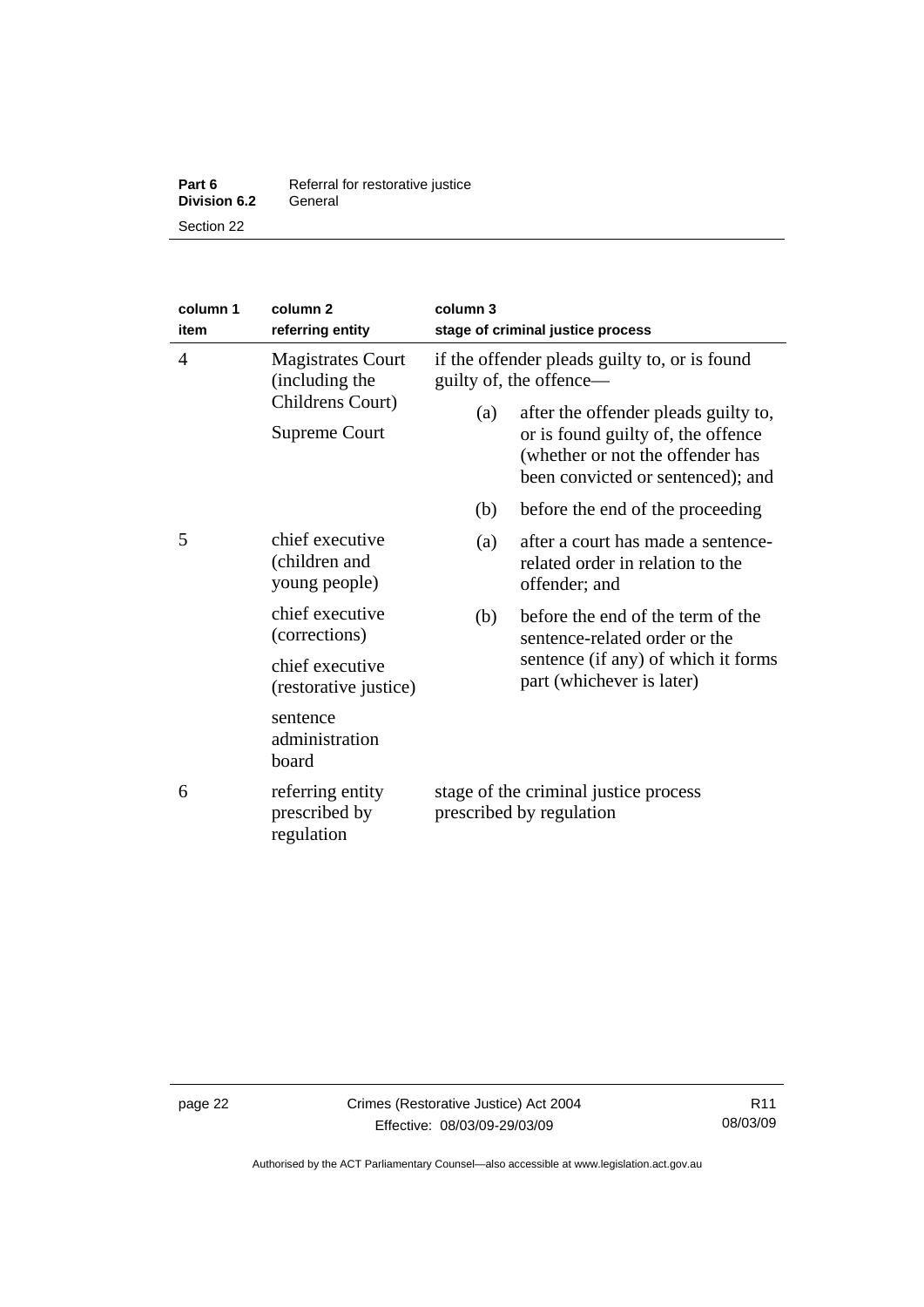| column 1 item | column 2 referring entity | column 3 stage of criminal justice process |
|---|---|---|
| 4 | Magistrates Court (including the Childrens Court)<br>Supreme Court | if the offender pleads guilty to, or is found guilty of, the offence—<br>(a) after the offender pleads guilty to, or is found guilty of, the offence (whether or not the offender has been convicted or sentenced); and<br>(b) before the end of the proceeding |
| 5 | chief executive (children and young people)<br>chief executive (corrections)<br>chief executive (restorative justice)<br>sentence administration board | (a) after a court has made a sentence-related order in relation to the offender; and<br>(b) before the end of the term of the sentence-related order or the sentence (if any) of which it forms part (whichever is later) |
| 6 | referring entity prescribed by regulation | stage of the criminal justice process prescribed by regulation |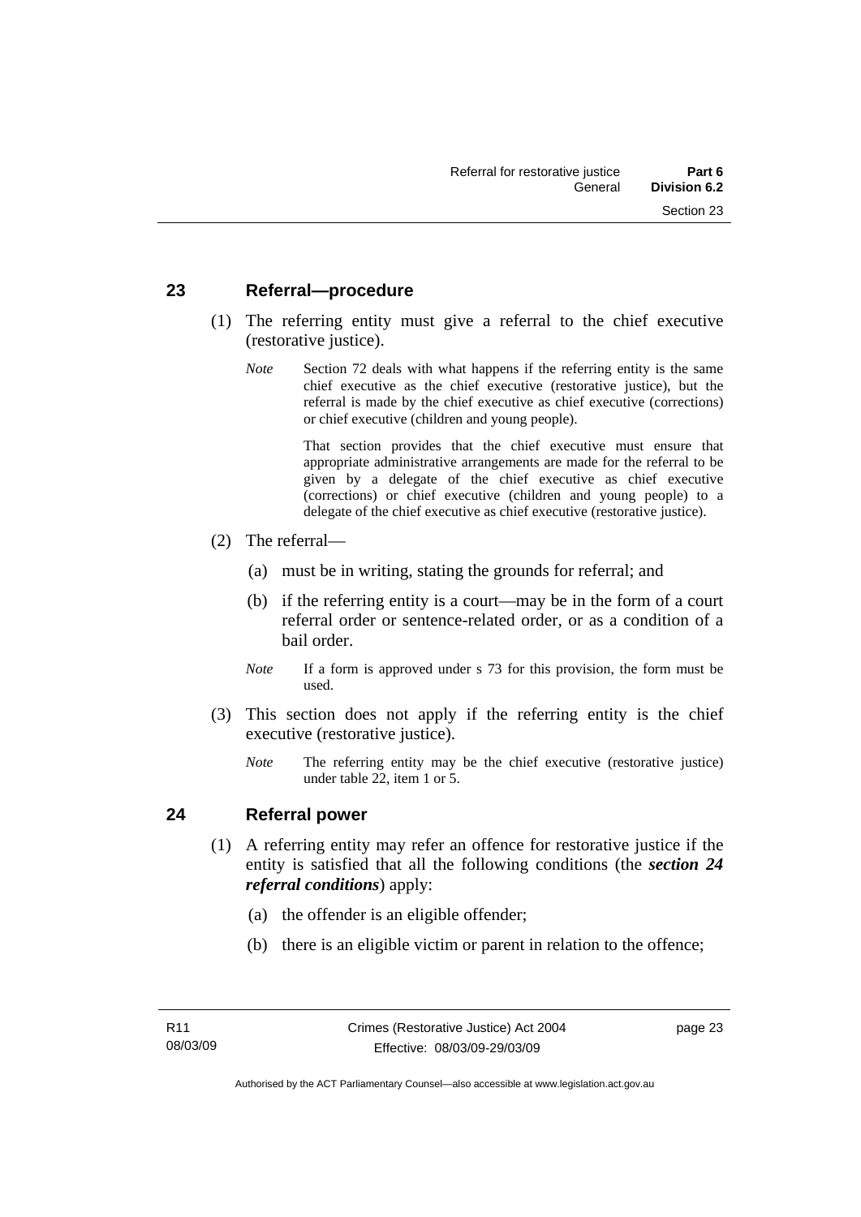## 23 Referral—procedure

(1) The referring entity must give a referral to the chief executive (restorative justice).

*Note* Section 72 deals with what happens if the referring entity is the same chief executive as the chief executive (restorative justice), but the referral is made by the chief executive as chief executive (corrections) or chief executive (children and young people).

That section provides that the chief executive must ensure that appropriate administrative arrangements are made for the referral to be given by a delegate of the chief executive as chief executive (corrections) or chief executive (children and young people) to a delegate of the chief executive as chief executive (restorative justice).

(2) The referral—

(a) must be in writing, stating the grounds for referral; and

(b) if the referring entity is a court—may be in the form of a court referral order or sentence-related order, or as a condition of a bail order.

*Note* If a form is approved under s 73 for this provision, the form must be used.

(3) This section does not apply if the referring entity is the chief executive (restorative justice).

*Note* The referring entity may be the chief executive (restorative justice) under table 22, item 1 or 5.

## 24 Referral power

(1) A referring entity may refer an offence for restorative justice if the entity is satisfied that all the following conditions (the ***section 24 referral conditions***) apply:

(a) the offender is an eligible offender;

(b) there is an eligible victim or parent in relation to the offence;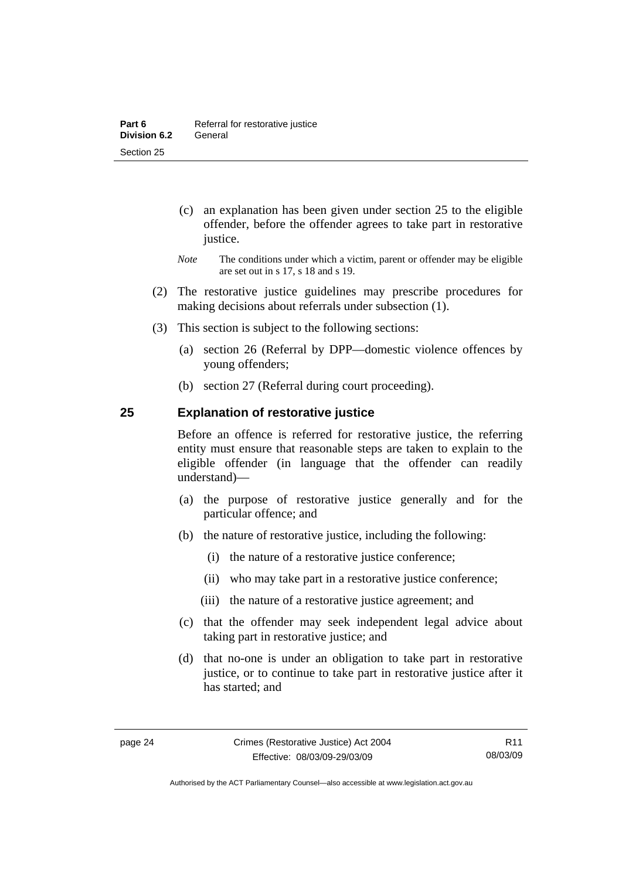(c) an explanation has been given under section 25 to the eligible offender, before the offender agrees to take part in restorative justice.

*Note* The conditions under which a victim, parent or offender may be eligible are set out in s 17, s 18 and s 19.

(2) The restorative justice guidelines may prescribe procedures for making decisions about referrals under subsection (1).

(3) This section is subject to the following sections:

(a) section 26 (Referral by DPP—domestic violence offences by young offenders;

(b) section 27 (Referral during court proceeding).

### 25 Explanation of restorative justice

Before an offence is referred for restorative justice, the referring entity must ensure that reasonable steps are taken to explain to the eligible offender (in language that the offender can readily understand)—

(a) the purpose of restorative justice generally and for the particular offence; and

(b) the nature of restorative justice, including the following:

(i) the nature of a restorative justice conference;

(ii) who may take part in a restorative justice conference;

(iii) the nature of a restorative justice agreement; and

(c) that the offender may seek independent legal advice about taking part in restorative justice; and

(d) that no-one is under an obligation to take part in restorative justice, or to continue to take part in restorative justice after it has started; and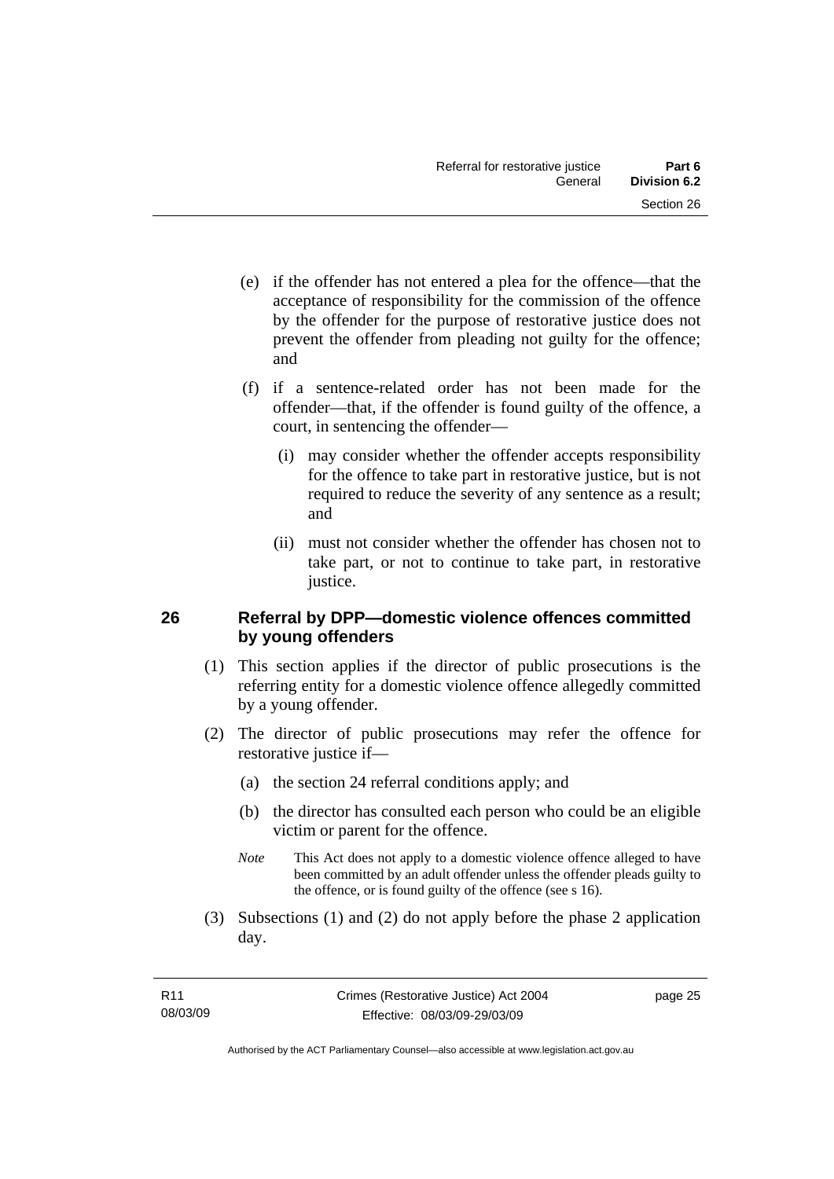(e) if the offender has not entered a plea for the offence—that the acceptance of responsibility for the commission of the offence by the offender for the purpose of restorative justice does not prevent the offender from pleading not guilty for the offence; and

(f) if a sentence-related order has not been made for the offender—that, if the offender is found guilty of the offence, a court, in sentencing the offender—

(i) may consider whether the offender accepts responsibility for the offence to take part in restorative justice, but is not required to reduce the severity of any sentence as a result; and

(ii) must not consider whether the offender has chosen not to take part, or not to continue to take part, in restorative justice.

## 26 Referral by DPP—domestic violence offences committed by young offenders

(1) This section applies if the director of public prosecutions is the referring entity for a domestic violence offence allegedly committed by a young offender.

(2) The director of public prosecutions may refer the offence for restorative justice if—

(a) the section 24 referral conditions apply; and

(b) the director has consulted each person who could be an eligible victim or parent for the offence.

*Note* This Act does not apply to a domestic violence offence alleged to have been committed by an adult offender unless the offender pleads guilty to the offence, or is found guilty of the offence (see s 16).

(3) Subsections (1) and (2) do not apply before the phase 2 application day.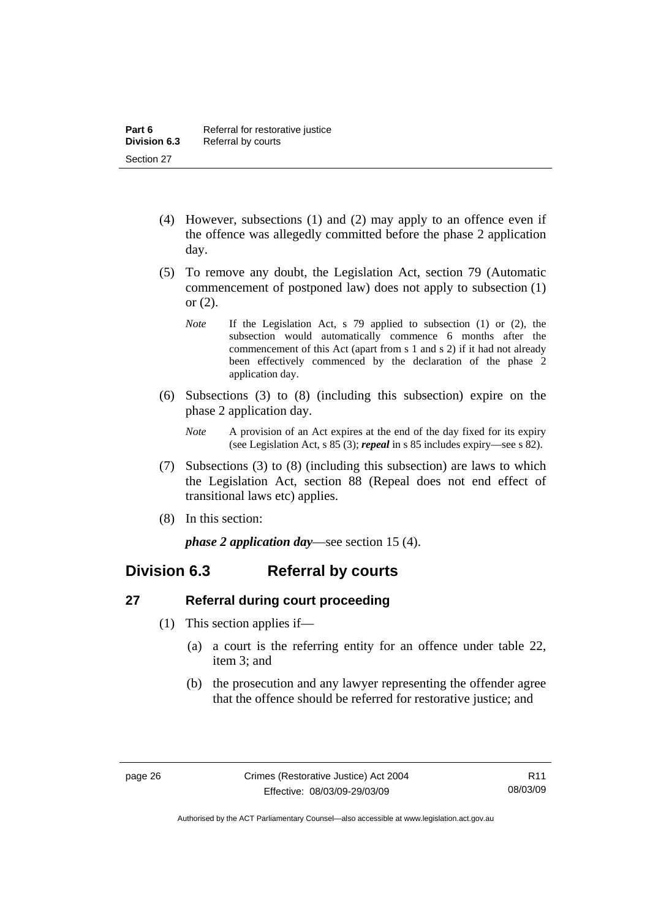(4) However, subsections (1) and (2) may apply to an offence even if the offence was allegedly committed before the phase 2 application day.

(5) To remove any doubt, the Legislation Act, section 79 (Automatic commencement of postponed law) does not apply to subsection (1) or (2).

*Note* If the Legislation Act, s 79 applied to subsection (1) or (2), the subsection would automatically commence 6 months after the commencement of this Act (apart from s 1 and s 2) if it had not already been effectively commenced by the declaration of the phase 2 application day.

(6) Subsections (3) to (8) (including this subsection) expire on the phase 2 application day.

*Note* A provision of an Act expires at the end of the day fixed for its expiry (see Legislation Act, s 85 (3); ***repeal*** in s 85 includes expiry—see s 82).

(7) Subsections (3) to (8) (including this subsection) are laws to which the Legislation Act, section 88 (Repeal does not end effect of transitional laws etc) applies.

(8) In this section:

***phase 2 application day***—see section 15 (4).

## Division 6.3 Referral by courts

### 27 Referral during court proceeding

(1) This section applies if—

(a) a court is the referring entity for an offence under table 22, item 3; and

(b) the prosecution and any lawyer representing the offender agree that the offence should be referred for restorative justice; and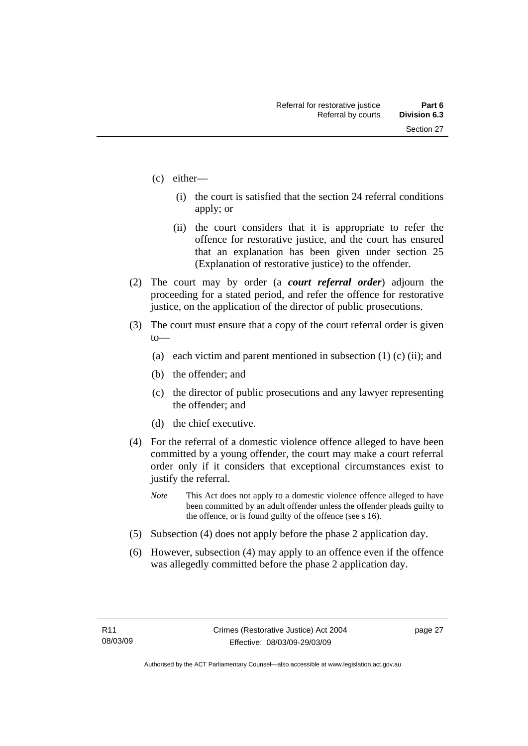(c) either—

   (i) the court is satisfied that the section 24 referral conditions apply; or

   (ii) the court considers that it is appropriate to refer the offence for restorative justice, and the court has ensured that an explanation has been given under section 25 (Explanation of restorative justice) to the offender.

(2) The court may by order (a ***court referral order***) adjourn the proceeding for a stated period, and refer the offence for restorative justice, on the application of the director of public prosecutions.

(3) The court must ensure that a copy of the court referral order is given to—

   (a) each victim and parent mentioned in subsection (1) (c) (ii); and

   (b) the offender; and

   (c) the director of public prosecutions and any lawyer representing the offender; and

   (d) the chief executive.

(4) For the referral of a domestic violence offence alleged to have been committed by a young offender, the court may make a court referral order only if it considers that exceptional circumstances exist to justify the referral.

   *Note* This Act does not apply to a domestic violence offence alleged to have been committed by an adult offender unless the offender pleads guilty to the offence, or is found guilty of the offence (see s 16).

(5) Subsection (4) does not apply before the phase 2 application day.

(6) However, subsection (4) may apply to an offence even if the offence was allegedly committed before the phase 2 application day.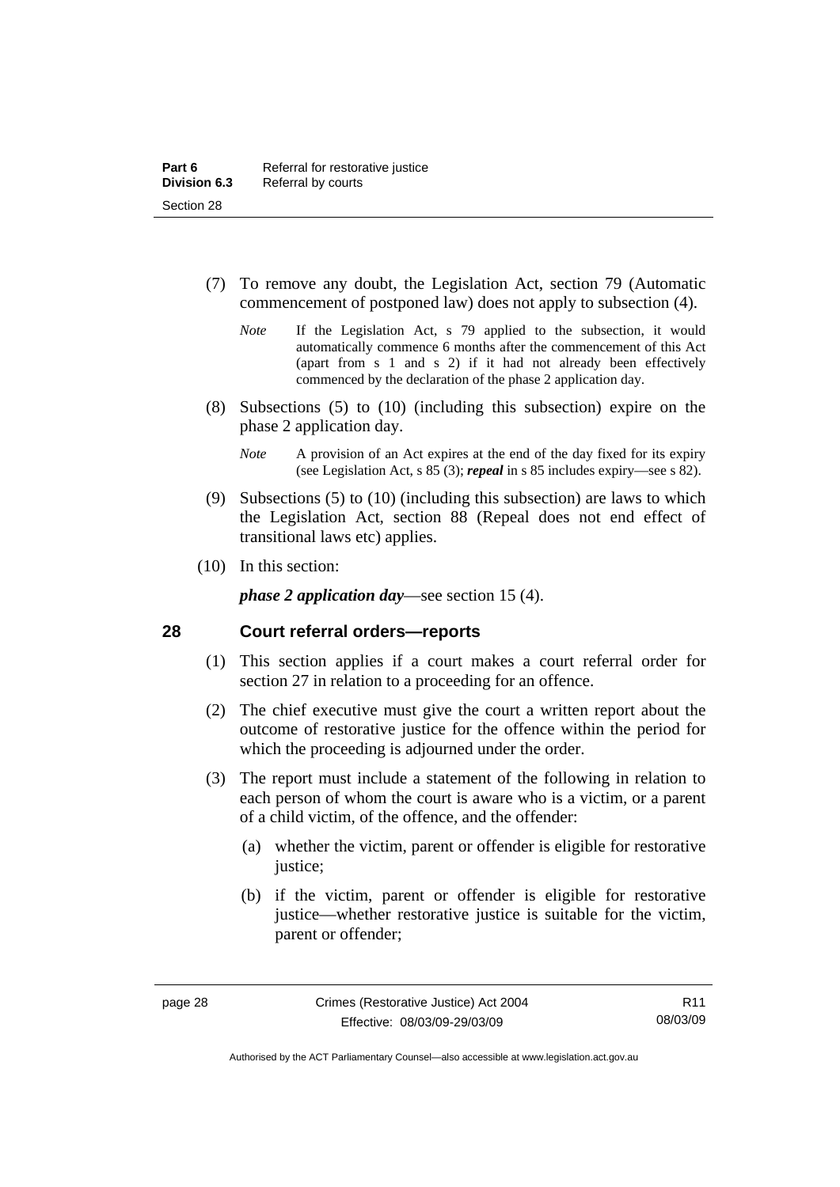(7) To remove any doubt, the Legislation Act, section 79 (Automatic commencement of postponed law) does not apply to subsection (4).

*Note* If the Legislation Act, s 79 applied to the subsection, it would automatically commence 6 months after the commencement of this Act (apart from s 1 and s 2) if it had not already been effectively commenced by the declaration of the phase 2 application day.

(8) Subsections (5) to (10) (including this subsection) expire on the phase 2 application day.

*Note* A provision of an Act expires at the end of the day fixed for its expiry (see Legislation Act, s 85 (3); ***repeal*** in s 85 includes expiry—see s 82).

(9) Subsections (5) to (10) (including this subsection) are laws to which the Legislation Act, section 88 (Repeal does not end effect of transitional laws etc) applies.

(10) In this section:

***phase 2 application day***—see section 15 (4).

## 28 Court referral orders—reports

(1) This section applies if a court makes a court referral order for section 27 in relation to a proceeding for an offence.

(2) The chief executive must give the court a written report about the outcome of restorative justice for the offence within the period for which the proceeding is adjourned under the order.

(3) The report must include a statement of the following in relation to each person of whom the court is aware who is a victim, or a parent of a child victim, of the offence, and the offender:

(a) whether the victim, parent or offender is eligible for restorative justice;

(b) if the victim, parent or offender is eligible for restorative justice—whether restorative justice is suitable for the victim, parent or offender;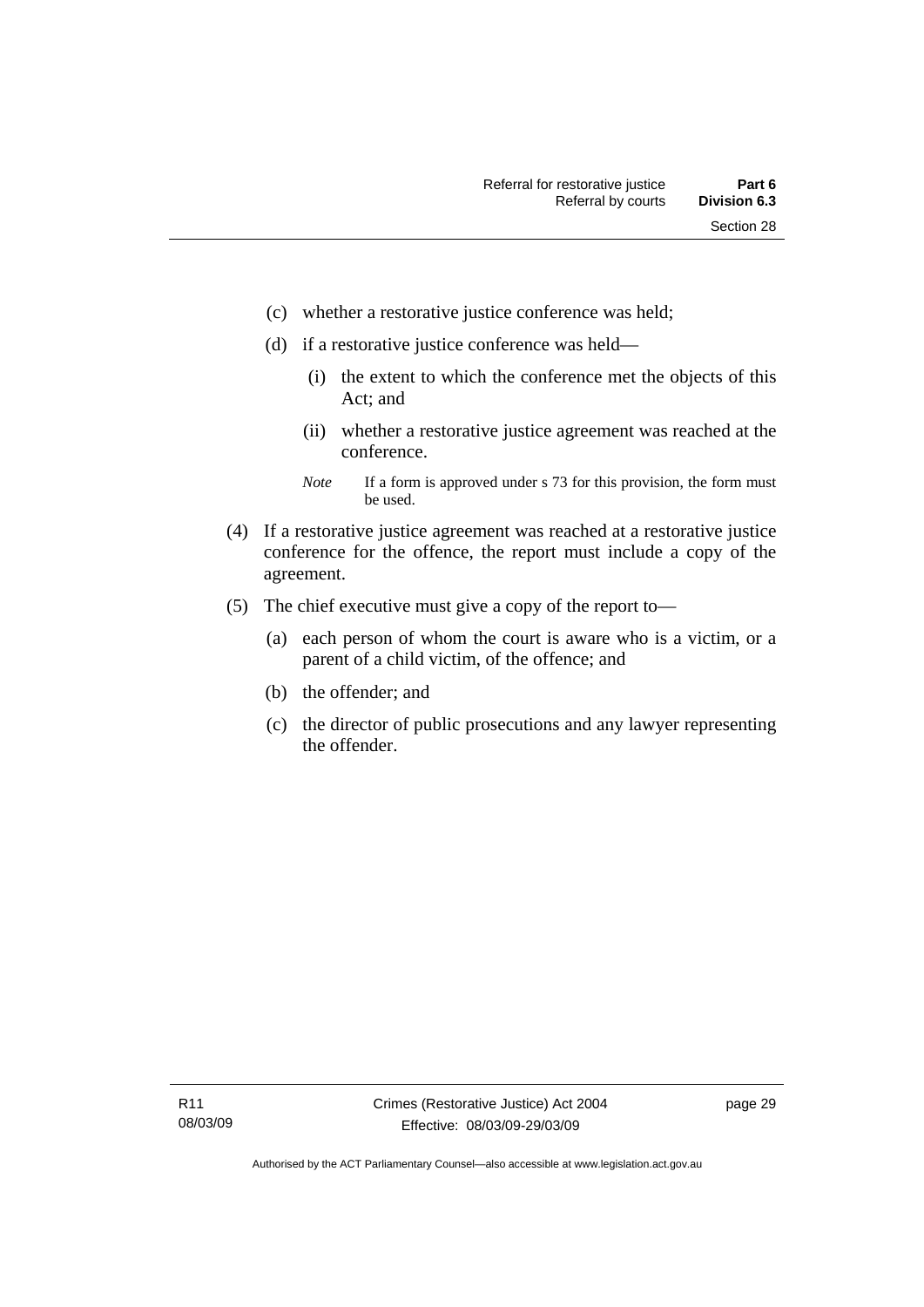(c) whether a restorative justice conference was held;

(d) if a restorative justice conference was held—

(i) the extent to which the conference met the objects of this Act; and

(ii) whether a restorative justice agreement was reached at the conference.

*Note* If a form is approved under s 73 for this provision, the form must be used.

(4) If a restorative justice agreement was reached at a restorative justice conference for the offence, the report must include a copy of the agreement.

(5) The chief executive must give a copy of the report to—

(a) each person of whom the court is aware who is a victim, or a parent of a child victim, of the offence; and

(b) the offender; and

(c) the director of public prosecutions and any lawyer representing the offender.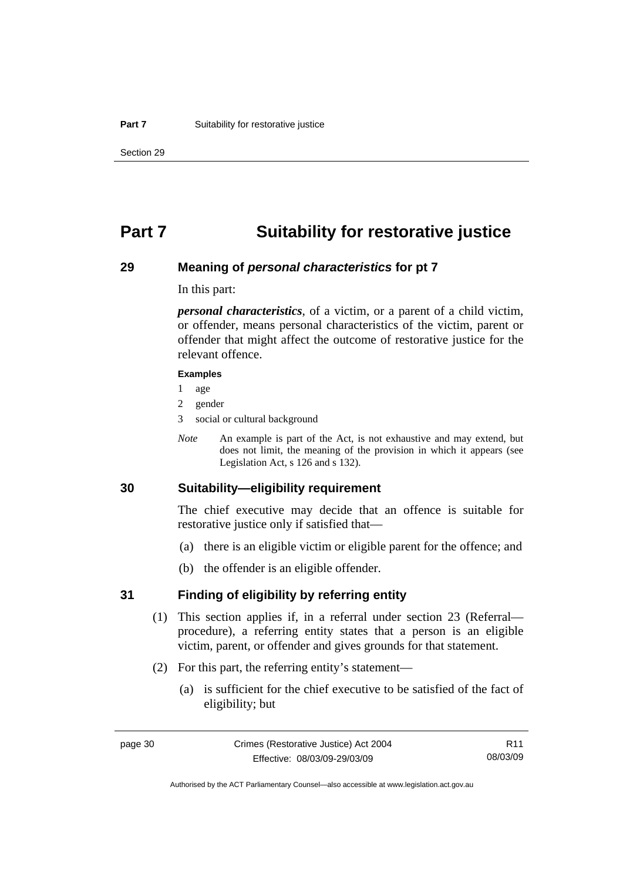# Part 7 Suitability for restorative justice

## 29 Meaning of *personal characteristics* for pt 7

In this part:

***personal characteristics***, of a victim, or a parent of a child victim, or offender, means personal characteristics of the victim, parent or offender that might affect the outcome of restorative justice for the relevant offence.

**Examples**

1 age

2 gender

3 social or cultural background

*Note* An example is part of the Act, is not exhaustive and may extend, but does not limit, the meaning of the provision in which it appears (see Legislation Act, s 126 and s 132).

## 30 Suitability—eligibility requirement

The chief executive may decide that an offence is suitable for restorative justice only if satisfied that—

(a) there is an eligible victim or eligible parent for the offence; and

(b) the offender is an eligible offender.

## 31 Finding of eligibility by referring entity

(1) This section applies if, in a referral under section 23 (Referral—procedure), a referring entity states that a person is an eligible victim, parent, or offender and gives grounds for that statement.

(2) For this part, the referring entity's statement—

(a) is sufficient for the chief executive to be satisfied of the fact of eligibility; but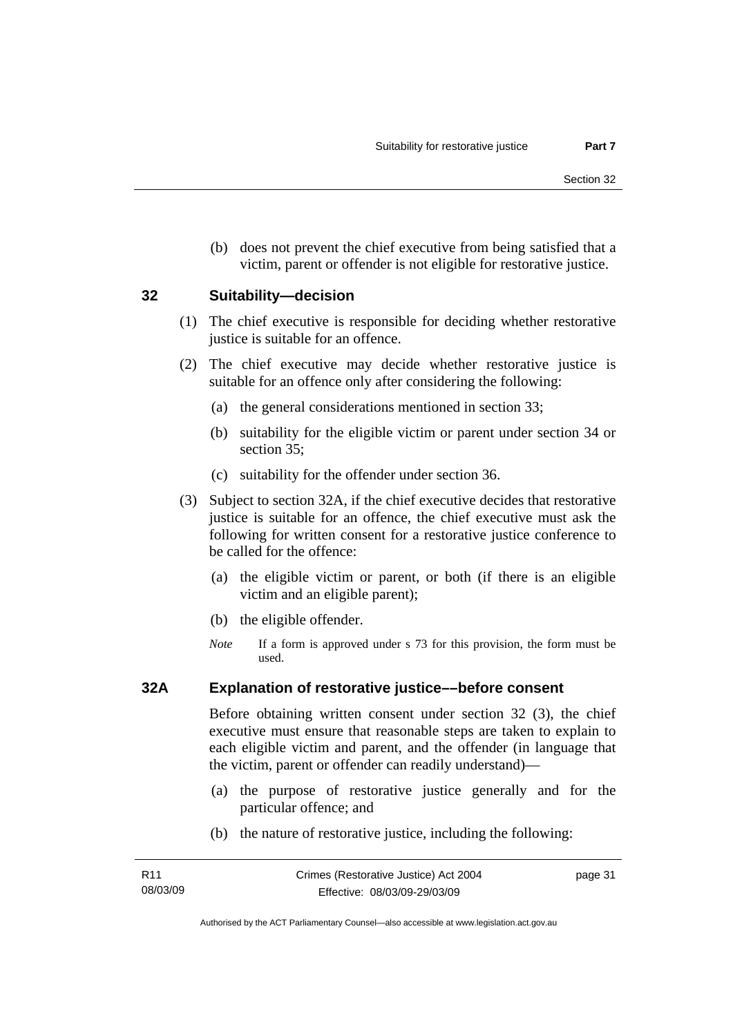(b) does not prevent the chief executive from being satisfied that a victim, parent or offender is not eligible for restorative justice.

## 32 Suitability—decision

(1) The chief executive is responsible for deciding whether restorative justice is suitable for an offence.

(2) The chief executive may decide whether restorative justice is suitable for an offence only after considering the following:

(a) the general considerations mentioned in section 33;

(b) suitability for the eligible victim or parent under section 34 or section 35;

(c) suitability for the offender under section 36.

(3) Subject to section 32A, if the chief executive decides that restorative justice is suitable for an offence, the chief executive must ask the following for written consent for a restorative justice conference to be called for the offence:

(a) the eligible victim or parent, or both (if there is an eligible victim and an eligible parent);

(b) the eligible offender.

*Note* If a form is approved under s 73 for this provision, the form must be used.

## 32A Explanation of restorative justice––before consent

Before obtaining written consent under section 32 (3), the chief executive must ensure that reasonable steps are taken to explain to each eligible victim and parent, and the offender (in language that the victim, parent or offender can readily understand)—

(a) the purpose of restorative justice generally and for the particular offence; and

(b) the nature of restorative justice, including the following: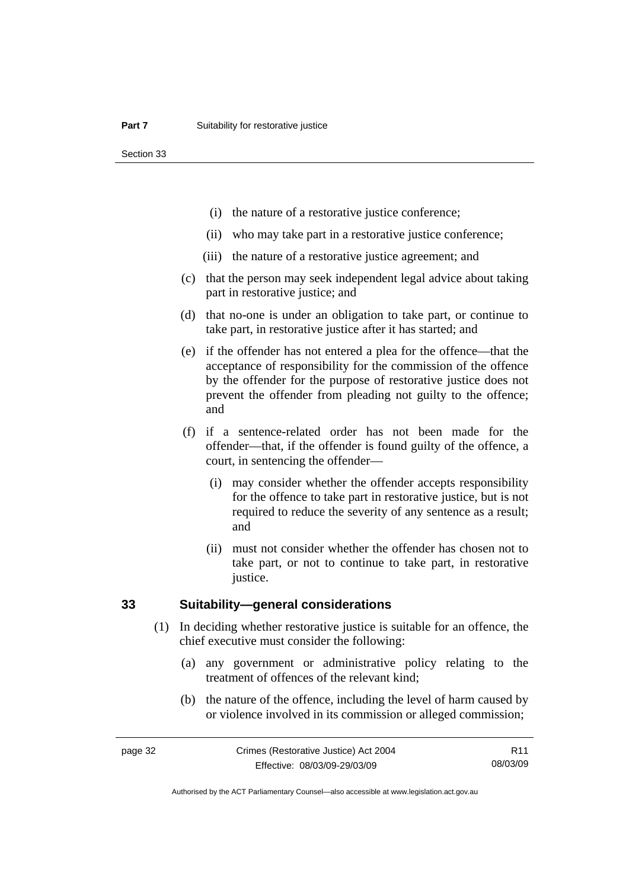(i) the nature of a restorative justice conference;

(ii) who may take part in a restorative justice conference;

(iii) the nature of a restorative justice agreement; and

(c) that the person may seek independent legal advice about taking part in restorative justice; and

(d) that no-one is under an obligation to take part, or continue to take part, in restorative justice after it has started; and

(e) if the offender has not entered a plea for the offence—that the acceptance of responsibility for the commission of the offence by the offender for the purpose of restorative justice does not prevent the offender from pleading not guilty to the offence; and

(f) if a sentence-related order has not been made for the offender—that, if the offender is found guilty of the offence, a court, in sentencing the offender—

(i) may consider whether the offender accepts responsibility for the offence to take part in restorative justice, but is not required to reduce the severity of any sentence as a result; and

(ii) must not consider whether the offender has chosen not to take part, or not to continue to take part, in restorative justice.

## 33 Suitability—general considerations

(1) In deciding whether restorative justice is suitable for an offence, the chief executive must consider the following:

(a) any government or administrative policy relating to the treatment of offences of the relevant kind;

(b) the nature of the offence, including the level of harm caused by or violence involved in its commission or alleged commission;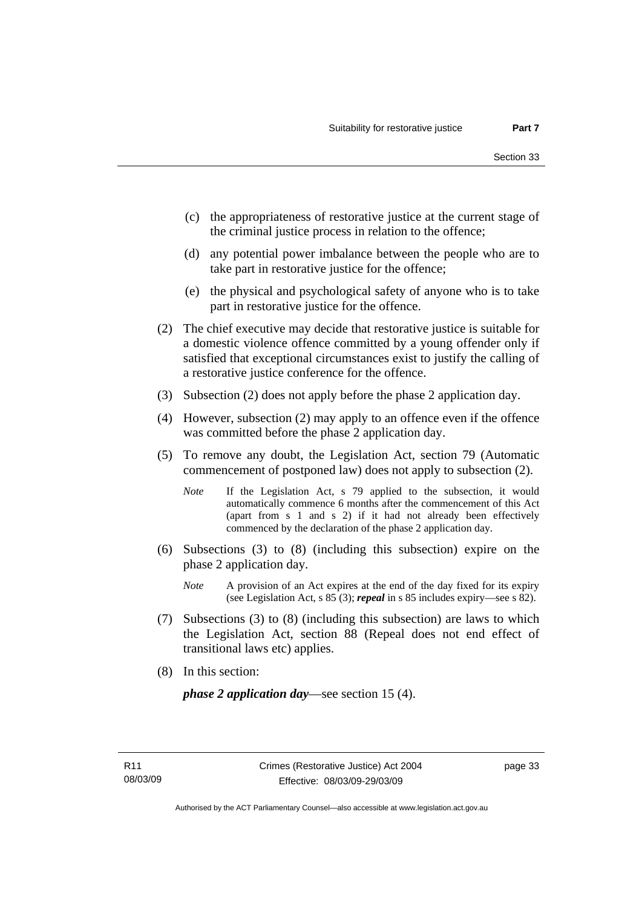(c) the appropriateness of restorative justice at the current stage of the criminal justice process in relation to the offence;

(d) any potential power imbalance between the people who are to take part in restorative justice for the offence;

(e) the physical and psychological safety of anyone who is to take part in restorative justice for the offence.

(2) The chief executive may decide that restorative justice is suitable for a domestic violence offence committed by a young offender only if satisfied that exceptional circumstances exist to justify the calling of a restorative justice conference for the offence.

(3) Subsection (2) does not apply before the phase 2 application day.

(4) However, subsection (2) may apply to an offence even if the offence was committed before the phase 2 application day.

(5) To remove any doubt, the Legislation Act, section 79 (Automatic commencement of postponed law) does not apply to subsection (2).

*Note* If the Legislation Act, s 79 applied to the subsection, it would automatically commence 6 months after the commencement of this Act (apart from s 1 and s 2) if it had not already been effectively commenced by the declaration of the phase 2 application day.

(6) Subsections (3) to (8) (including this subsection) expire on the phase 2 application day.

*Note* A provision of an Act expires at the end of the day fixed for its expiry (see Legislation Act, s 85 (3); ***repeal*** in s 85 includes expiry—see s 82).

(7) Subsections (3) to (8) (including this subsection) are laws to which the Legislation Act, section 88 (Repeal does not end effect of transitional laws etc) applies.

(8) In this section:

***phase 2 application day***—see section 15 (4).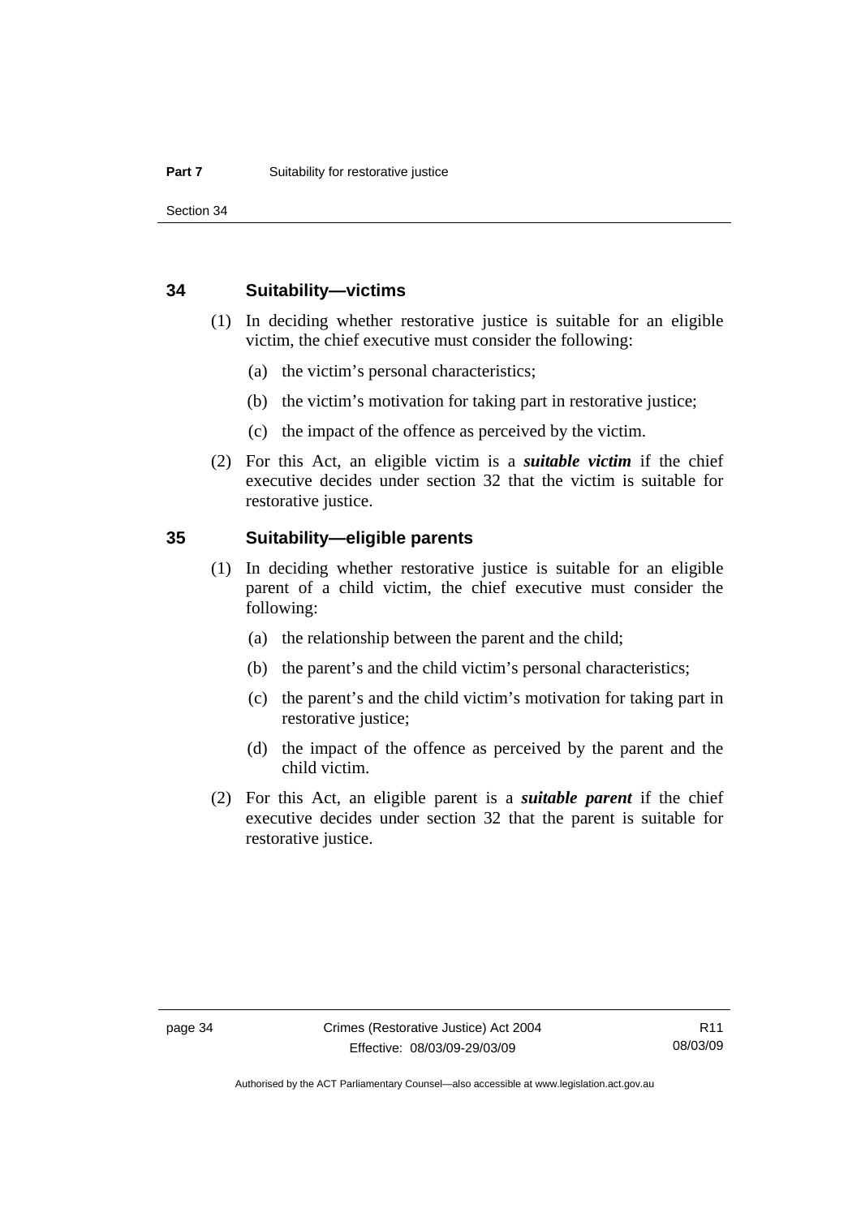## 34 Suitability—victims

(1) In deciding whether restorative justice is suitable for an eligible victim, the chief executive must consider the following:

(a) the victim's personal characteristics;

(b) the victim's motivation for taking part in restorative justice;

(c) the impact of the offence as perceived by the victim.

(2) For this Act, an eligible victim is a ***suitable victim*** if the chief executive decides under section 32 that the victim is suitable for restorative justice.

## 35 Suitability—eligible parents

(1) In deciding whether restorative justice is suitable for an eligible parent of a child victim, the chief executive must consider the following:

(a) the relationship between the parent and the child;

(b) the parent's and the child victim's personal characteristics;

(c) the parent's and the child victim's motivation for taking part in restorative justice;

(d) the impact of the offence as perceived by the parent and the child victim.

(2) For this Act, an eligible parent is a ***suitable parent*** if the chief executive decides under section 32 that the parent is suitable for restorative justice.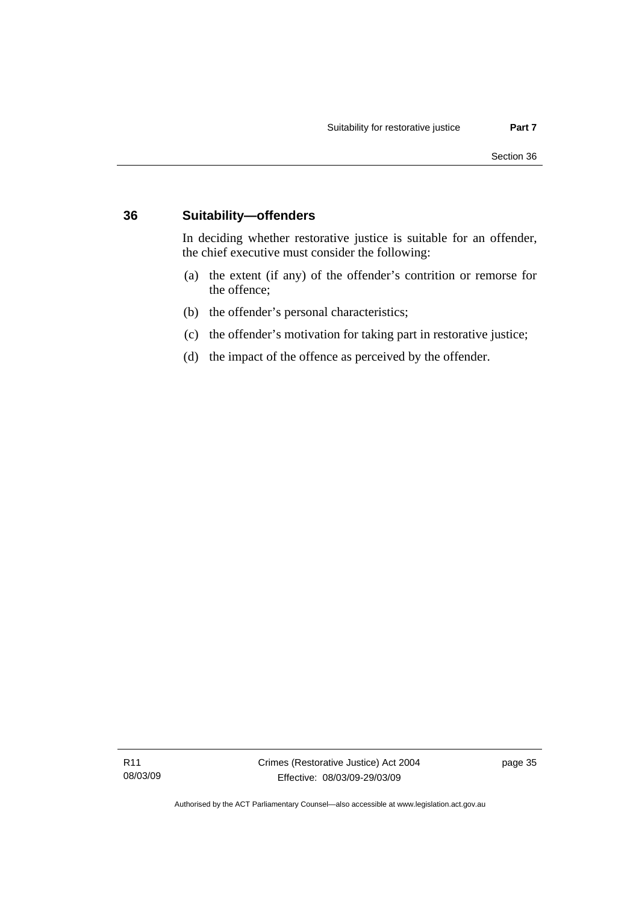## 36 Suitability—offenders

In deciding whether restorative justice is suitable for an offender, the chief executive must consider the following:

(a) the extent (if any) of the offender's contrition or remorse for the offence;

(b) the offender's personal characteristics;

(c) the offender's motivation for taking part in restorative justice;

(d) the impact of the offence as perceived by the offender.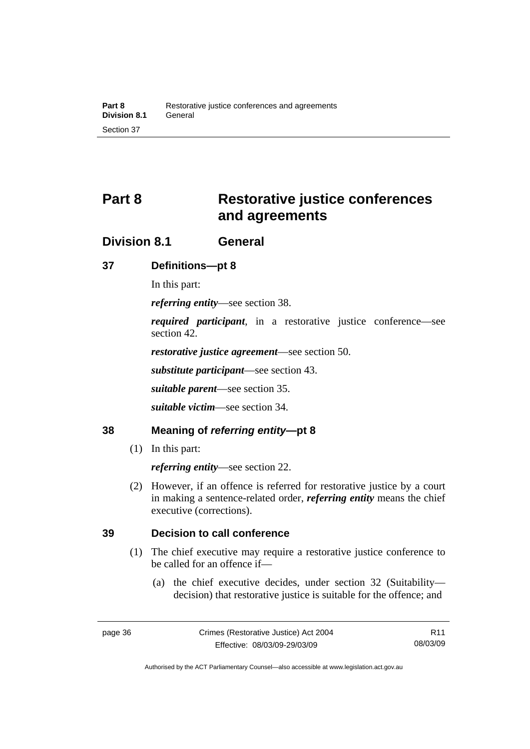# Part 8 Restorative justice conferences and agreements

## Division 8.1 General

### 37 Definitions—pt 8

In this part:

***referring entity***—see section 38.

***required participant***, in a restorative justice conference—see section 42.

***restorative justice agreement***—see section 50.

***substitute participant***—see section 43.

***suitable parent***—see section 35.

***suitable victim***—see section 34.

### 38 Meaning of *referring entity*—pt 8

(1) In this part:

***referring entity***—see section 22.

(2) However, if an offence is referred for restorative justice by a court in making a sentence-related order, ***referring entity*** means the chief executive (corrections).

### 39 Decision to call conference

(1) The chief executive may require a restorative justice conference to be called for an offence if—

(a) the chief executive decides, under section 32 (Suitability—decision) that restorative justice is suitable for the offence; and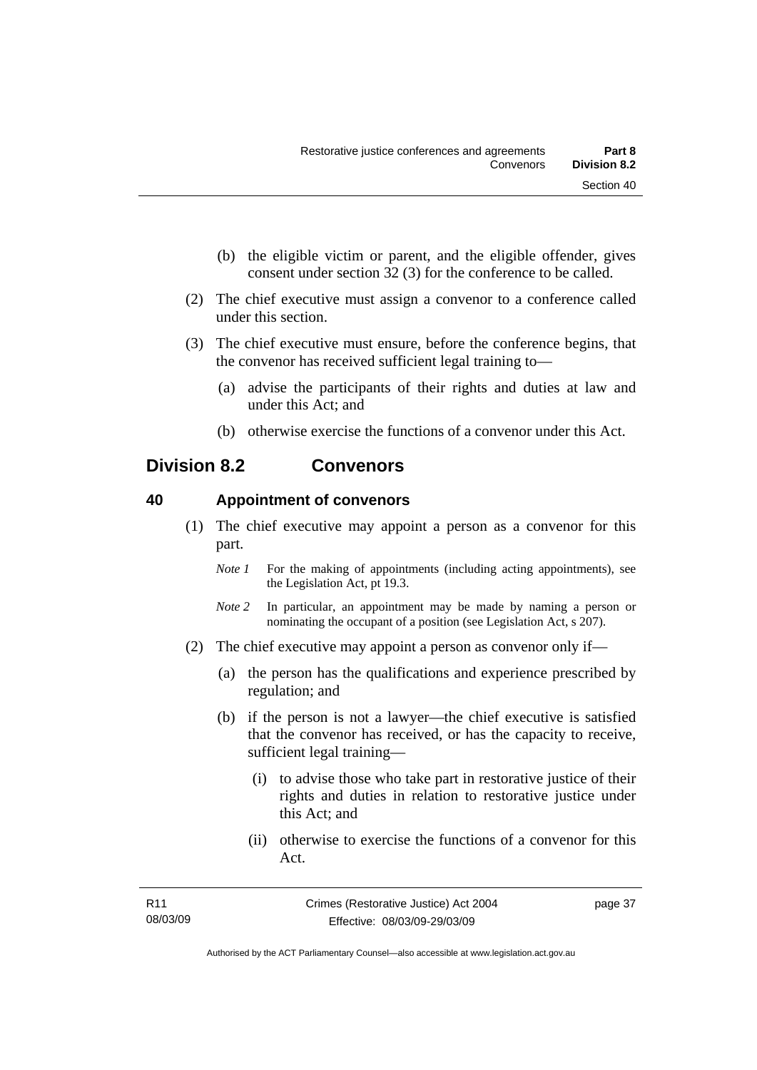(b) the eligible victim or parent, and the eligible offender, gives consent under section 32 (3) for the conference to be called.

(2) The chief executive must assign a convenor to a conference called under this section.

(3) The chief executive must ensure, before the conference begins, that the convenor has received sufficient legal training to—

(a) advise the participants of their rights and duties at law and under this Act; and

(b) otherwise exercise the functions of a convenor under this Act.

## Division 8.2 Convenors

### 40 Appointment of convenors

(1) The chief executive may appoint a person as a convenor for this part.

*Note 1* For the making of appointments (including acting appointments), see the Legislation Act, pt 19.3.

*Note 2* In particular, an appointment may be made by naming a person or nominating the occupant of a position (see Legislation Act, s 207).

(2) The chief executive may appoint a person as convenor only if—

(a) the person has the qualifications and experience prescribed by regulation; and

(b) if the person is not a lawyer—the chief executive is satisfied that the convenor has received, or has the capacity to receive, sufficient legal training—

(i) to advise those who take part in restorative justice of their rights and duties in relation to restorative justice under this Act; and

(ii) otherwise to exercise the functions of a convenor for this Act.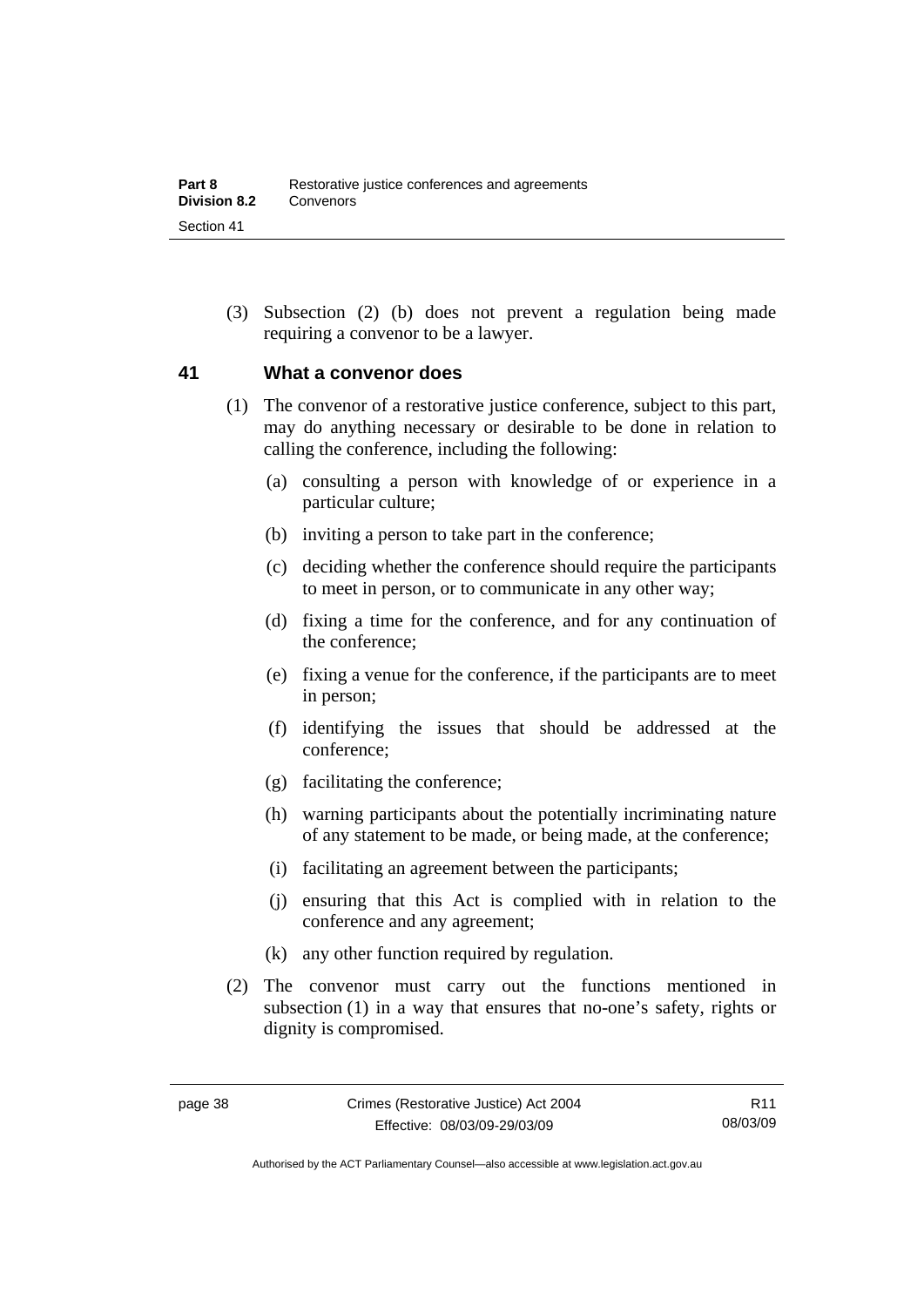(3) Subsection (2) (b) does not prevent a regulation being made requiring a convenor to be a lawyer.

## 41 What a convenor does

(1) The convenor of a restorative justice conference, subject to this part, may do anything necessary or desirable to be done in relation to calling the conference, including the following:

(a) consulting a person with knowledge of or experience in a particular culture;

(b) inviting a person to take part in the conference;

(c) deciding whether the conference should require the participants to meet in person, or to communicate in any other way;

(d) fixing a time for the conference, and for any continuation of the conference;

(e) fixing a venue for the conference, if the participants are to meet in person;

(f) identifying the issues that should be addressed at the conference;

(g) facilitating the conference;

(h) warning participants about the potentially incriminating nature of any statement to be made, or being made, at the conference;

(i) facilitating an agreement between the participants;

(j) ensuring that this Act is complied with in relation to the conference and any agreement;

(k) any other function required by regulation.

(2) The convenor must carry out the functions mentioned in subsection (1) in a way that ensures that no-one's safety, rights or dignity is compromised.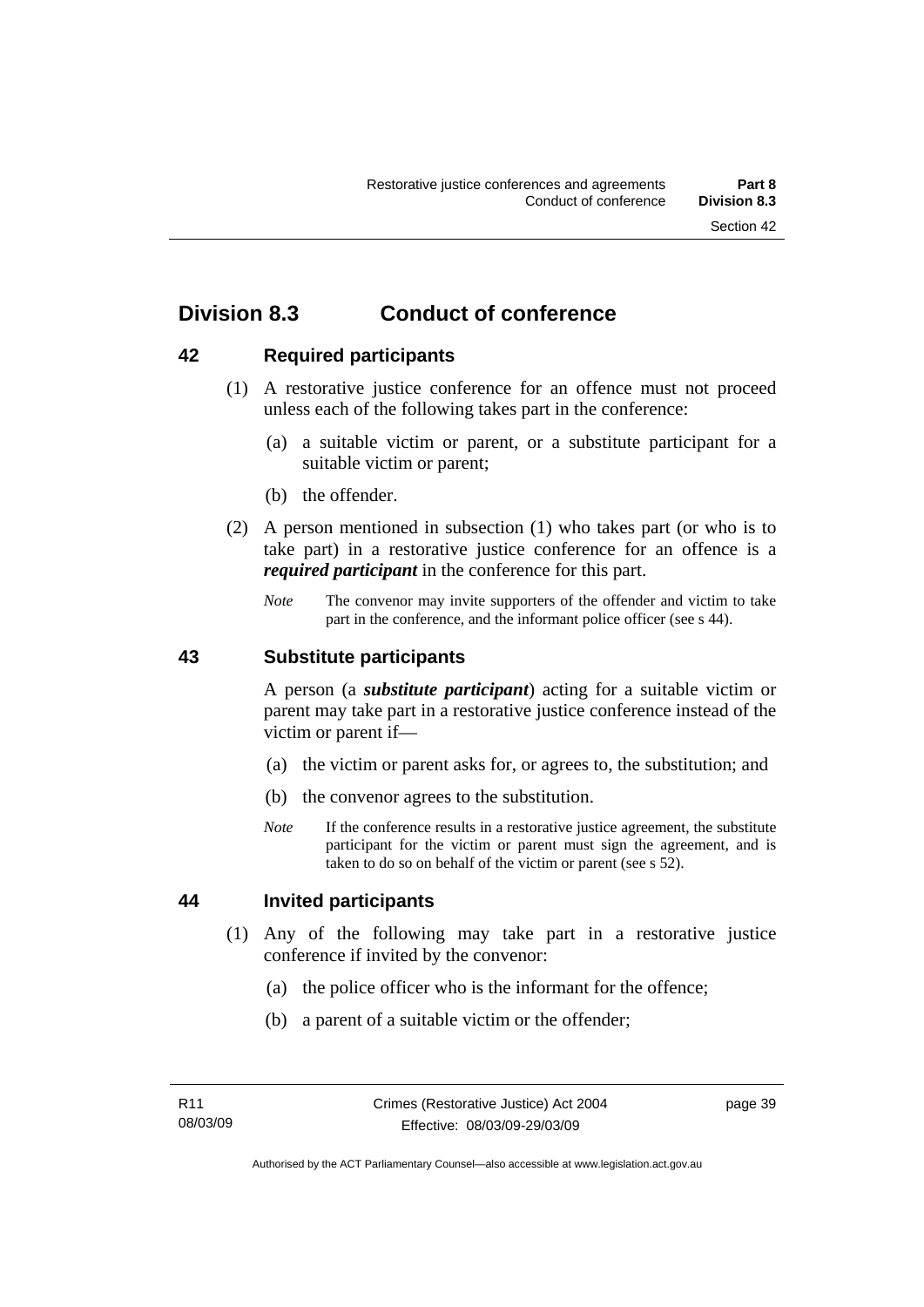## Division 8.3 Conduct of conference

### 42 Required participants

(1) A restorative justice conference for an offence must not proceed unless each of the following takes part in the conference:

(a) a suitable victim or parent, or a substitute participant for a suitable victim or parent;

(b) the offender.

(2) A person mentioned in subsection (1) who takes part (or who is to take part) in a restorative justice conference for an offence is a ***required participant*** in the conference for this part.

*Note* The convenor may invite supporters of the offender and victim to take part in the conference, and the informant police officer (see s 44).

### 43 Substitute participants

A person (a ***substitute participant***) acting for a suitable victim or parent may take part in a restorative justice conference instead of the victim or parent if—

(a) the victim or parent asks for, or agrees to, the substitution; and

(b) the convenor agrees to the substitution.

*Note* If the conference results in a restorative justice agreement, the substitute participant for the victim or parent must sign the agreement, and is taken to do so on behalf of the victim or parent (see s 52).

### 44 Invited participants

(1) Any of the following may take part in a restorative justice conference if invited by the convenor:

(a) the police officer who is the informant for the offence;

(b) a parent of a suitable victim or the offender;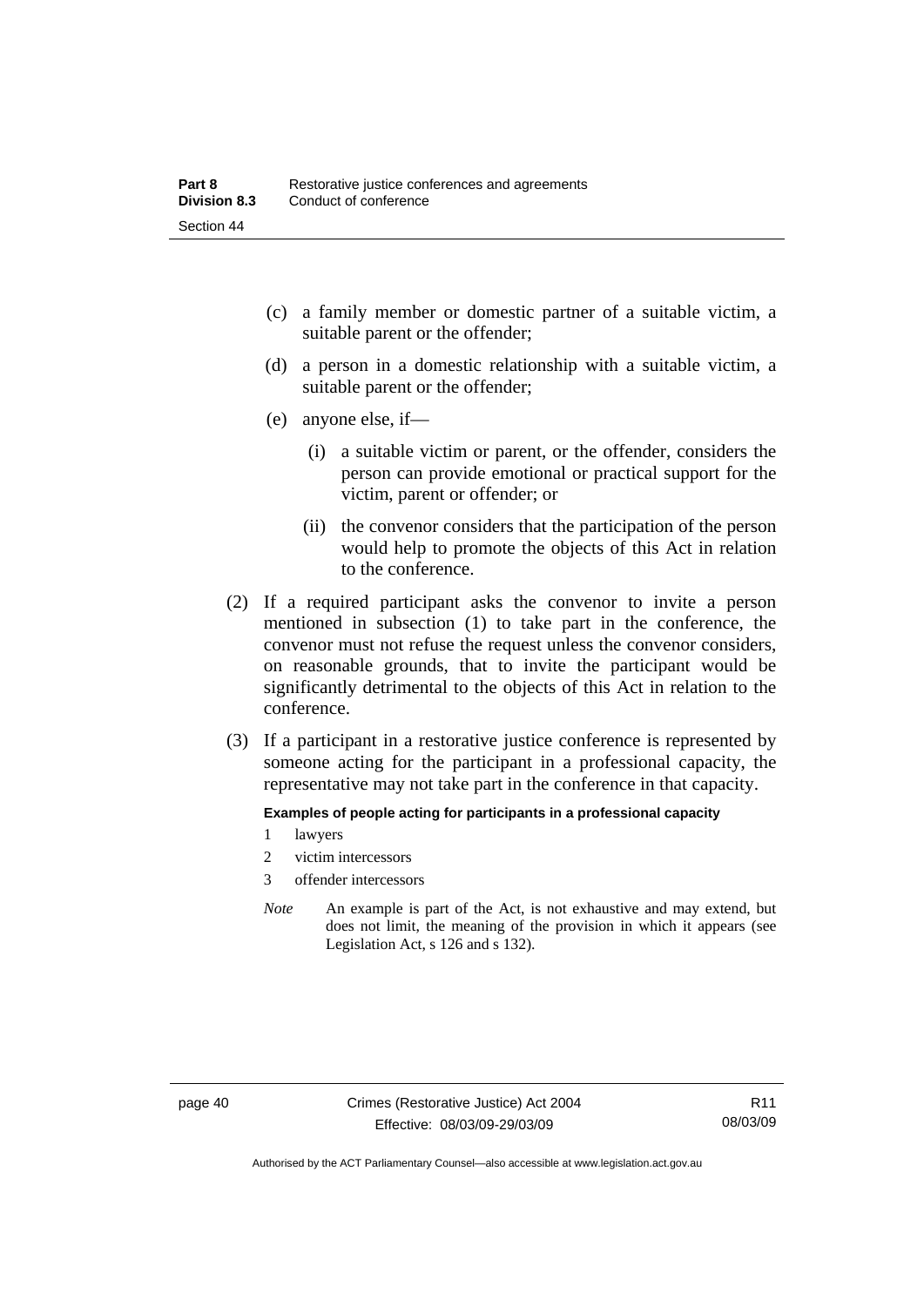(c) a family member or domestic partner of a suitable victim, a suitable parent or the offender;

(d) a person in a domestic relationship with a suitable victim, a suitable parent or the offender;

(e) anyone else, if—

(i) a suitable victim or parent, or the offender, considers the person can provide emotional or practical support for the victim, parent or offender; or

(ii) the convenor considers that the participation of the person would help to promote the objects of this Act in relation to the conference.

(2) If a required participant asks the convenor to invite a person mentioned in subsection (1) to take part in the conference, the convenor must not refuse the request unless the convenor considers, on reasonable grounds, that to invite the participant would be significantly detrimental to the objects of this Act in relation to the conference.

(3) If a participant in a restorative justice conference is represented by someone acting for the participant in a professional capacity, the representative may not take part in the conference in that capacity.

**Examples of people acting for participants in a professional capacity**

1 lawyers

2 victim intercessors

3 offender intercessors

*Note* An example is part of the Act, is not exhaustive and may extend, but does not limit, the meaning of the provision in which it appears (see Legislation Act, s 126 and s 132).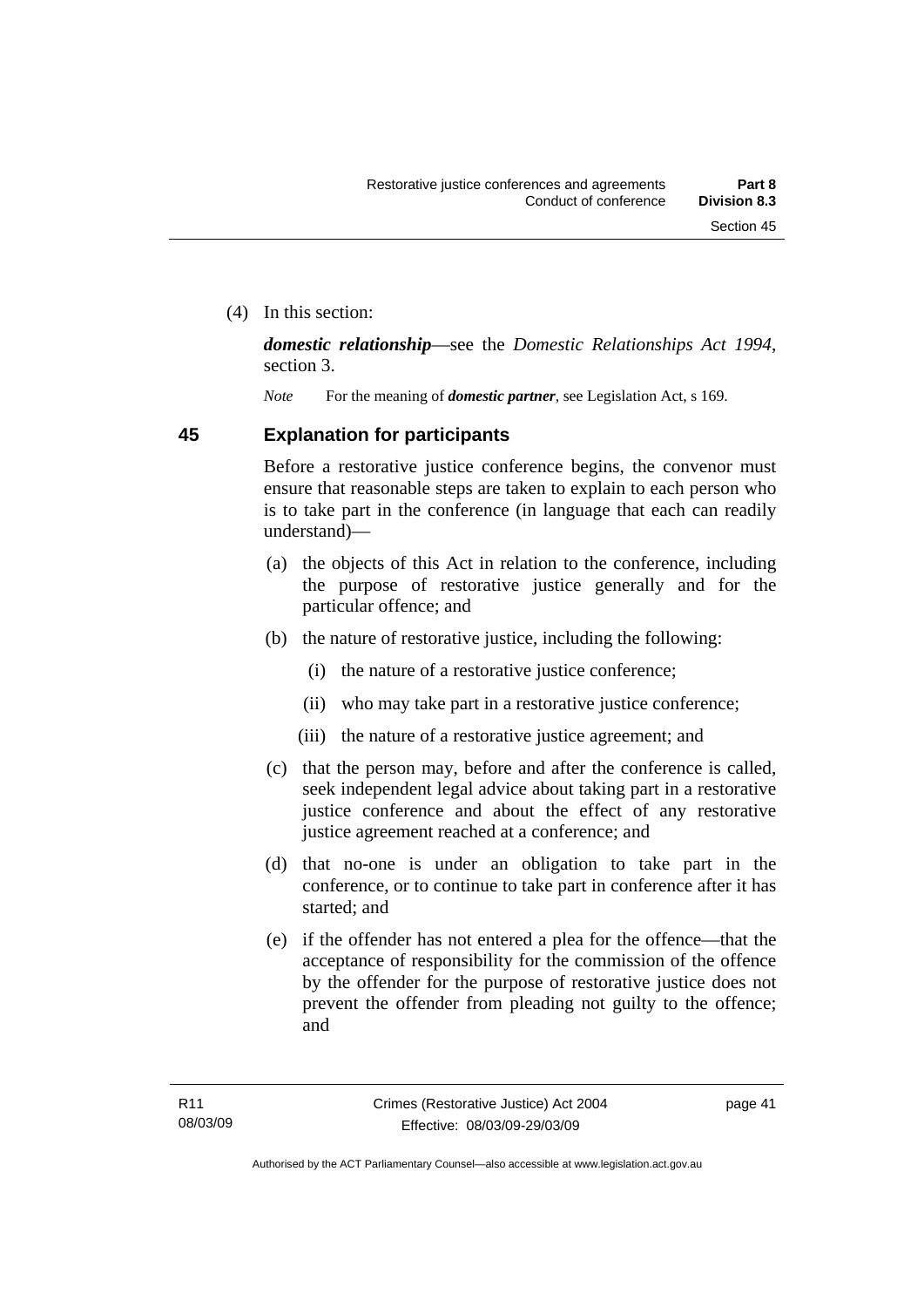(4) In this section:

***domestic relationship***—see the *Domestic Relationships Act 1994*, section 3.

*Note* For the meaning of ***domestic partner***, see Legislation Act, s 169.

## 45 Explanation for participants

Before a restorative justice conference begins, the convenor must ensure that reasonable steps are taken to explain to each person who is to take part in the conference (in language that each can readily understand)—

(a) the objects of this Act in relation to the conference, including the purpose of restorative justice generally and for the particular offence; and

(b) the nature of restorative justice, including the following:

(i) the nature of a restorative justice conference;

(ii) who may take part in a restorative justice conference;

(iii) the nature of a restorative justice agreement; and

(c) that the person may, before and after the conference is called, seek independent legal advice about taking part in a restorative justice conference and about the effect of any restorative justice agreement reached at a conference; and

(d) that no-one is under an obligation to take part in the conference, or to continue to take part in conference after it has started; and

(e) if the offender has not entered a plea for the offence—that the acceptance of responsibility for the commission of the offence by the offender for the purpose of restorative justice does not prevent the offender from pleading not guilty to the offence; and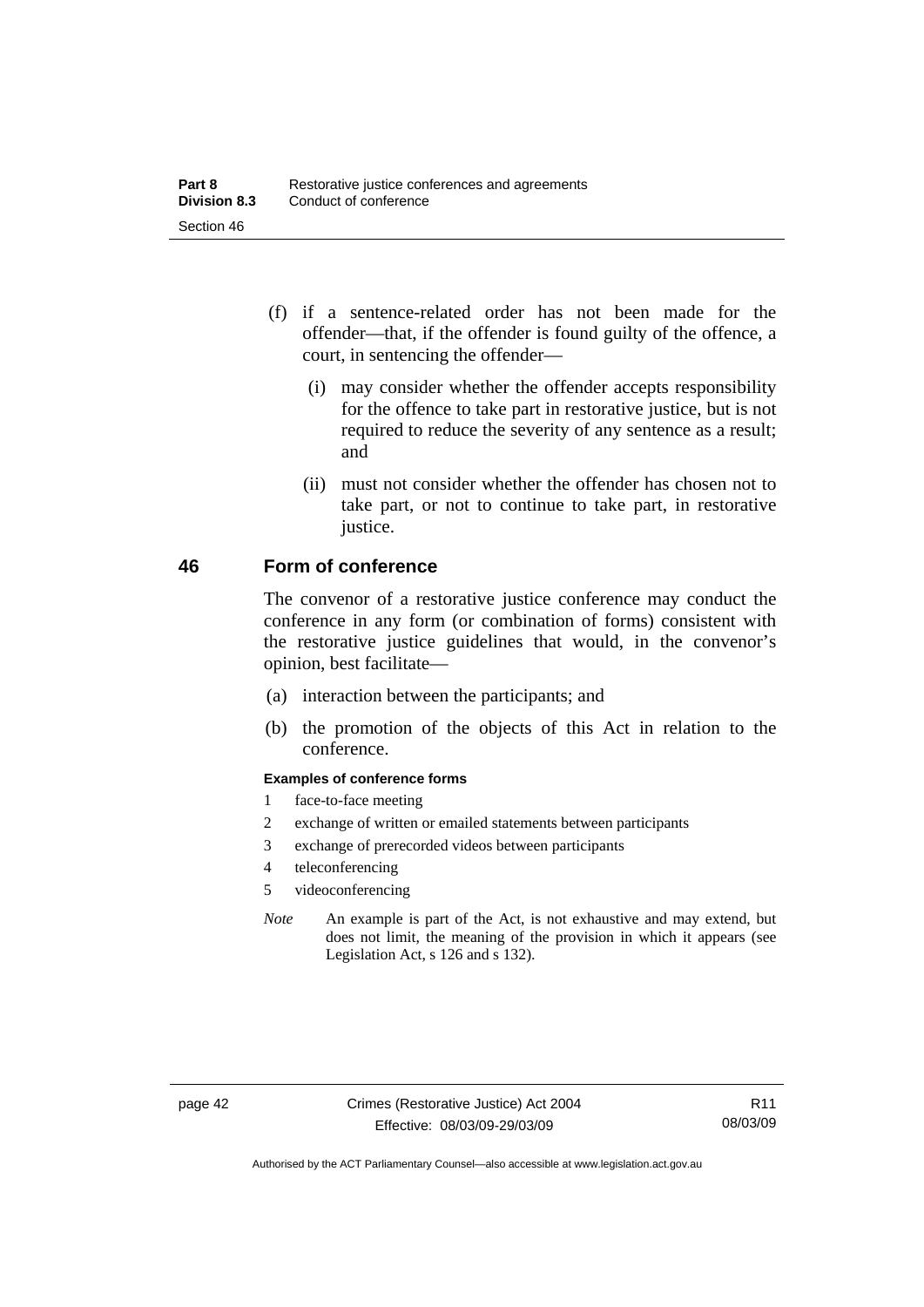(f) if a sentence-related order has not been made for the offender—that, if the offender is found guilty of the offence, a court, in sentencing the offender—

(i) may consider whether the offender accepts responsibility for the offence to take part in restorative justice, but is not required to reduce the severity of any sentence as a result; and

(ii) must not consider whether the offender has chosen not to take part, or not to continue to take part, in restorative justice.

## 46 Form of conference

The convenor of a restorative justice conference may conduct the conference in any form (or combination of forms) consistent with the restorative justice guidelines that would, in the convenor's opinion, best facilitate—

(a) interaction between the participants; and

(b) the promotion of the objects of this Act in relation to the conference.

**Examples of conference forms**

1 face-to-face meeting
2 exchange of written or emailed statements between participants
3 exchange of prerecorded videos between participants
4 teleconferencing
5 videoconferencing

*Note* An example is part of the Act, is not exhaustive and may extend, but does not limit, the meaning of the provision in which it appears (see Legislation Act, s 126 and s 132).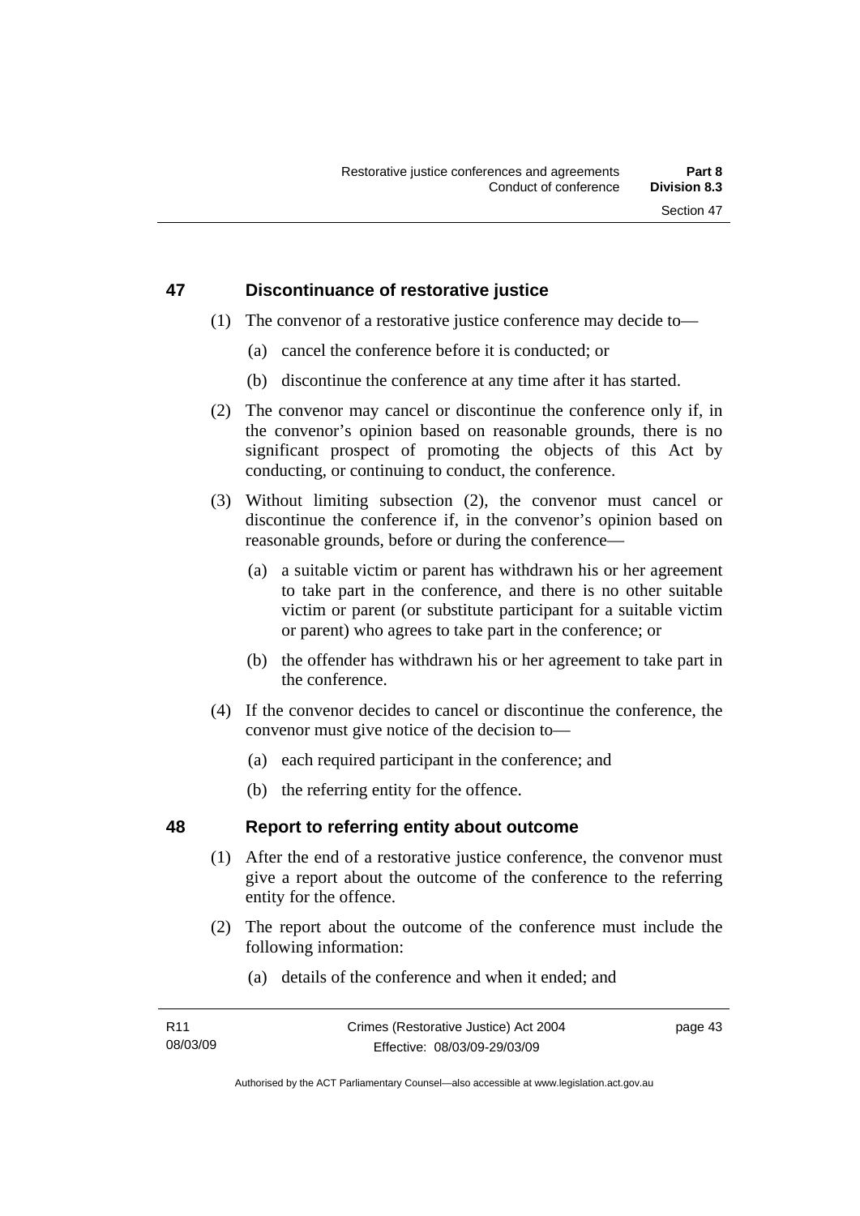## 47 Discontinuance of restorative justice

(1) The convenor of a restorative justice conference may decide to—

(a) cancel the conference before it is conducted; or

(b) discontinue the conference at any time after it has started.

(2) The convenor may cancel or discontinue the conference only if, in the convenor's opinion based on reasonable grounds, there is no significant prospect of promoting the objects of this Act by conducting, or continuing to conduct, the conference.

(3) Without limiting subsection (2), the convenor must cancel or discontinue the conference if, in the convenor's opinion based on reasonable grounds, before or during the conference—

(a) a suitable victim or parent has withdrawn his or her agreement to take part in the conference, and there is no other suitable victim or parent (or substitute participant for a suitable victim or parent) who agrees to take part in the conference; or

(b) the offender has withdrawn his or her agreement to take part in the conference.

(4) If the convenor decides to cancel or discontinue the conference, the convenor must give notice of the decision to—

(a) each required participant in the conference; and

(b) the referring entity for the offence.

## 48 Report to referring entity about outcome

(1) After the end of a restorative justice conference, the convenor must give a report about the outcome of the conference to the referring entity for the offence.

(2) The report about the outcome of the conference must include the following information:

(a) details of the conference and when it ended; and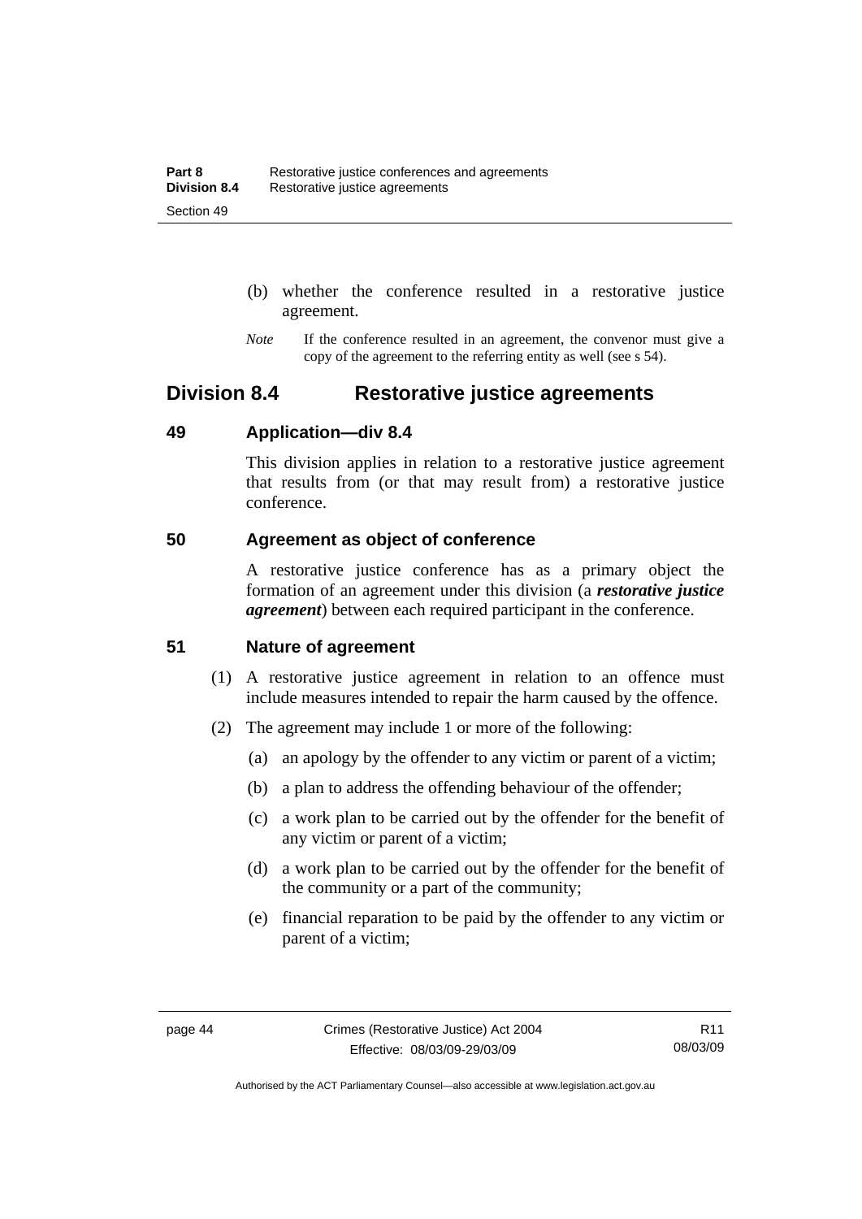(b) whether the conference resulted in a restorative justice agreement.

*Note* If the conference resulted in an agreement, the convenor must give a copy of the agreement to the referring entity as well (see s 54).

## Division 8.4 Restorative justice agreements

### 49 Application—div 8.4

This division applies in relation to a restorative justice agreement that results from (or that may result from) a restorative justice conference.

### 50 Agreement as object of conference

A restorative justice conference has as a primary object the formation of an agreement under this division (a ***restorative justice agreement***) between each required participant in the conference.

### 51 Nature of agreement

(1) A restorative justice agreement in relation to an offence must include measures intended to repair the harm caused by the offence.

(2) The agreement may include 1 or more of the following:

(a) an apology by the offender to any victim or parent of a victim;

(b) a plan to address the offending behaviour of the offender;

(c) a work plan to be carried out by the offender for the benefit of any victim or parent of a victim;

(d) a work plan to be carried out by the offender for the benefit of the community or a part of the community;

(e) financial reparation to be paid by the offender to any victim or parent of a victim;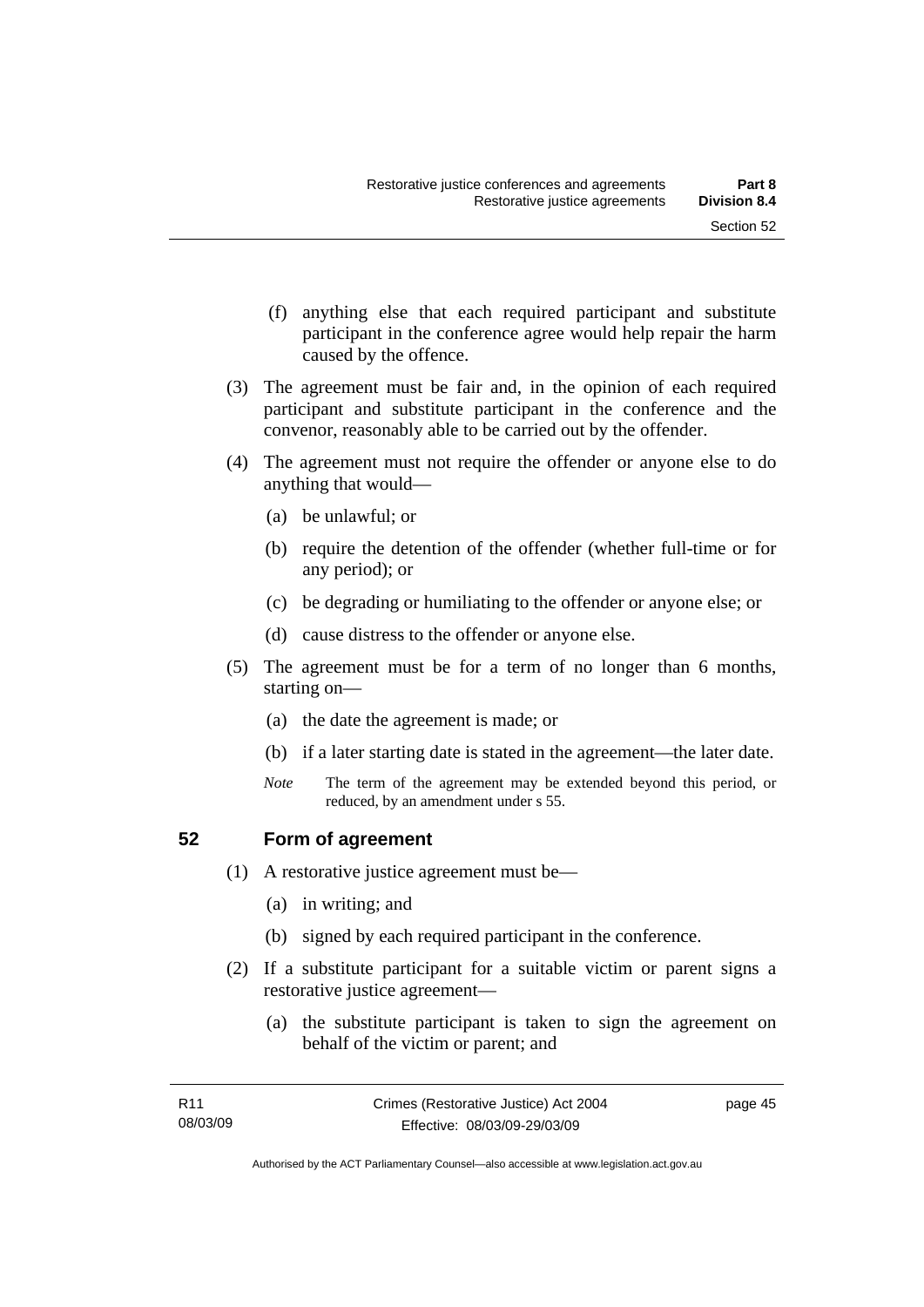(f) anything else that each required participant and substitute participant in the conference agree would help repair the harm caused by the offence.

(3) The agreement must be fair and, in the opinion of each required participant and substitute participant in the conference and the convenor, reasonably able to be carried out by the offender.

(4) The agreement must not require the offender or anyone else to do anything that would—

(a) be unlawful; or

(b) require the detention of the offender (whether full-time or for any period); or

(c) be degrading or humiliating to the offender or anyone else; or

(d) cause distress to the offender or anyone else.

(5) The agreement must be for a term of no longer than 6 months, starting on—

(a) the date the agreement is made; or

(b) if a later starting date is stated in the agreement—the later date.

*Note* The term of the agreement may be extended beyond this period, or reduced, by an amendment under s 55.

## 52 Form of agreement

(1) A restorative justice agreement must be—

(a) in writing; and

(b) signed by each required participant in the conference.

(2) If a substitute participant for a suitable victim or parent signs a restorative justice agreement—

(a) the substitute participant is taken to sign the agreement on behalf of the victim or parent; and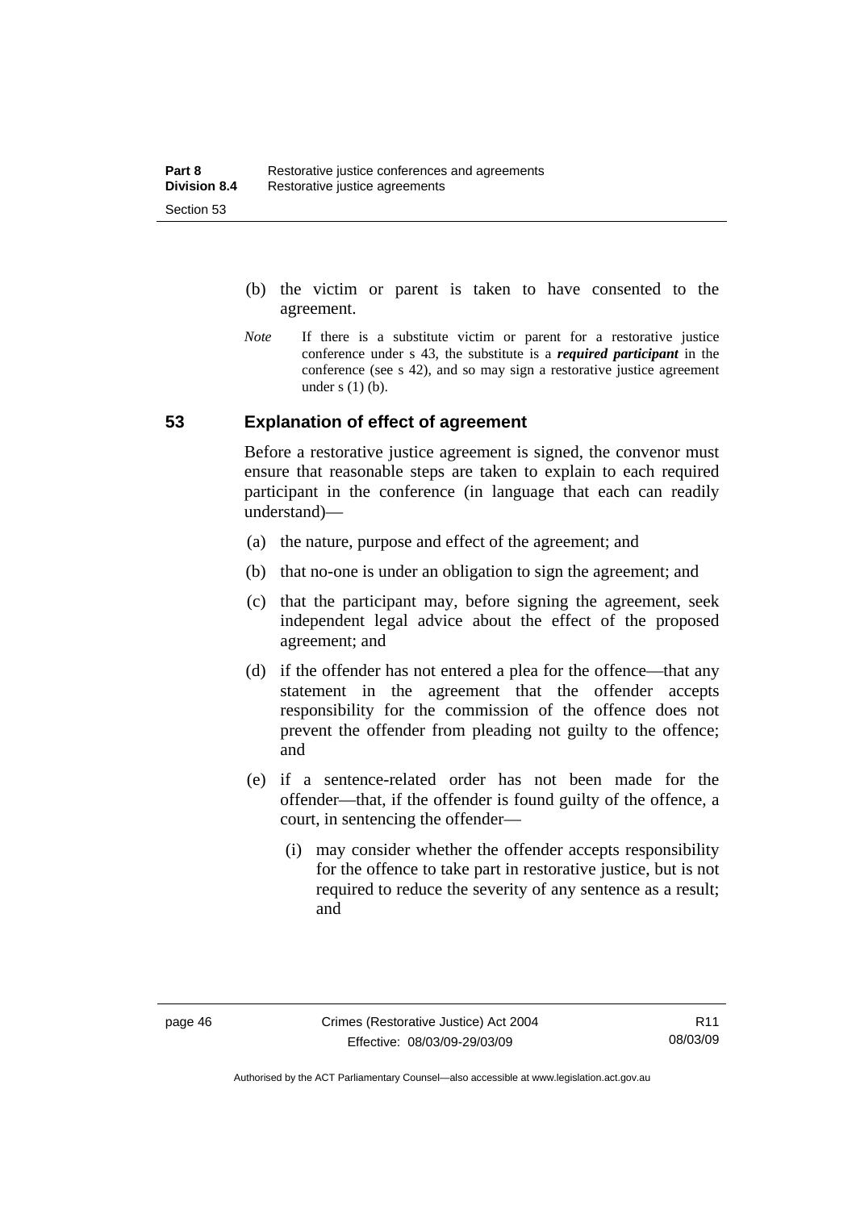(b) the victim or parent is taken to have consented to the agreement.

*Note* If there is a substitute victim or parent for a restorative justice conference under s 43, the substitute is a ***required participant*** in the conference (see s 42), and so may sign a restorative justice agreement under s (1) (b).

## 53 Explanation of effect of agreement

Before a restorative justice agreement is signed, the convenor must ensure that reasonable steps are taken to explain to each required participant in the conference (in language that each can readily understand)—

(a) the nature, purpose and effect of the agreement; and

(b) that no-one is under an obligation to sign the agreement; and

(c) that the participant may, before signing the agreement, seek independent legal advice about the effect of the proposed agreement; and

(d) if the offender has not entered a plea for the offence—that any statement in the agreement that the offender accepts responsibility for the commission of the offence does not prevent the offender from pleading not guilty to the offence; and

(e) if a sentence-related order has not been made for the offender—that, if the offender is found guilty of the offence, a court, in sentencing the offender—

(i) may consider whether the offender accepts responsibility for the offence to take part in restorative justice, but is not required to reduce the severity of any sentence as a result; and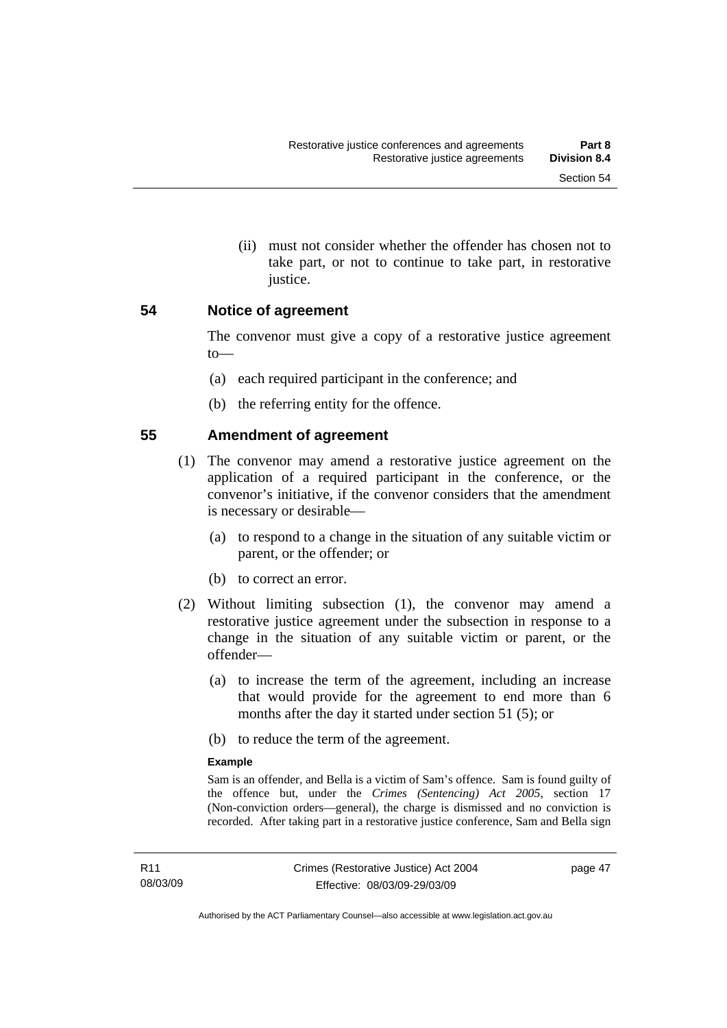(ii) must not consider whether the offender has chosen not to take part, or not to continue to take part, in restorative justice.

## 54 Notice of agreement

The convenor must give a copy of a restorative justice agreement to—

(a) each required participant in the conference; and

(b) the referring entity for the offence.

## 55 Amendment of agreement

(1) The convenor may amend a restorative justice agreement on the application of a required participant in the conference, or the convenor's initiative, if the convenor considers that the amendment is necessary or desirable—

(a) to respond to a change in the situation of any suitable victim or parent, or the offender; or

(b) to correct an error.

(2) Without limiting subsection (1), the convenor may amend a restorative justice agreement under the subsection in response to a change in the situation of any suitable victim or parent, or the offender—

(a) to increase the term of the agreement, including an increase that would provide for the agreement to end more than 6 months after the day it started under section 51 (5); or

(b) to reduce the term of the agreement.

**Example**

Sam is an offender, and Bella is a victim of Sam's offence. Sam is found guilty of the offence but, under the *Crimes (Sentencing) Act 2005*, section 17 (Non-conviction orders—general), the charge is dismissed and no conviction is recorded. After taking part in a restorative justice conference, Sam and Bella sign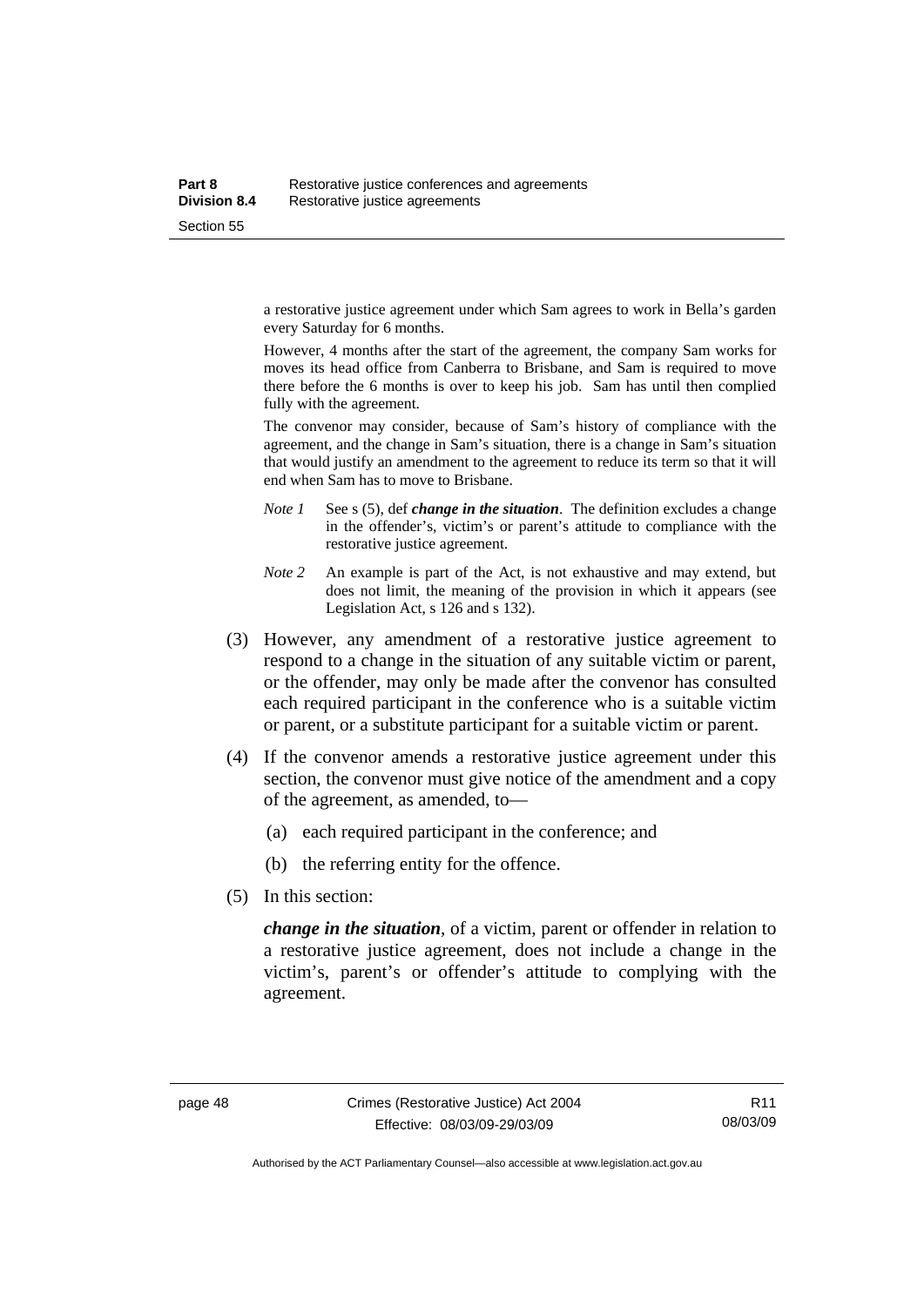a restorative justice agreement under which Sam agrees to work in Bella's garden every Saturday for 6 months.

However, 4 months after the start of the agreement, the company Sam works for moves its head office from Canberra to Brisbane, and Sam is required to move there before the 6 months is over to keep his job. Sam has until then complied fully with the agreement.

The convenor may consider, because of Sam's history of compliance with the agreement, and the change in Sam's situation, there is a change in Sam's situation that would justify an amendment to the agreement to reduce its term so that it will end when Sam has to move to Brisbane.

*Note 1* See s (5), def ***change in the situation***. The definition excludes a change in the offender's, victim's or parent's attitude to compliance with the restorative justice agreement.

*Note 2* An example is part of the Act, is not exhaustive and may extend, but does not limit, the meaning of the provision in which it appears (see Legislation Act, s 126 and s 132).

(3) However, any amendment of a restorative justice agreement to respond to a change in the situation of any suitable victim or parent, or the offender, may only be made after the convenor has consulted each required participant in the conference who is a suitable victim or parent, or a substitute participant for a suitable victim or parent.

(4) If the convenor amends a restorative justice agreement under this section, the convenor must give notice of the amendment and a copy of the agreement, as amended, to—

(a) each required participant in the conference; and

(b) the referring entity for the offence.

(5) In this section:

***change in the situation***, of a victim, parent or offender in relation to a restorative justice agreement, does not include a change in the victim's, parent's or offender's attitude to complying with the agreement.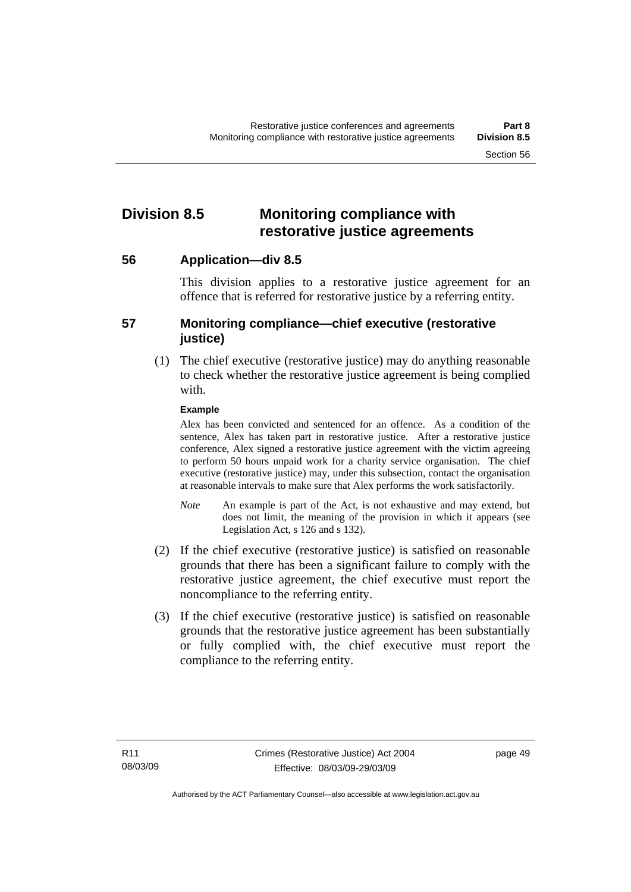## Division 8.5 Monitoring compliance with restorative justice agreements

### 56 Application—div 8.5

This division applies to a restorative justice agreement for an offence that is referred for restorative justice by a referring entity.

### 57 Monitoring compliance—chief executive (restorative justice)

(1) The chief executive (restorative justice) may do anything reasonable to check whether the restorative justice agreement is being complied with.

**Example**

Alex has been convicted and sentenced for an offence. As a condition of the sentence, Alex has taken part in restorative justice. After a restorative justice conference, Alex signed a restorative justice agreement with the victim agreeing to perform 50 hours unpaid work for a charity service organisation. The chief executive (restorative justice) may, under this subsection, contact the organisation at reasonable intervals to make sure that Alex performs the work satisfactorily.

*Note* An example is part of the Act, is not exhaustive and may extend, but does not limit, the meaning of the provision in which it appears (see Legislation Act, s 126 and s 132).

(2) If the chief executive (restorative justice) is satisfied on reasonable grounds that there has been a significant failure to comply with the restorative justice agreement, the chief executive must report the noncompliance to the referring entity.

(3) If the chief executive (restorative justice) is satisfied on reasonable grounds that the restorative justice agreement has been substantially or fully complied with, the chief executive must report the compliance to the referring entity.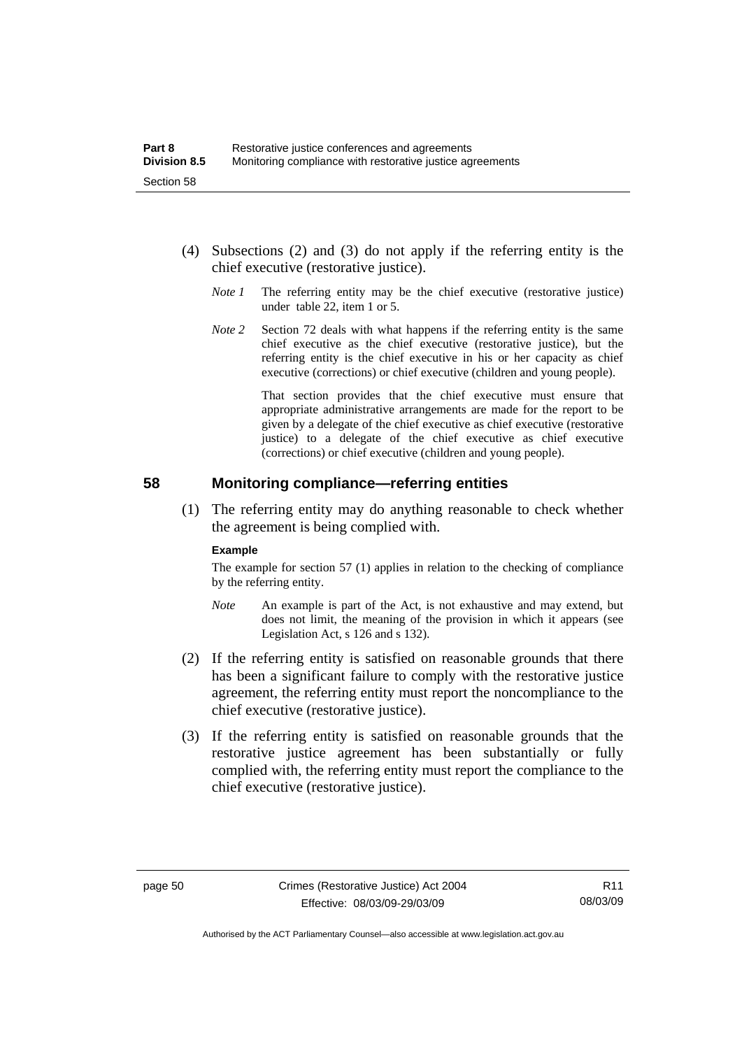(4) Subsections (2) and (3) do not apply if the referring entity is the chief executive (restorative justice).

*Note 1* The referring entity may be the chief executive (restorative justice) under table 22, item 1 or 5.

*Note 2* Section 72 deals with what happens if the referring entity is the same chief executive as the chief executive (restorative justice), but the referring entity is the chief executive in his or her capacity as chief executive (corrections) or chief executive (children and young people).

That section provides that the chief executive must ensure that appropriate administrative arrangements are made for the report to be given by a delegate of the chief executive as chief executive (restorative justice) to a delegate of the chief executive as chief executive (corrections) or chief executive (children and young people).

## 58 Monitoring compliance—referring entities

(1) The referring entity may do anything reasonable to check whether the agreement is being complied with.

**Example**

The example for section 57 (1) applies in relation to the checking of compliance by the referring entity.

*Note* An example is part of the Act, is not exhaustive and may extend, but does not limit, the meaning of the provision in which it appears (see Legislation Act, s 126 and s 132).

(2) If the referring entity is satisfied on reasonable grounds that there has been a significant failure to comply with the restorative justice agreement, the referring entity must report the noncompliance to the chief executive (restorative justice).

(3) If the referring entity is satisfied on reasonable grounds that the restorative justice agreement has been substantially or fully complied with, the referring entity must report the compliance to the chief executive (restorative justice).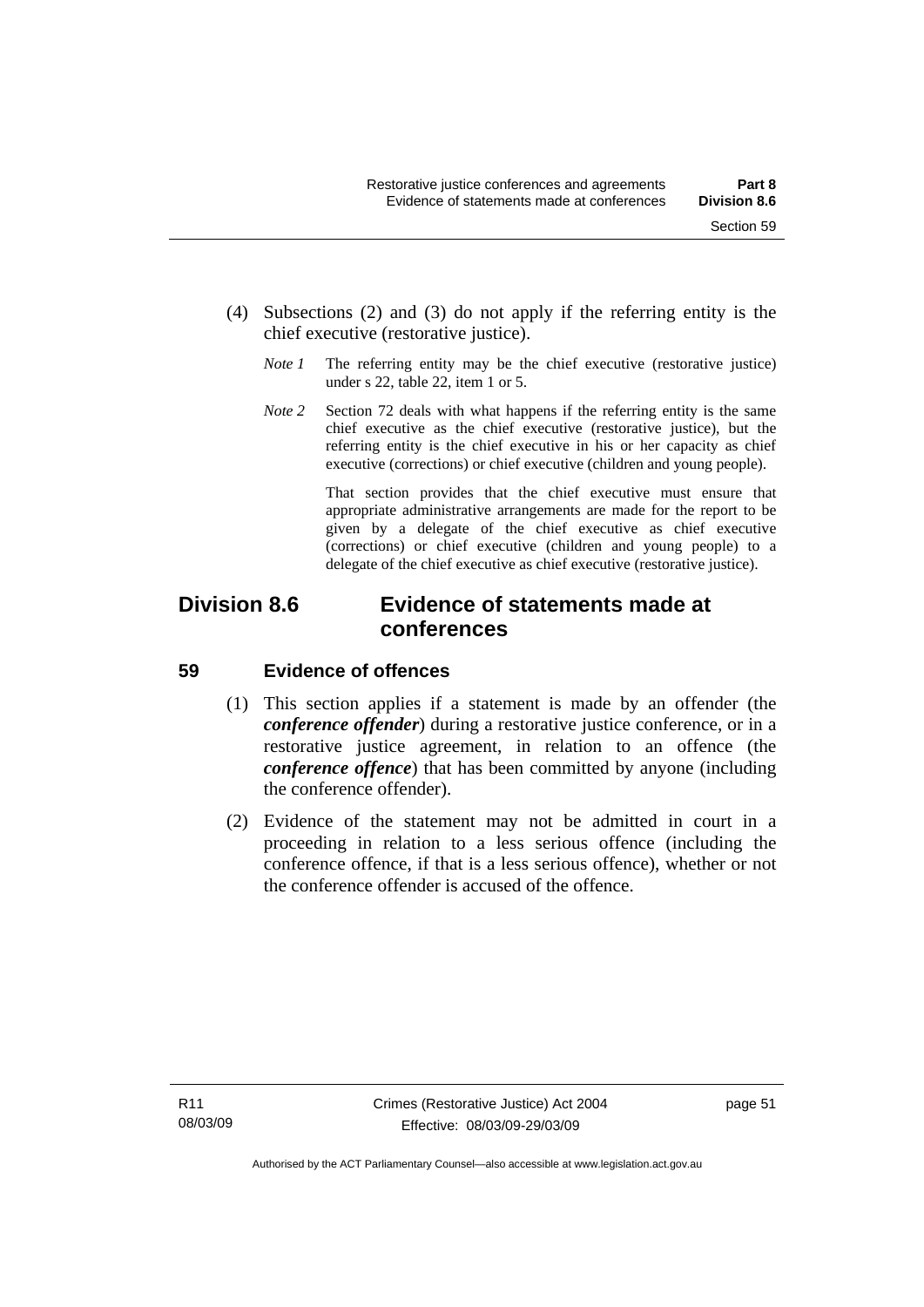(4) Subsections (2) and (3) do not apply if the referring entity is the chief executive (restorative justice).

*Note 1* The referring entity may be the chief executive (restorative justice) under s 22, table 22, item 1 or 5.

*Note 2* Section 72 deals with what happens if the referring entity is the same chief executive as the chief executive (restorative justice), but the referring entity is the chief executive in his or her capacity as chief executive (corrections) or chief executive (children and young people).

That section provides that the chief executive must ensure that appropriate administrative arrangements are made for the report to be given by a delegate of the chief executive as chief executive (corrections) or chief executive (children and young people) to a delegate of the chief executive as chief executive (restorative justice).

## Division 8.6 Evidence of statements made at conferences

### 59 Evidence of offences

(1) This section applies if a statement is made by an offender (the ***conference offender***) during a restorative justice conference, or in a restorative justice agreement, in relation to an offence (the ***conference offence***) that has been committed by anyone (including the conference offender).

(2) Evidence of the statement may not be admitted in court in a proceeding in relation to a less serious offence (including the conference offence, if that is a less serious offence), whether or not the conference offender is accused of the offence.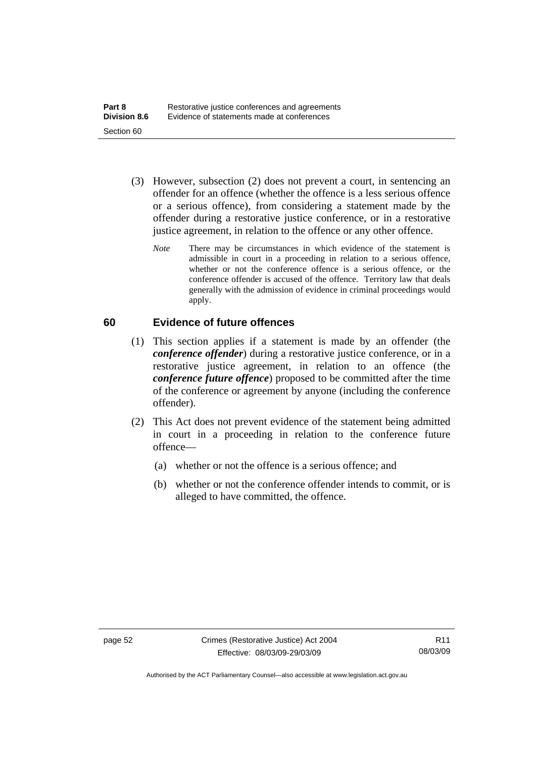(3) However, subsection (2) does not prevent a court, in sentencing an offender for an offence (whether the offence is a less serious offence or a serious offence), from considering a statement made by the offender during a restorative justice conference, or in a restorative justice agreement, in relation to the offence or any other offence.

*Note* There may be circumstances in which evidence of the statement is admissible in court in a proceeding in relation to a serious offence, whether or not the conference offence is a serious offence, or the conference offender is accused of the offence. Territory law that deals generally with the admission of evidence in criminal proceedings would apply.

## 60 Evidence of future offences

(1) This section applies if a statement is made by an offender (the ***conference offender***) during a restorative justice conference, or in a restorative justice agreement, in relation to an offence (the ***conference future offence***) proposed to be committed after the time of the conference or agreement by anyone (including the conference offender).

(2) This Act does not prevent evidence of the statement being admitted in court in a proceeding in relation to the conference future offence—

(a) whether or not the offence is a serious offence; and

(b) whether or not the conference offender intends to commit, or is alleged to have committed, the offence.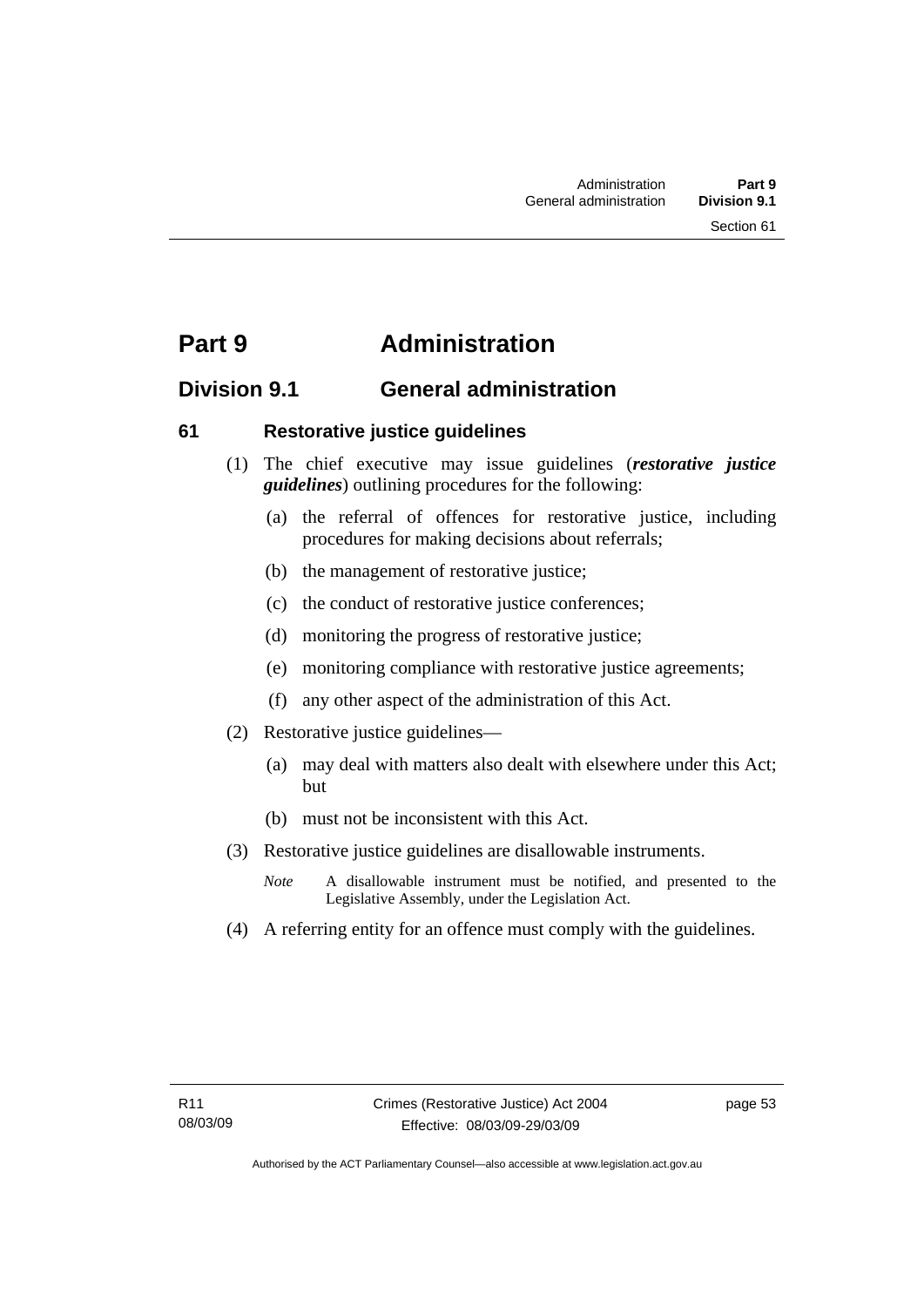# Part 9 Administration

## Division 9.1 General administration

### 61 Restorative justice guidelines

(1) The chief executive may issue guidelines (***restorative justice guidelines***) outlining procedures for the following:

(a) the referral of offences for restorative justice, including procedures for making decisions about referrals;

(b) the management of restorative justice;

(c) the conduct of restorative justice conferences;

(d) monitoring the progress of restorative justice;

(e) monitoring compliance with restorative justice agreements;

(f) any other aspect of the administration of this Act.

(2) Restorative justice guidelines—

(a) may deal with matters also dealt with elsewhere under this Act; but

(b) must not be inconsistent with this Act.

(3) Restorative justice guidelines are disallowable instruments.

*Note* A disallowable instrument must be notified, and presented to the Legislative Assembly, under the Legislation Act.

(4) A referring entity for an offence must comply with the guidelines.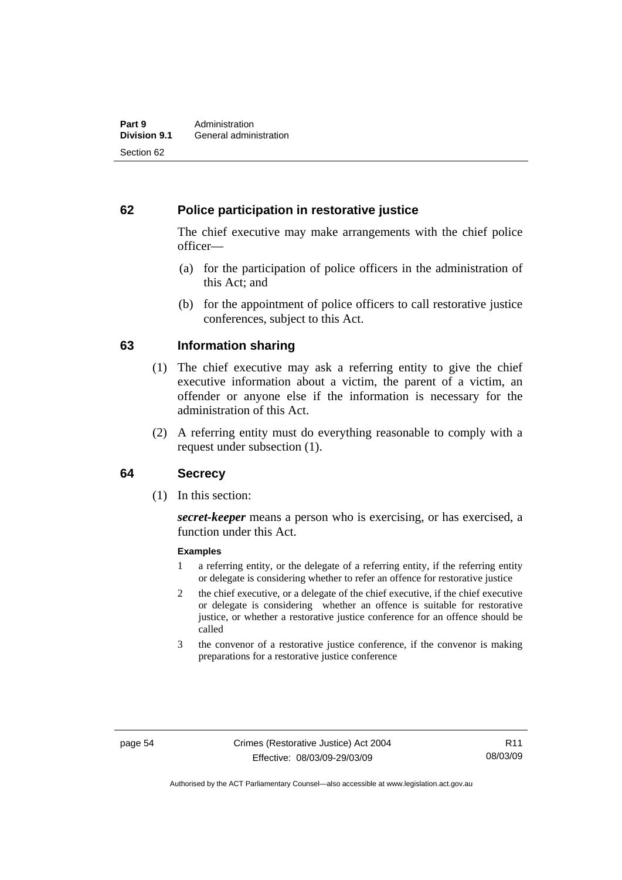## 62 Police participation in restorative justice

The chief executive may make arrangements with the chief police officer—

(a) for the participation of police officers in the administration of this Act; and

(b) for the appointment of police officers to call restorative justice conferences, subject to this Act.

## 63 Information sharing

(1) The chief executive may ask a referring entity to give the chief executive information about a victim, the parent of a victim, an offender or anyone else if the information is necessary for the administration of this Act.

(2) A referring entity must do everything reasonable to comply with a request under subsection (1).

## 64 Secrecy

(1) In this section:

***secret-keeper*** means a person who is exercising, or has exercised, a function under this Act.

**Examples**

1 a referring entity, or the delegate of a referring entity, if the referring entity or delegate is considering whether to refer an offence for restorative justice

2 the chief executive, or a delegate of the chief executive, if the chief executive or delegate is considering whether an offence is suitable for restorative justice, or whether a restorative justice conference for an offence should be called

3 the convenor of a restorative justice conference, if the convenor is making preparations for a restorative justice conference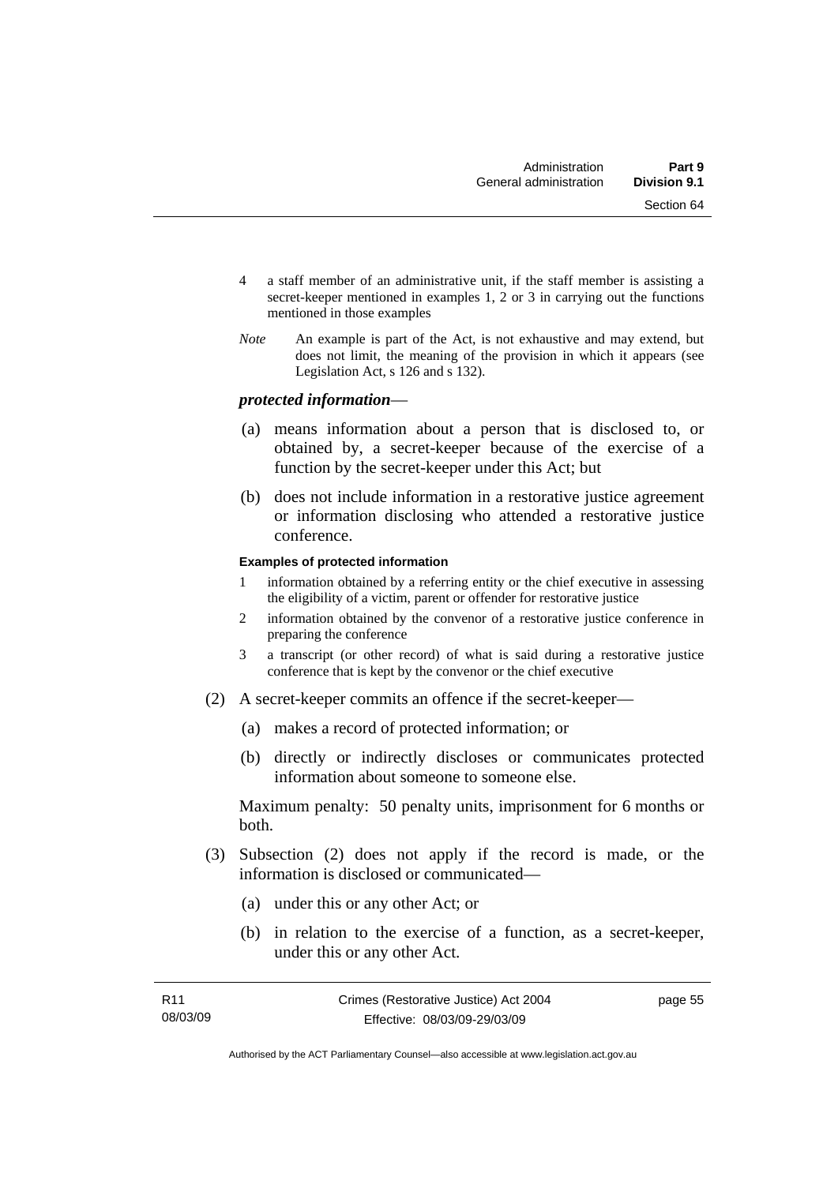4 a staff member of an administrative unit, if the staff member is assisting a secret-keeper mentioned in examples 1, 2 or 3 in carrying out the functions mentioned in those examples

*Note* An example is part of the Act, is not exhaustive and may extend, but does not limit, the meaning of the provision in which it appears (see Legislation Act, s 126 and s 132).

***protected information***—

(a) means information about a person that is disclosed to, or obtained by, a secret-keeper because of the exercise of a function by the secret-keeper under this Act; but

(b) does not include information in a restorative justice agreement or information disclosing who attended a restorative justice conference.

**Examples of protected information**

1 information obtained by a referring entity or the chief executive in assessing the eligibility of a victim, parent or offender for restorative justice

2 information obtained by the convenor of a restorative justice conference in preparing the conference

3 a transcript (or other record) of what is said during a restorative justice conference that is kept by the convenor or the chief executive

(2) A secret-keeper commits an offence if the secret-keeper—

(a) makes a record of protected information; or

(b) directly or indirectly discloses or communicates protected information about someone to someone else.

Maximum penalty: 50 penalty units, imprisonment for 6 months or both.

(3) Subsection (2) does not apply if the record is made, or the information is disclosed or communicated—

(a) under this or any other Act; or

(b) in relation to the exercise of a function, as a secret-keeper, under this or any other Act.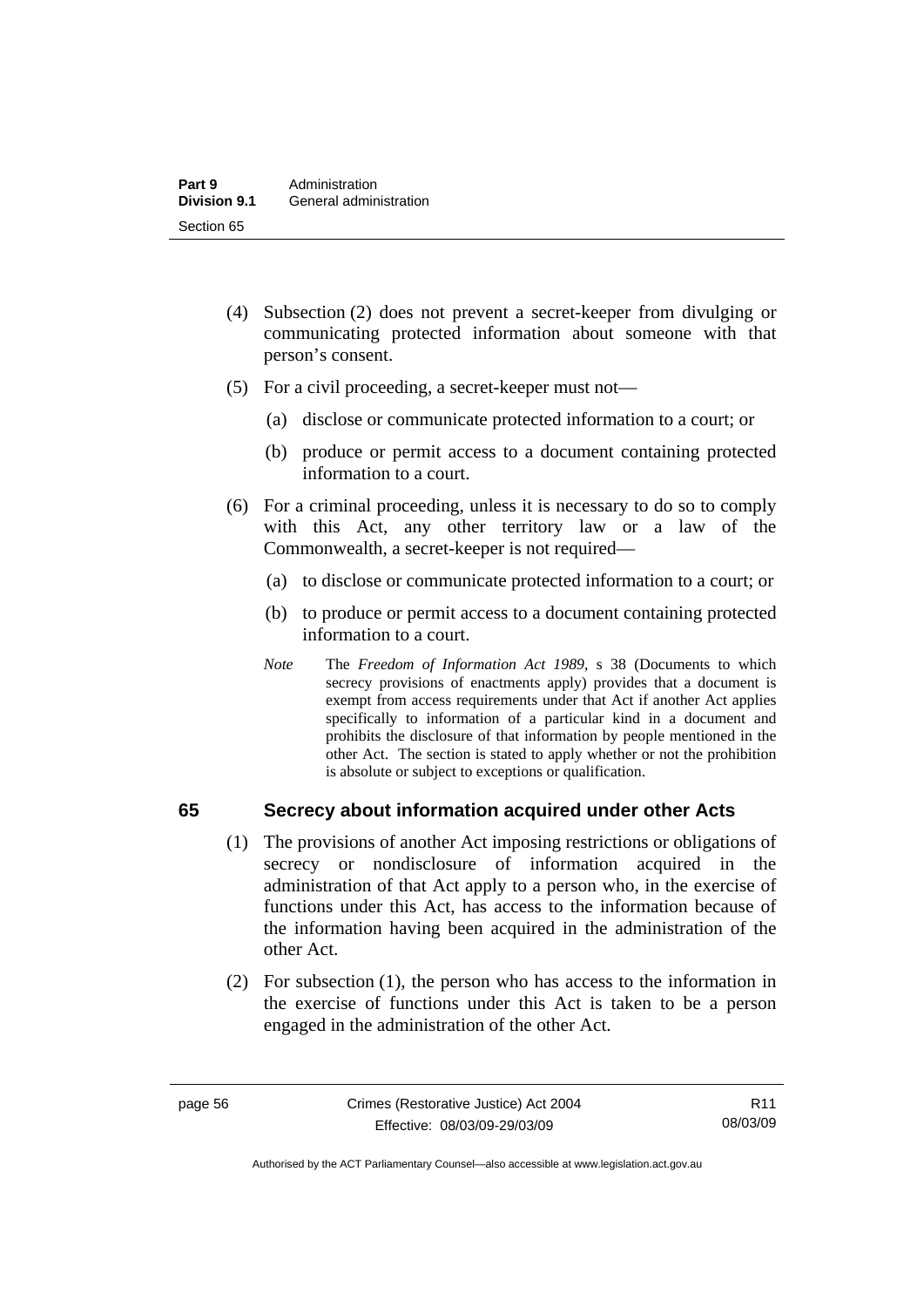(4) Subsection (2) does not prevent a secret-keeper from divulging or communicating protected information about someone with that person's consent.

(5) For a civil proceeding, a secret-keeper must not—

(a) disclose or communicate protected information to a court; or

(b) produce or permit access to a document containing protected information to a court.

(6) For a criminal proceeding, unless it is necessary to do so to comply with this Act, any other territory law or a law of the Commonwealth, a secret-keeper is not required—

(a) to disclose or communicate protected information to a court; or

(b) to produce or permit access to a document containing protected information to a court.

*Note* The *Freedom of Information Act 1989*, s 38 (Documents to which secrecy provisions of enactments apply) provides that a document is exempt from access requirements under that Act if another Act applies specifically to information of a particular kind in a document and prohibits the disclosure of that information by people mentioned in the other Act. The section is stated to apply whether or not the prohibition is absolute or subject to exceptions or qualification.

## 65 Secrecy about information acquired under other Acts

(1) The provisions of another Act imposing restrictions or obligations of secrecy or nondisclosure of information acquired in the administration of that Act apply to a person who, in the exercise of functions under this Act, has access to the information because of the information having been acquired in the administration of the other Act.

(2) For subsection (1), the person who has access to the information in the exercise of functions under this Act is taken to be a person engaged in the administration of the other Act.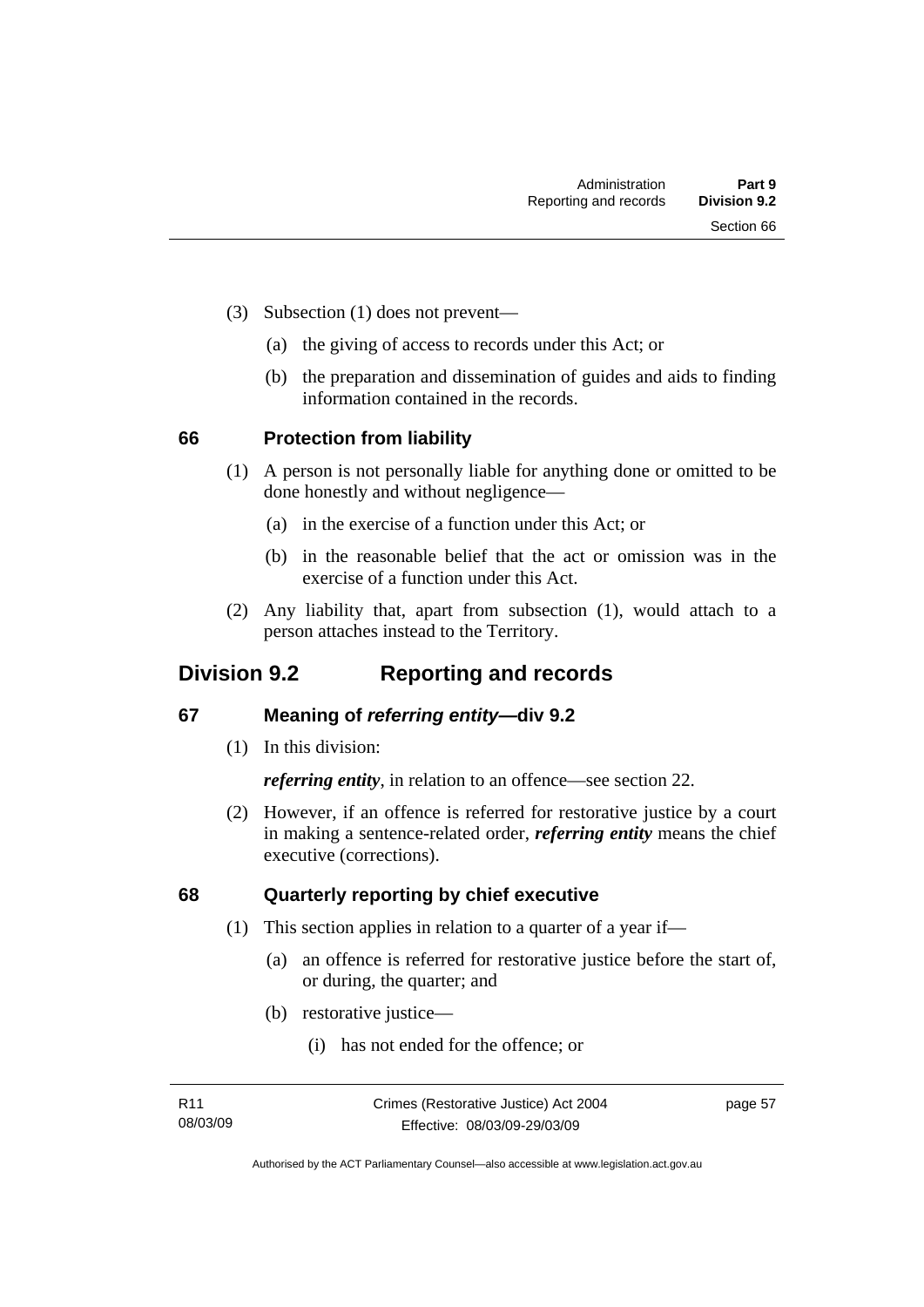(3) Subsection (1) does not prevent—

(a) the giving of access to records under this Act; or

(b) the preparation and dissemination of guides and aids to finding information contained in the records.

### 66 Protection from liability

(1) A person is not personally liable for anything done or omitted to be done honestly and without negligence—

(a) in the exercise of a function under this Act; or

(b) in the reasonable belief that the act or omission was in the exercise of a function under this Act.

(2) Any liability that, apart from subsection (1), would attach to a person attaches instead to the Territory.

## Division 9.2 Reporting and records

### 67 Meaning of *referring entity*—div 9.2

(1) In this division:

***referring entity***, in relation to an offence—see section 22.

(2) However, if an offence is referred for restorative justice by a court in making a sentence-related order, ***referring entity*** means the chief executive (corrections).

### 68 Quarterly reporting by chief executive

(1) This section applies in relation to a quarter of a year if—

(a) an offence is referred for restorative justice before the start of, or during, the quarter; and

(b) restorative justice—

(i) has not ended for the offence; or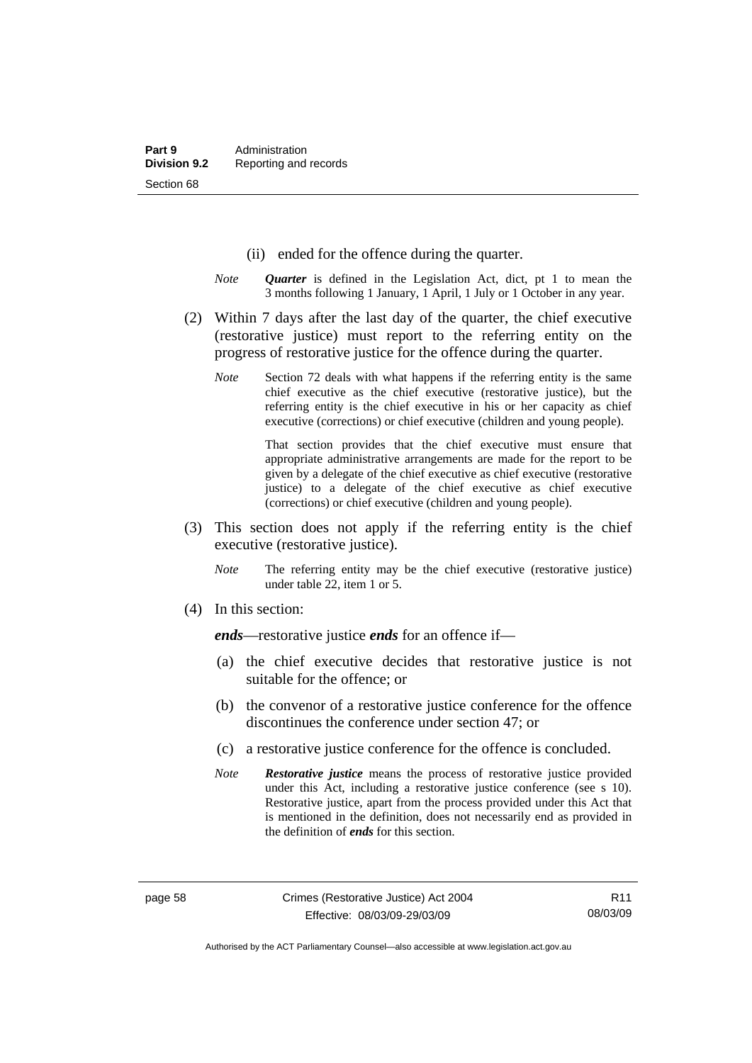(ii) ended for the offence during the quarter.

*Note* ***Quarter*** is defined in the Legislation Act, dict, pt 1 to mean the 3 months following 1 January, 1 April, 1 July or 1 October in any year.

(2) Within 7 days after the last day of the quarter, the chief executive (restorative justice) must report to the referring entity on the progress of restorative justice for the offence during the quarter.

*Note* Section 72 deals with what happens if the referring entity is the same chief executive as the chief executive (restorative justice), but the referring entity is the chief executive in his or her capacity as chief executive (corrections) or chief executive (children and young people).

That section provides that the chief executive must ensure that appropriate administrative arrangements are made for the report to be given by a delegate of the chief executive as chief executive (restorative justice) to a delegate of the chief executive as chief executive (corrections) or chief executive (children and young people).

(3) This section does not apply if the referring entity is the chief executive (restorative justice).

*Note* The referring entity may be the chief executive (restorative justice) under table 22, item 1 or 5.

(4) In this section:

***ends***—restorative justice ***ends*** for an offence if—

(a) the chief executive decides that restorative justice is not suitable for the offence; or

(b) the convenor of a restorative justice conference for the offence discontinues the conference under section 47; or

(c) a restorative justice conference for the offence is concluded.

*Note* ***Restorative justice*** means the process of restorative justice provided under this Act, including a restorative justice conference (see s 10). Restorative justice, apart from the process provided under this Act that is mentioned in the definition, does not necessarily end as provided in the definition of ***ends*** for this section.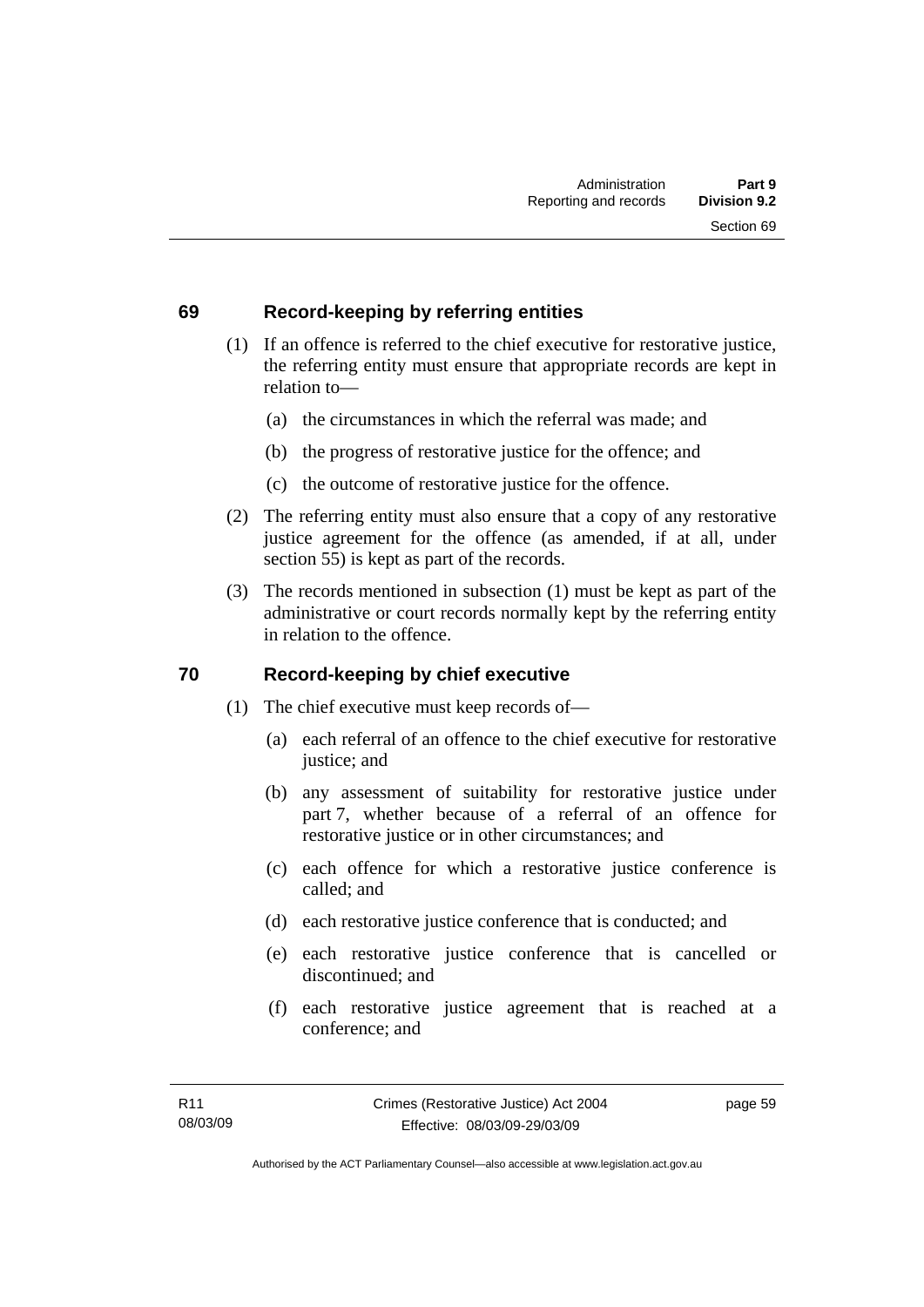## 69 Record-keeping by referring entities

(1) If an offence is referred to the chief executive for restorative justice, the referring entity must ensure that appropriate records are kept in relation to—

(a) the circumstances in which the referral was made; and

(b) the progress of restorative justice for the offence; and

(c) the outcome of restorative justice for the offence.

(2) The referring entity must also ensure that a copy of any restorative justice agreement for the offence (as amended, if at all, under section 55) is kept as part of the records.

(3) The records mentioned in subsection (1) must be kept as part of the administrative or court records normally kept by the referring entity in relation to the offence.

## 70 Record-keeping by chief executive

(1) The chief executive must keep records of—

(a) each referral of an offence to the chief executive for restorative justice; and

(b) any assessment of suitability for restorative justice under part 7, whether because of a referral of an offence for restorative justice or in other circumstances; and

(c) each offence for which a restorative justice conference is called; and

(d) each restorative justice conference that is conducted; and

(e) each restorative justice conference that is cancelled or discontinued; and

(f) each restorative justice agreement that is reached at a conference; and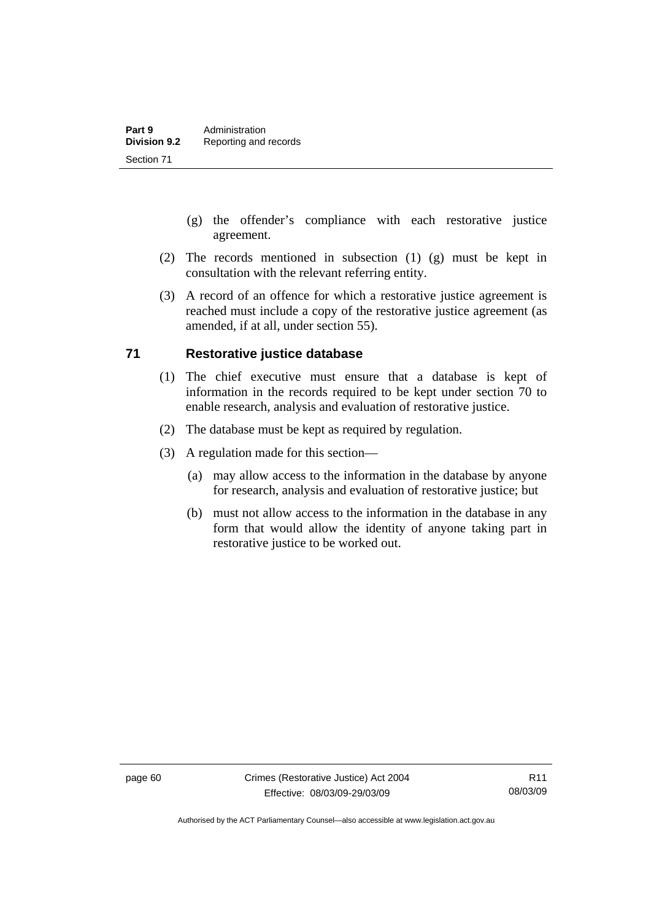(g) the offender's compliance with each restorative justice agreement.

(2) The records mentioned in subsection (1) (g) must be kept in consultation with the relevant referring entity.

(3) A record of an offence for which a restorative justice agreement is reached must include a copy of the restorative justice agreement (as amended, if at all, under section 55).

## 71 Restorative justice database

(1) The chief executive must ensure that a database is kept of information in the records required to be kept under section 70 to enable research, analysis and evaluation of restorative justice.

(2) The database must be kept as required by regulation.

(3) A regulation made for this section—

(a) may allow access to the information in the database by anyone for research, analysis and evaluation of restorative justice; but

(b) must not allow access to the information in the database in any form that would allow the identity of anyone taking part in restorative justice to be worked out.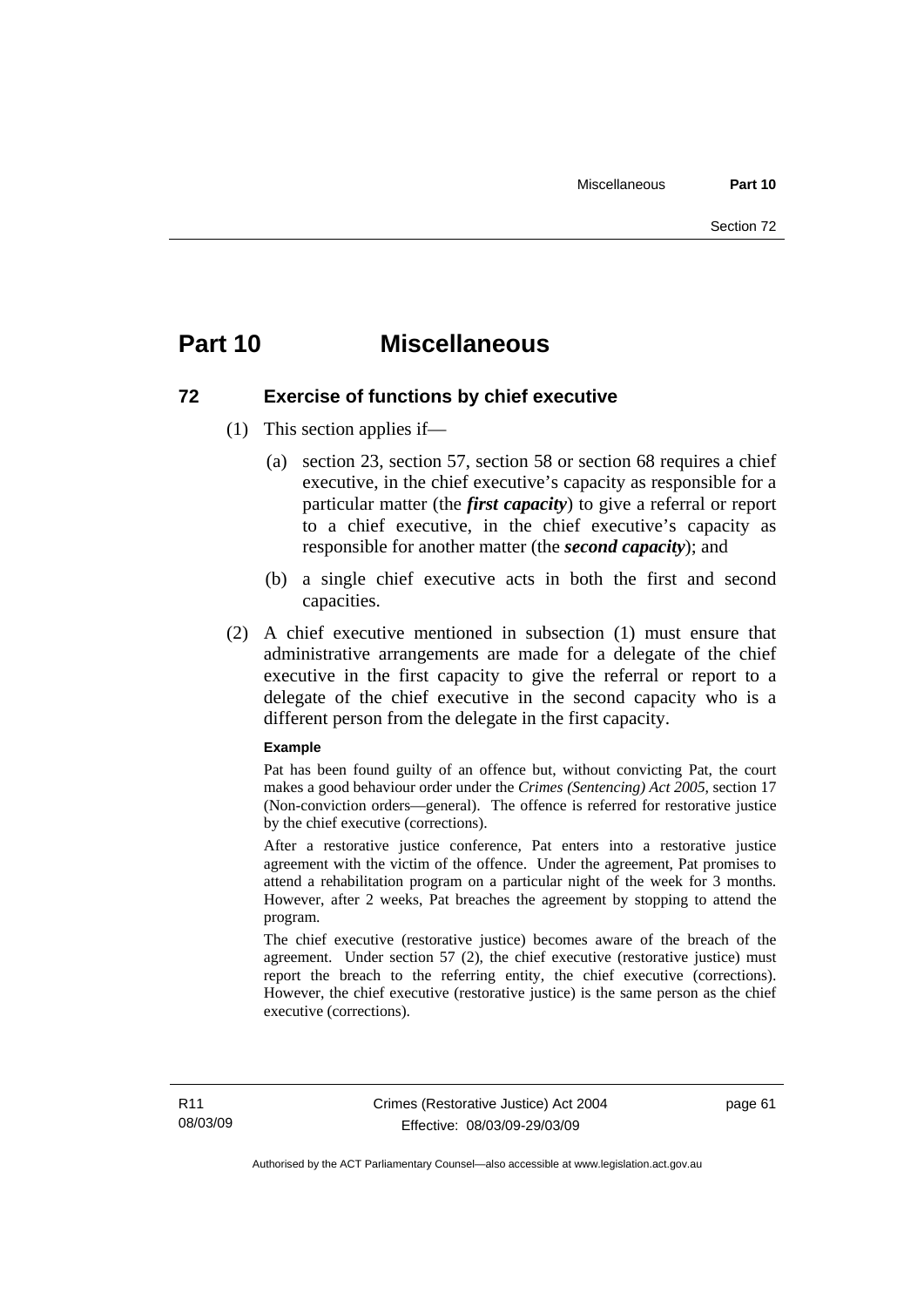# Part 10 Miscellaneous

## 72 Exercise of functions by chief executive

(1) This section applies if—

(a) section 23, section 57, section 58 or section 68 requires a chief executive, in the chief executive's capacity as responsible for a particular matter (the ***first capacity***) to give a referral or report to a chief executive, in the chief executive's capacity as responsible for another matter (the ***second capacity***); and

(b) a single chief executive acts in both the first and second capacities.

(2) A chief executive mentioned in subsection (1) must ensure that administrative arrangements are made for a delegate of the chief executive in the first capacity to give the referral or report to a delegate of the chief executive in the second capacity who is a different person from the delegate in the first capacity.

**Example**

Pat has been found guilty of an offence but, without convicting Pat, the court makes a good behaviour order under the *Crimes (Sentencing) Act 2005*, section 17 (Non-conviction orders—general). The offence is referred for restorative justice by the chief executive (corrections).

After a restorative justice conference, Pat enters into a restorative justice agreement with the victim of the offence. Under the agreement, Pat promises to attend a rehabilitation program on a particular night of the week for 3 months. However, after 2 weeks, Pat breaches the agreement by stopping to attend the program.

The chief executive (restorative justice) becomes aware of the breach of the agreement. Under section 57 (2), the chief executive (restorative justice) must report the breach to the referring entity, the chief executive (corrections). However, the chief executive (restorative justice) is the same person as the chief executive (corrections).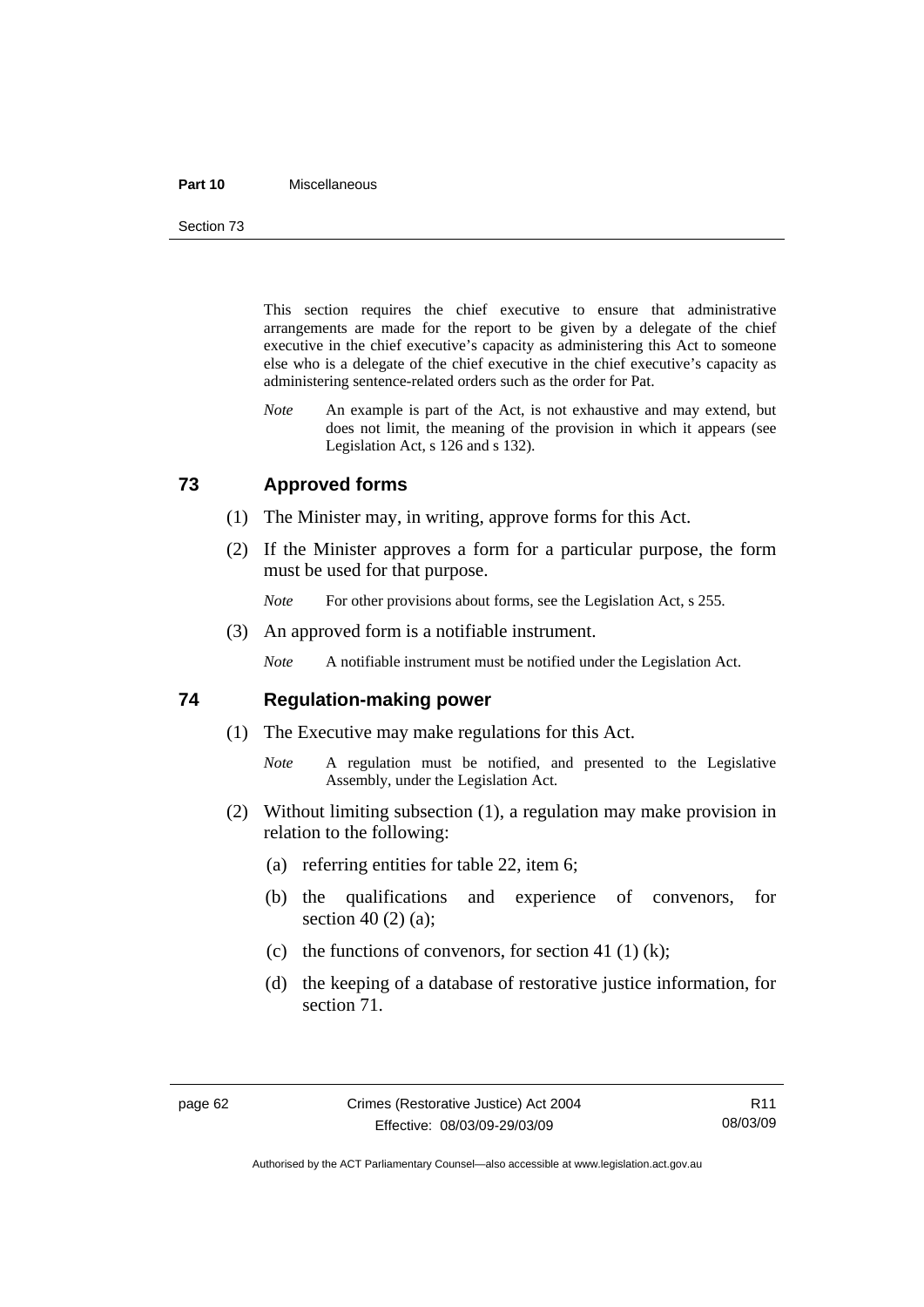This section requires the chief executive to ensure that administrative arrangements are made for the report to be given by a delegate of the chief executive in the chief executive's capacity as administering this Act to someone else who is a delegate of the chief executive in the chief executive's capacity as administering sentence-related orders such as the order for Pat.

*Note* An example is part of the Act, is not exhaustive and may extend, but does not limit, the meaning of the provision in which it appears (see Legislation Act, s 126 and s 132).

## 73 Approved forms

(1) The Minister may, in writing, approve forms for this Act.

(2) If the Minister approves a form for a particular purpose, the form must be used for that purpose.

*Note* For other provisions about forms, see the Legislation Act, s 255.

(3) An approved form is a notifiable instrument.

*Note* A notifiable instrument must be notified under the Legislation Act.

## 74 Regulation-making power

(1) The Executive may make regulations for this Act.

*Note* A regulation must be notified, and presented to the Legislative Assembly, under the Legislation Act.

(2) Without limiting subsection (1), a regulation may make provision in relation to the following:

(a) referring entities for table 22, item 6;

(b) the qualifications and experience of convenors, for section 40 (2) (a);

(c) the functions of convenors, for section 41 (1) (k);

(d) the keeping of a database of restorative justice information, for section 71.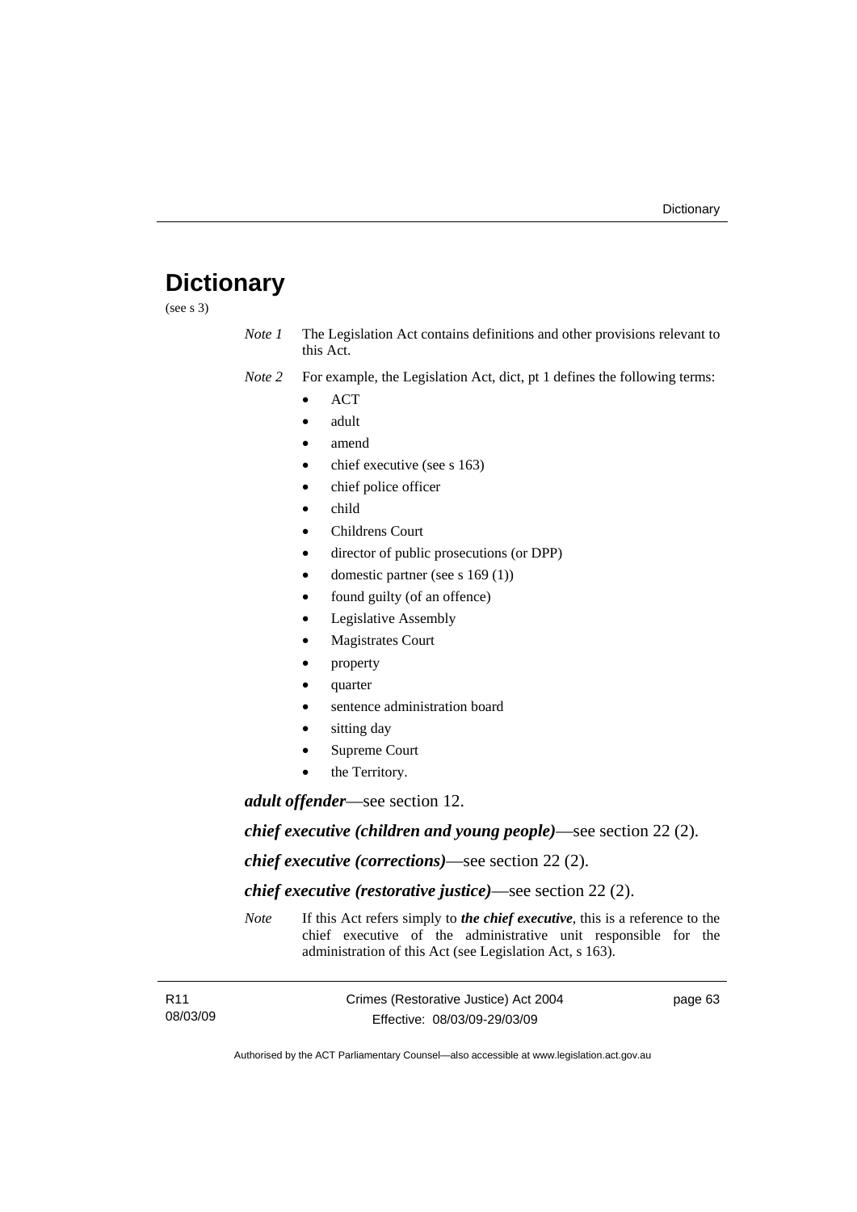# Dictionary

(see s 3)

*Note 1* The Legislation Act contains definitions and other provisions relevant to this Act.

*Note 2* For example, the Legislation Act, dict, pt 1 defines the following terms:

- ACT
- adult
- amend
- chief executive (see s 163)
- chief police officer
- child
- Childrens Court
- director of public prosecutions (or DPP)
- domestic partner (see s 169 (1))
- found guilty (of an offence)
- Legislative Assembly
- Magistrates Court
- property
- quarter
- sentence administration board
- sitting day
- Supreme Court
- the Territory.

***adult offender***—see section 12.

***chief executive (children and young people)***—see section 22 (2).

***chief executive (corrections)***—see section 22 (2).

***chief executive (restorative justice)***—see section 22 (2).

*Note* If this Act refers simply to ***the chief executive***, this is a reference to the chief executive of the administrative unit responsible for the administration of this Act (see Legislation Act, s 163).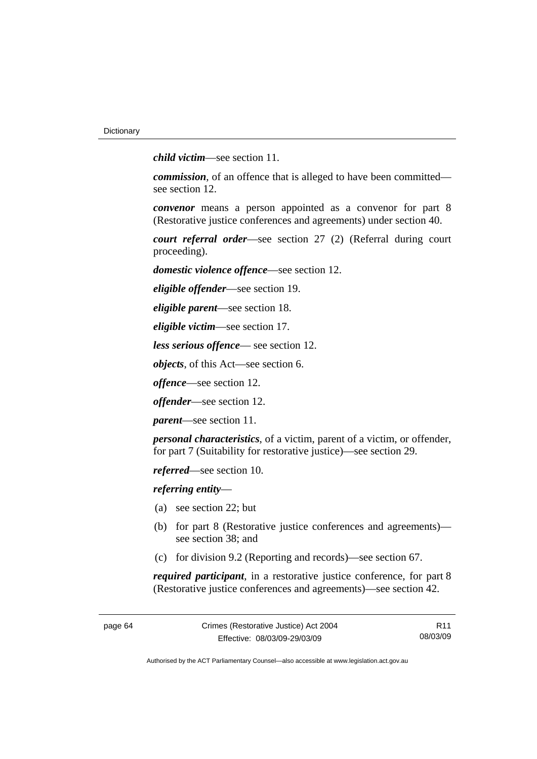***child victim***—see section 11.

***commission***, of an offence that is alleged to have been committed—see section 12.

***convenor*** means a person appointed as a convenor for part 8 (Restorative justice conferences and agreements) under section 40.

***court referral order***—see section 27 (2) (Referral during court proceeding).

***domestic violence offence***—see section 12.

***eligible offender***—see section 19.

***eligible parent***—see section 18.

***eligible victim***—see section 17.

***less serious offence***— see section 12.

***objects***, of this Act—see section 6.

***offence***—see section 12.

***offender***—see section 12.

***parent***—see section 11.

***personal characteristics***, of a victim, parent of a victim, or offender, for part 7 (Suitability for restorative justice)—see section 29.

***referred***—see section 10.

***referring entity***—

(a) see section 22; but

(b) for part 8 (Restorative justice conferences and agreements)—see section 38; and

(c) for division 9.2 (Reporting and records)—see section 67.

***required participant***, in a restorative justice conference, for part 8 (Restorative justice conferences and agreements)—see section 42.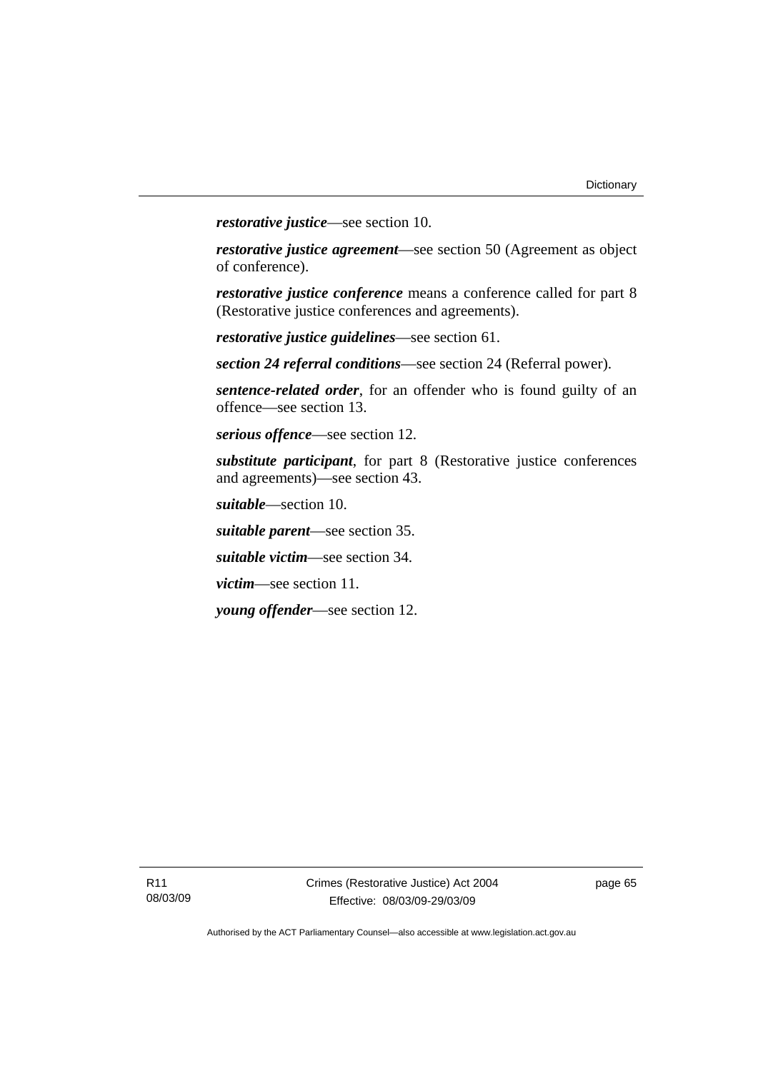***restorative justice***—see section 10.

***restorative justice agreement***—see section 50 (Agreement as object of conference).

***restorative justice conference*** means a conference called for part 8 (Restorative justice conferences and agreements).

***restorative justice guidelines***—see section 61.

***section 24 referral conditions***—see section 24 (Referral power).

***sentence-related order***, for an offender who is found guilty of an offence—see section 13.

***serious offence***—see section 12.

***substitute participant***, for part 8 (Restorative justice conferences and agreements)—see section 43.

***suitable***—section 10.

***suitable parent***—see section 35.

***suitable victim***—see section 34.

***victim***—see section 11.

***young offender***—see section 12.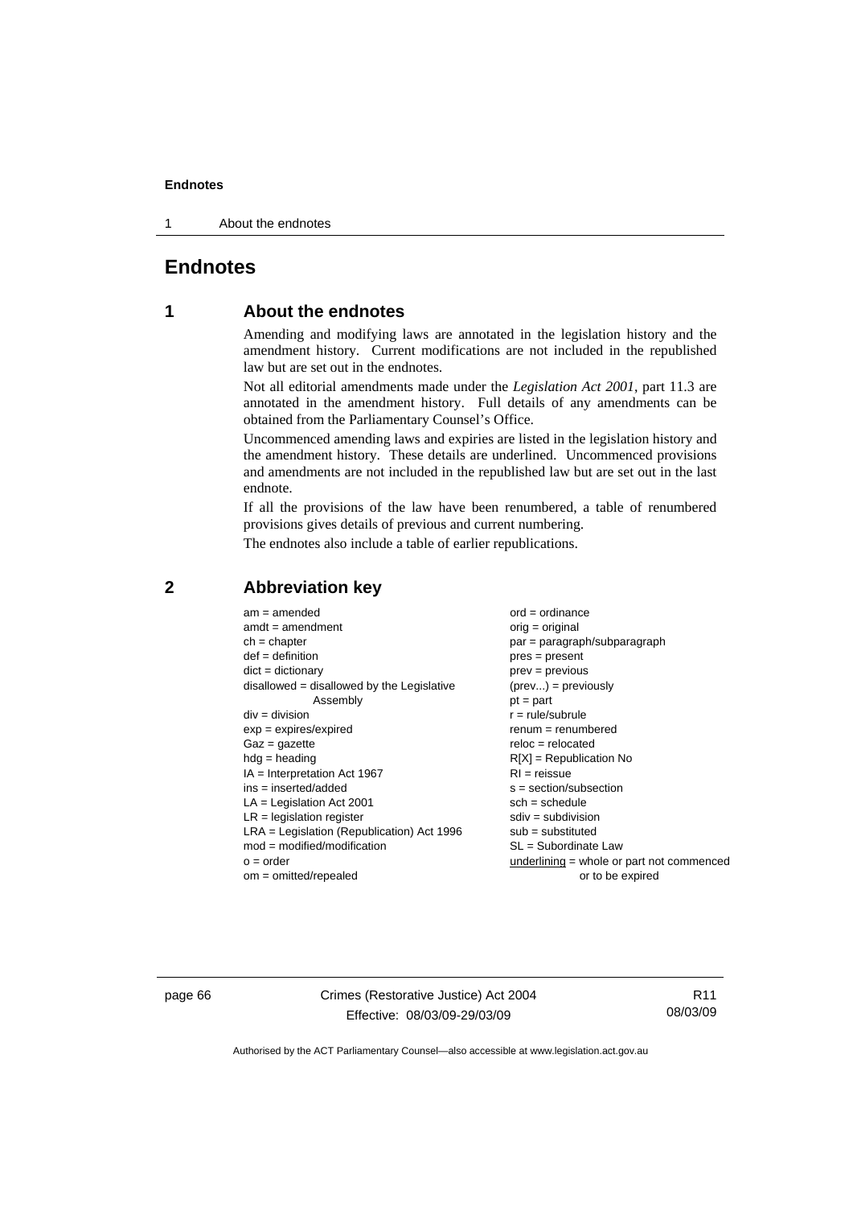# Endnotes

## 1 About the endnotes

Amending and modifying laws are annotated in the legislation history and the amendment history. Current modifications are not included in the republished law but are set out in the endnotes.

Not all editorial amendments made under the *Legislation Act 2001*, part 11.3 are annotated in the amendment history. Full details of any amendments can be obtained from the Parliamentary Counsel's Office.

Uncommenced amending laws and expiries are listed in the legislation history and the amendment history. These details are underlined. Uncommenced provisions and amendments are not included in the republished law but are set out in the last endnote.

If all the provisions of the law have been renumbered, a table of renumbered provisions gives details of previous and current numbering.

The endnotes also include a table of earlier republications.

## 2 Abbreviation key

am = amended
amdt = amendment
ch = chapter
def = definition
dict = dictionary
disallowed = disallowed by the Legislative Assembly
div = division
exp = expires/expired
Gaz = gazette
hdg = heading
IA = Interpretation Act 1967
ins = inserted/added
LA = Legislation Act 2001
LR = legislation register
LRA = Legislation (Republication) Act 1996
mod = modified/modification
o = order
om = omitted/repealed
ord = ordinance
orig = original
par = paragraph/subparagraph
pres = present
prev = previous
(prev...) = previously
pt = part
r = rule/subrule
renum = renumbered
reloc = relocated
R[X] = Republication No
RI = reissue
s = section/subsection
sch = schedule
sdiv = subdivision
sub = substituted
SL = Subordinate Law
<u>underlining</u> = whole or part not commenced or to be expired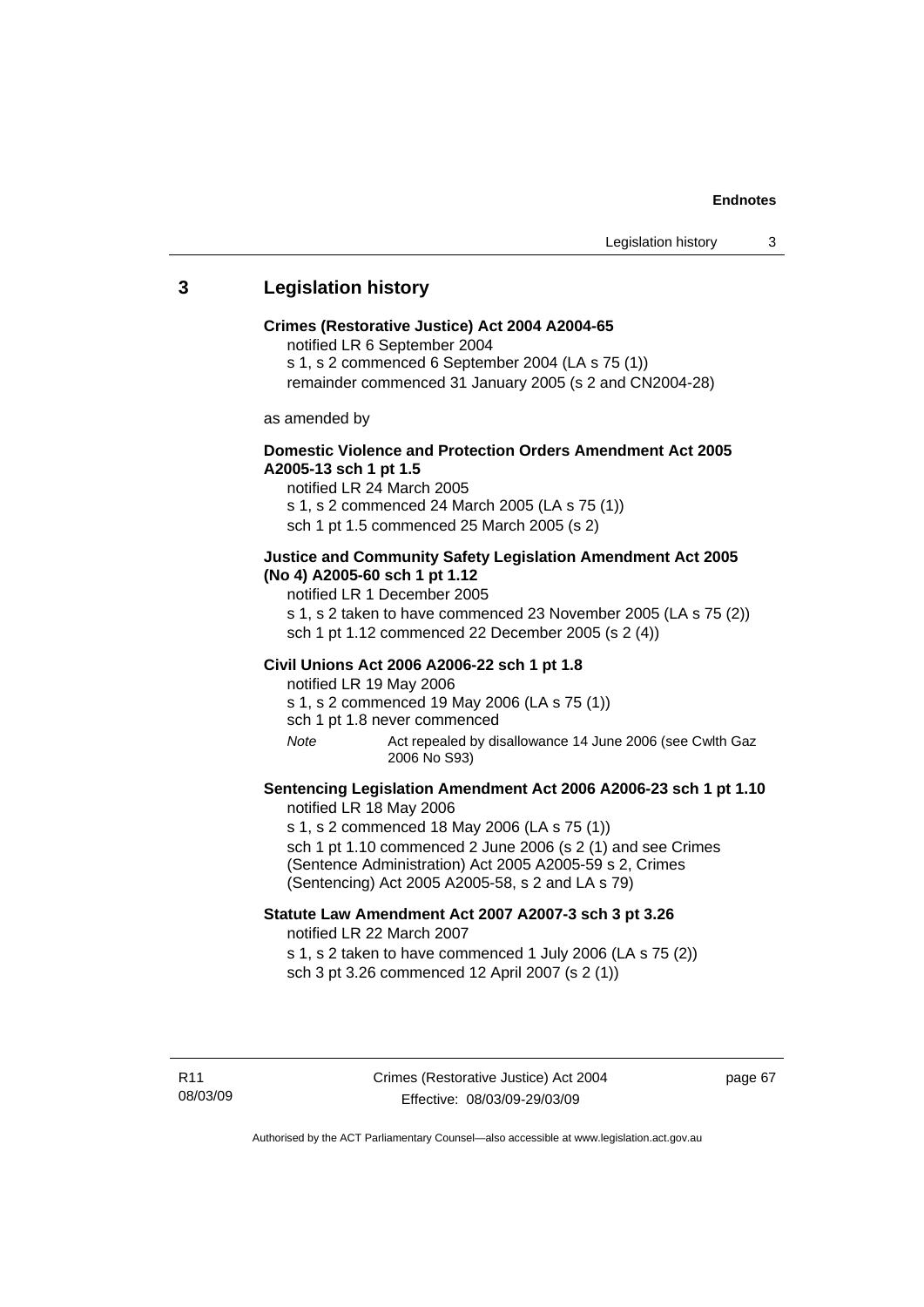## 3 Legislation history

**Crimes (Restorative Justice) Act 2004 A2004-65**

notified LR 6 September 2004

s 1, s 2 commenced 6 September 2004 (LA s 75 (1))

remainder commenced 31 January 2005 (s 2 and CN2004-28)

as amended by

**Domestic Violence and Protection Orders Amendment Act 2005 A2005-13 sch 1 pt 1.5**

notified LR 24 March 2005

s 1, s 2 commenced 24 March 2005 (LA s 75 (1))

sch 1 pt 1.5 commenced 25 March 2005 (s 2)

**Justice and Community Safety Legislation Amendment Act 2005 (No 4) A2005-60 sch 1 pt 1.12**

notified LR 1 December 2005

s 1, s 2 taken to have commenced 23 November 2005 (LA s 75 (2))

sch 1 pt 1.12 commenced 22 December 2005 (s 2 (4))

**Civil Unions Act 2006 A2006-22 sch 1 pt 1.8**

notified LR 19 May 2006

s 1, s 2 commenced 19 May 2006 (LA s 75 (1))

sch 1 pt 1.8 never commenced

*Note* Act repealed by disallowance 14 June 2006 (see Cwlth Gaz 2006 No S93)

**Sentencing Legislation Amendment Act 2006 A2006-23 sch 1 pt 1.10**

notified LR 18 May 2006

s 1, s 2 commenced 18 May 2006 (LA s 75 (1))

sch 1 pt 1.10 commenced 2 June 2006 (s 2 (1) and see Crimes (Sentence Administration) Act 2005 A2005-59 s 2, Crimes (Sentencing) Act 2005 A2005-58, s 2 and LA s 79)

**Statute Law Amendment Act 2007 A2007-3 sch 3 pt 3.26**

notified LR 22 March 2007

s 1, s 2 taken to have commenced 1 July 2006 (LA s 75 (2))

sch 3 pt 3.26 commenced 12 April 2007 (s 2 (1))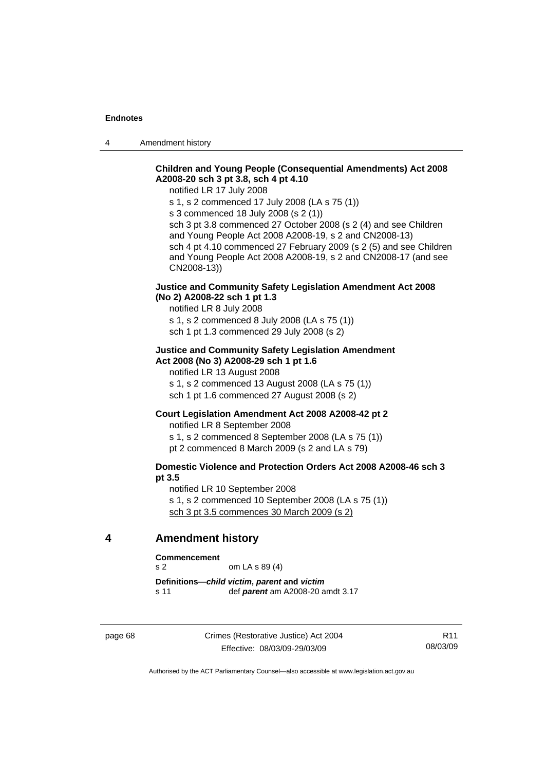**Children and Young People (Consequential Amendments) Act 2008 A2008-20 sch 3 pt 3.8, sch 4 pt 4.10**

notified LR 17 July 2008

s 1, s 2 commenced 17 July 2008 (LA s 75 (1))

s 3 commenced 18 July 2008 (s 2 (1))

sch 3 pt 3.8 commenced 27 October 2008 (s 2 (4) and see Children and Young People Act 2008 A2008-19, s 2 and CN2008-13)

sch 4 pt 4.10 commenced 27 February 2009 (s 2 (5) and see Children and Young People Act 2008 A2008-19, s 2 and CN2008-17 (and see CN2008-13))

**Justice and Community Safety Legislation Amendment Act 2008 (No 2) A2008-22 sch 1 pt 1.3**

notified LR 8 July 2008

s 1, s 2 commenced 8 July 2008 (LA s 75 (1))

sch 1 pt 1.3 commenced 29 July 2008 (s 2)

**Justice and Community Safety Legislation Amendment Act 2008 (No 3) A2008-29 sch 1 pt 1.6**

notified LR 13 August 2008

s 1, s 2 commenced 13 August 2008 (LA s 75 (1))

sch 1 pt 1.6 commenced 27 August 2008 (s 2)

**Court Legislation Amendment Act 2008 A2008-42 pt 2**

notified LR 8 September 2008

s 1, s 2 commenced 8 September 2008 (LA s 75 (1))

pt 2 commenced 8 March 2009 (s 2 and LA s 79)

**Domestic Violence and Protection Orders Act 2008 A2008-46 sch 3 pt 3.5**

notified LR 10 September 2008

s 1, s 2 commenced 10 September 2008 (LA s 75 (1))

sch 3 pt 3.5 commences 30 March 2009 (s 2)

## 4 Amendment history

**Commencement**

s 2 om LA s 89 (4)

**Definitions—*child victim*, *parent* and *victim***

s 11 def ***parent*** am A2008-20 amdt 3.17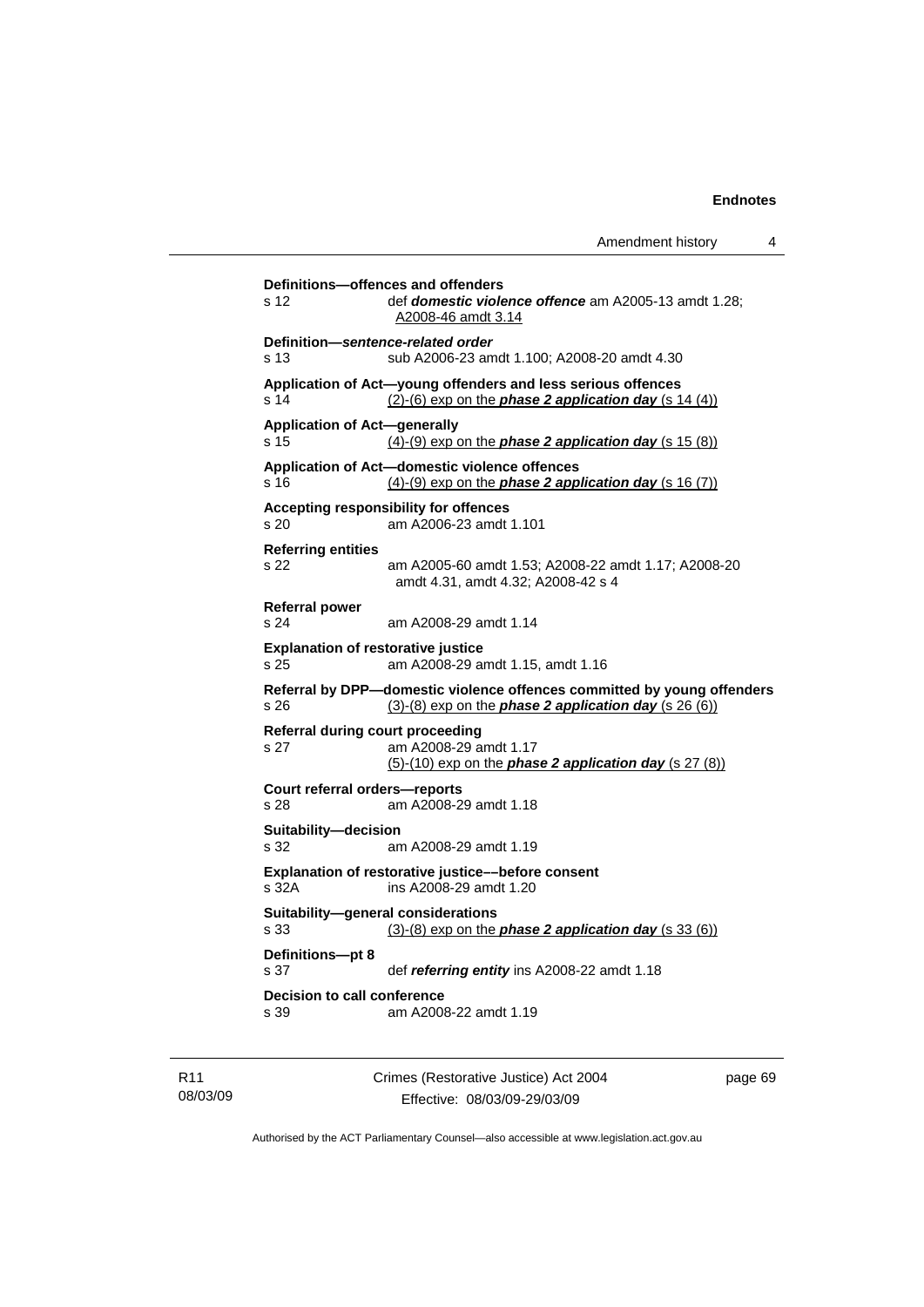**Definitions—offences and offenders**
s 12 def ***domestic violence offence*** am A2005-13 amdt 1.28; A2008-46 amdt 3.14

**Definition—*sentence-related order***
s 13 sub A2006-23 amdt 1.100; A2008-20 amdt 4.30

**Application of Act—young offenders and less serious offences**
s 14 (2)-(6) exp on the ***phase 2 application day*** (s 14 (4))

**Application of Act—generally**
s 15 (4)-(9) exp on the ***phase 2 application day*** (s 15 (8))

**Application of Act—domestic violence offences**
s 16 (4)-(9) exp on the ***phase 2 application day*** (s 16 (7))

**Accepting responsibility for offences**
s 20 am A2006-23 amdt 1.101

**Referring entities**
s 22 am A2005-60 amdt 1.53; A2008-22 amdt 1.17; A2008-20 amdt 4.31, amdt 4.32; A2008-42 s 4

**Referral power**
s 24 am A2008-29 amdt 1.14

**Explanation of restorative justice**
s 25 am A2008-29 amdt 1.15, amdt 1.16

**Referral by DPP—domestic violence offences committed by young offenders**
s 26 (3)-(8) exp on the ***phase 2 application day*** (s 26 (6))

**Referral during court proceeding**
s 27 am A2008-29 amdt 1.17
(5)-(10) exp on the ***phase 2 application day*** (s 27 (8))

**Court referral orders—reports**
s 28 am A2008-29 amdt 1.18

**Suitability—decision**
s 32 am A2008-29 amdt 1.19

**Explanation of restorative justice––before consent**
s 32A ins A2008-29 amdt 1.20

**Suitability—general considerations**
s 33 (3)-(8) exp on the ***phase 2 application day*** (s 33 (6))

**Definitions—pt 8**
s 37 def ***referring entity*** ins A2008-22 amdt 1.18

**Decision to call conference**
s 39 am A2008-22 amdt 1.19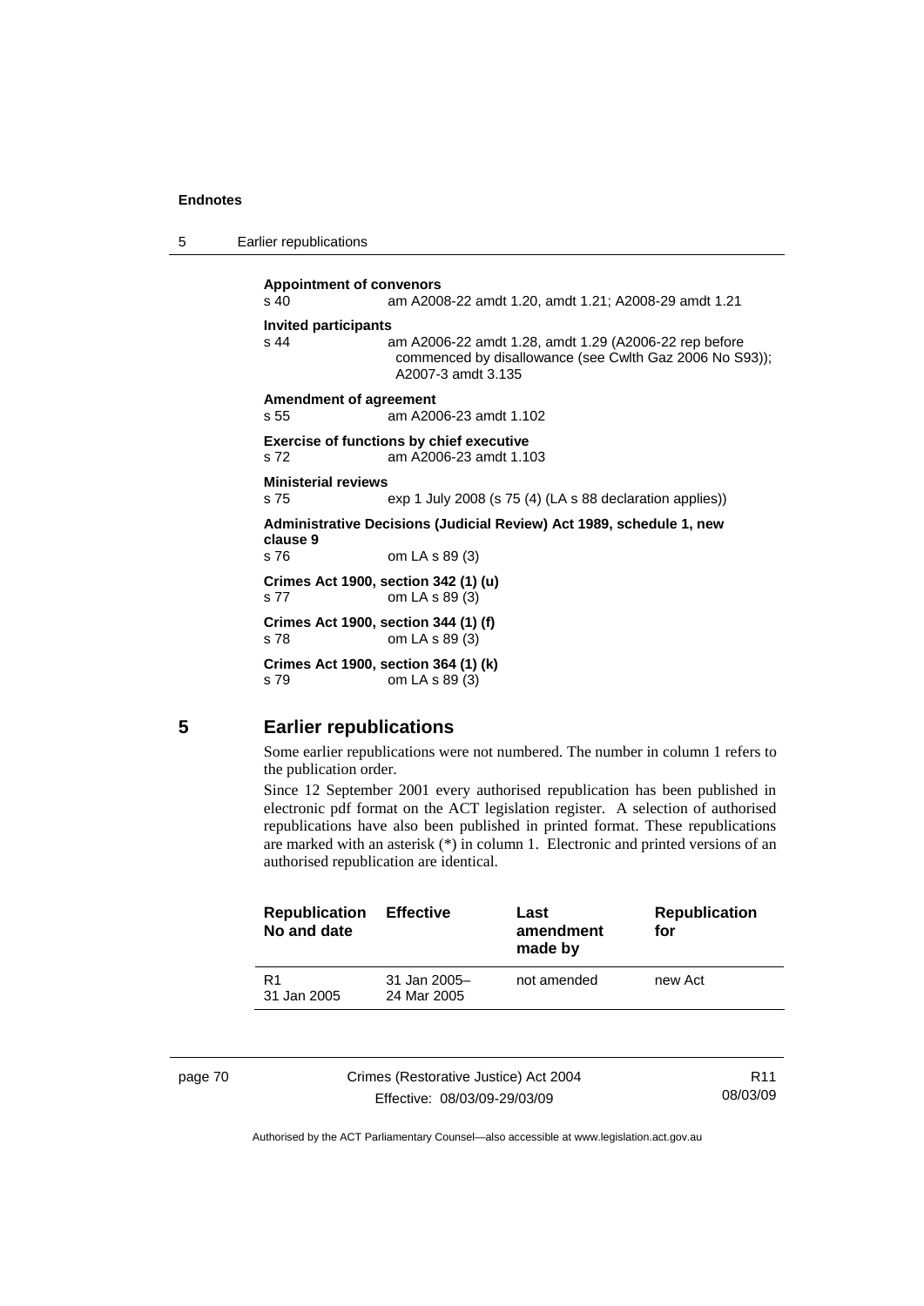**Appointment of convenors**
s 40 am A2008-22 amdt 1.20, amdt 1.21; A2008-29 amdt 1.21

**Invited participants**
s 44 am A2006-22 amdt 1.28, amdt 1.29 (A2006-22 rep before commenced by disallowance (see Cwlth Gaz 2006 No S93)); A2007-3 amdt 3.135

**Amendment of agreement**
s 55 am A2006-23 amdt 1.102

**Exercise of functions by chief executive**
s 72 am A2006-23 amdt 1.103

**Ministerial reviews**
s 75 exp 1 July 2008 (s 75 (4) (LA s 88 declaration applies))

**Administrative Decisions (Judicial Review) Act 1989, schedule 1, new clause 9**
s 76 om LA s 89 (3)

**Crimes Act 1900, section 342 (1) (u)**
s 77 om LA s 89 (3)

**Crimes Act 1900, section 344 (1) (f)**
s 78 om LA s 89 (3)

**Crimes Act 1900, section 364 (1) (k)**
s 79 om LA s 89 (3)

## 5 Earlier republications

Some earlier republications were not numbered. The number in column 1 refers to the publication order.

Since 12 September 2001 every authorised republication has been published in electronic pdf format on the ACT legislation register. A selection of authorised republications have also been published in printed format. These republications are marked with an asterisk (*) in column 1. Electronic and printed versions of an authorised republication are identical.

| Republication No and date | Effective | Last amendment made by | Republication for |
|---|---|---|---|
| R1 31 Jan 2005 | 31 Jan 2005–24 Mar 2005 | not amended | new Act |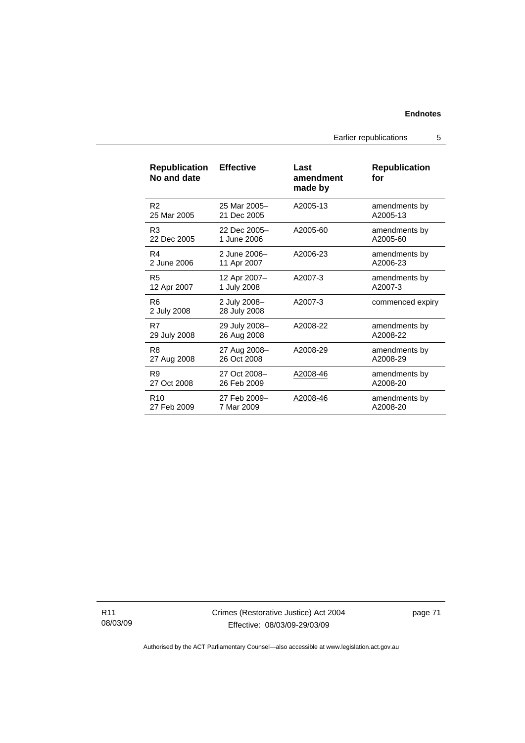| Republication No and date | Effective | Last amendment made by | Republication for |
| --- | --- | --- | --- |
| R2 25 Mar 2005 | 25 Mar 2005– 21 Dec 2005 | A2005-13 | amendments by A2005-13 |
| R3 22 Dec 2005 | 22 Dec 2005– 1 June 2006 | A2005-60 | amendments by A2005-60 |
| R4 2 June 2006 | 2 June 2006– 11 Apr 2007 | A2006-23 | amendments by A2006-23 |
| R5 12 Apr 2007 | 12 Apr 2007– 1 July 2008 | A2007-3 | amendments by A2007-3 |
| R6 2 July 2008 | 2 July 2008– 28 July 2008 | A2007-3 | commenced expiry |
| R7 29 July 2008 | 29 July 2008– 26 Aug 2008 | A2008-22 | amendments by A2008-22 |
| R8 27 Aug 2008 | 27 Aug 2008– 26 Oct 2008 | A2008-29 | amendments by A2008-29 |
| R9 27 Oct 2008 | 27 Oct 2008– 26 Feb 2009 | A2008-46 | amendments by A2008-20 |
| R10 27 Feb 2009 | 27 Feb 2009– 7 Mar 2009 | A2008-46 | amendments by A2008-20 |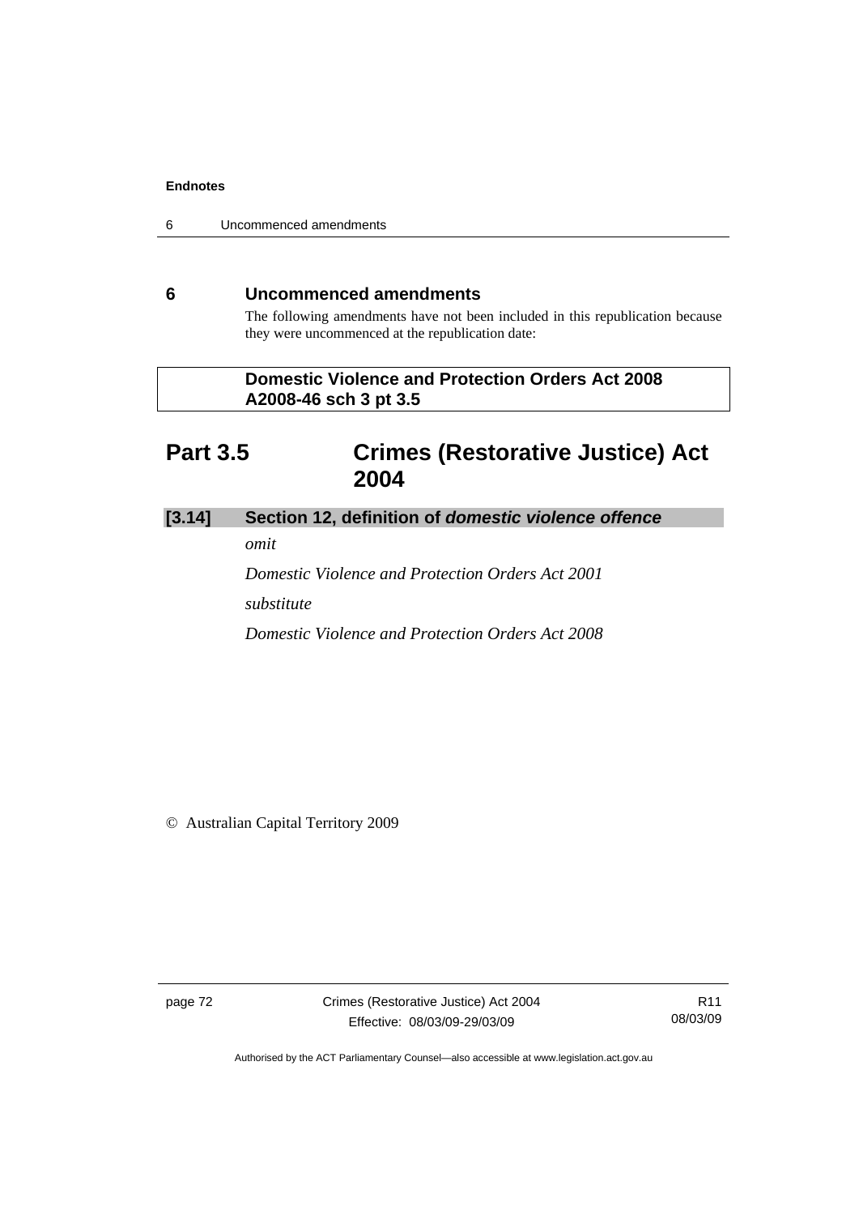## 6 Uncommenced amendments

The following amendments have not been included in this republication because they were uncommenced at the republication date:

**Domestic Violence and Protection Orders Act 2008**
**A2008-46 sch 3 pt 3.5**

# Part 3.5 Crimes (Restorative Justice) Act 2004

### [3.14] Section 12, definition of *domestic violence offence*

*omit*

*Domestic Violence and Protection Orders Act 2001*

*substitute*

*Domestic Violence and Protection Orders Act 2008*

© Australian Capital Territory 2009